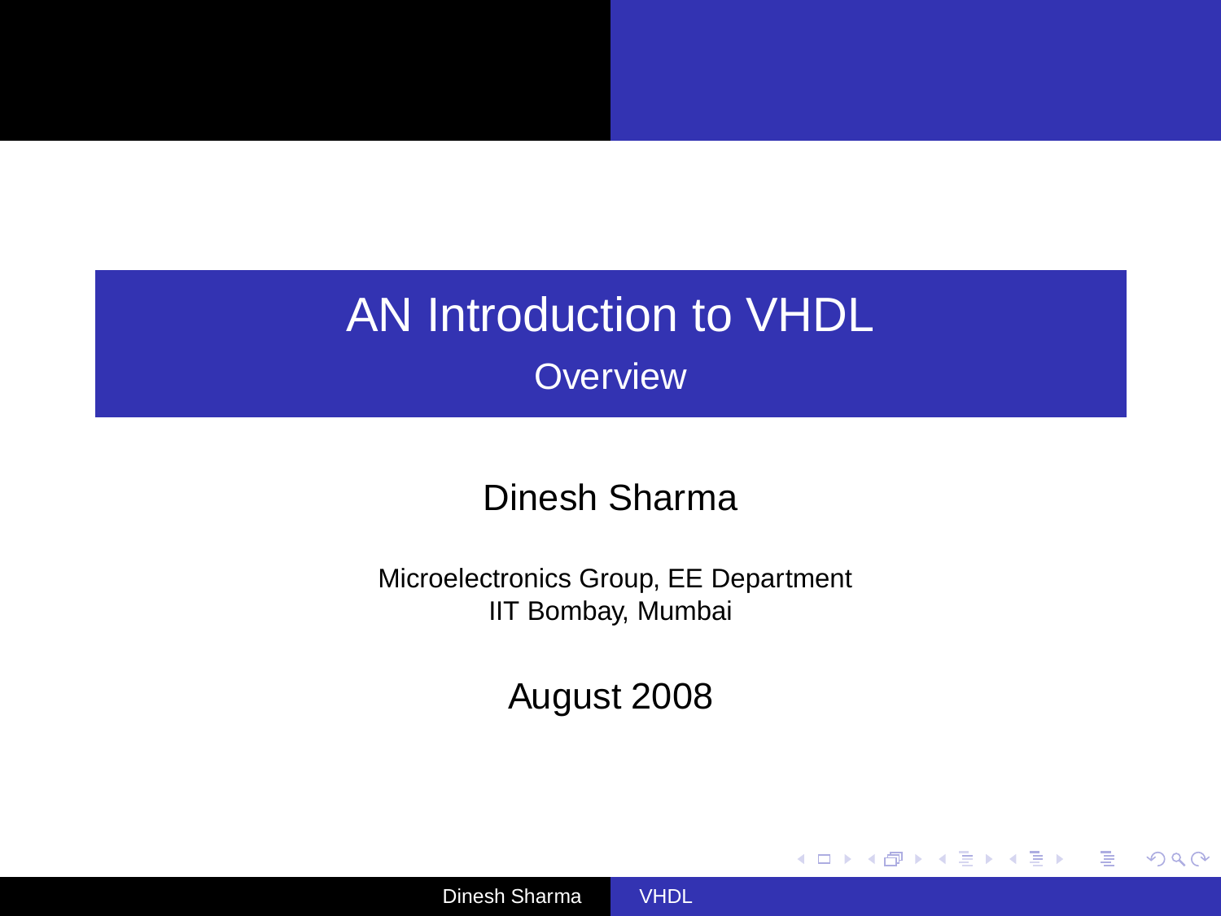# AN Introduction to VHDL

## Overview

Dinesh Sharma

Microelectronics Group, EE Department
IIT Bombay, Mumbai

August 2008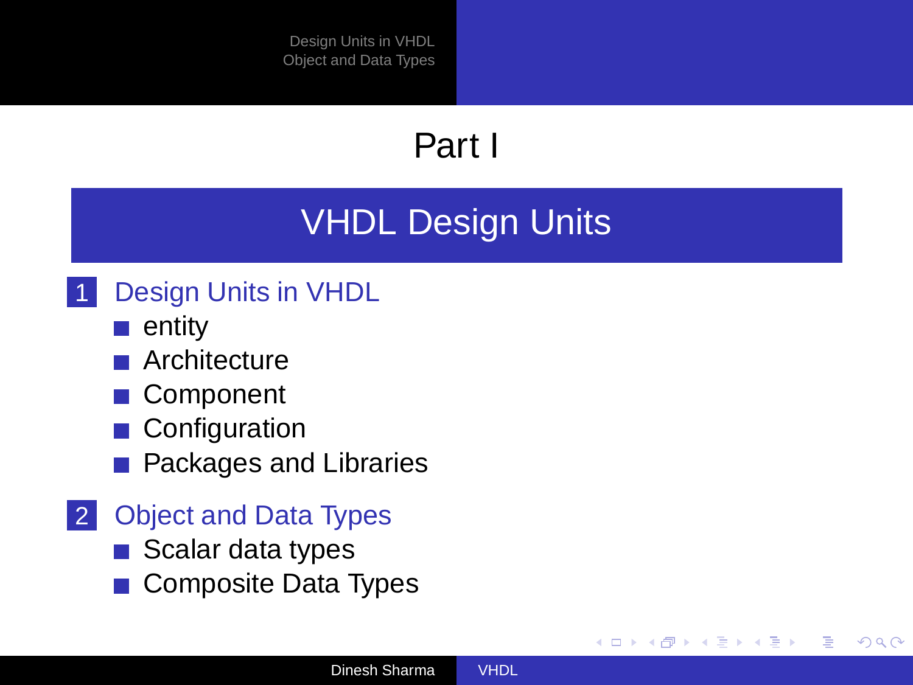# Part I

## VHDL Design Units

1. Design Units in VHDL
   - entity
   - Architecture
   - Component
   - Configuration
   - Packages and Libraries

2. Object and Data Types
   - Scalar data types
   - Composite Data Types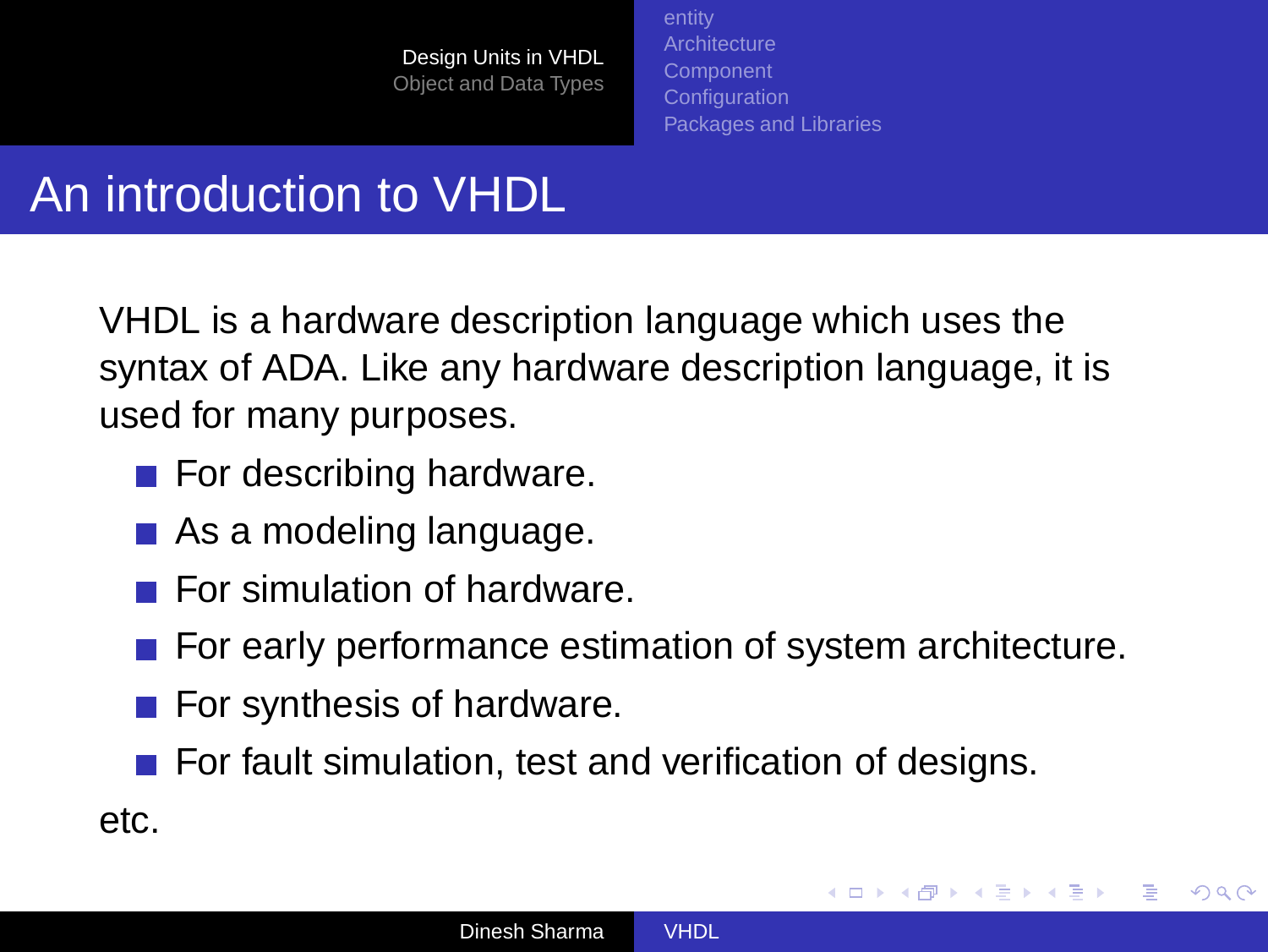# An introduction to VHDL

VHDL is a hardware description language which uses the syntax of ADA. Like any hardware description language, it is used for many purposes.

- For describing hardware.
- As a modeling language.
- For simulation of hardware.
- For early performance estimation of system architecture.
- For synthesis of hardware.
- For fault simulation, test and verification of designs.

etc.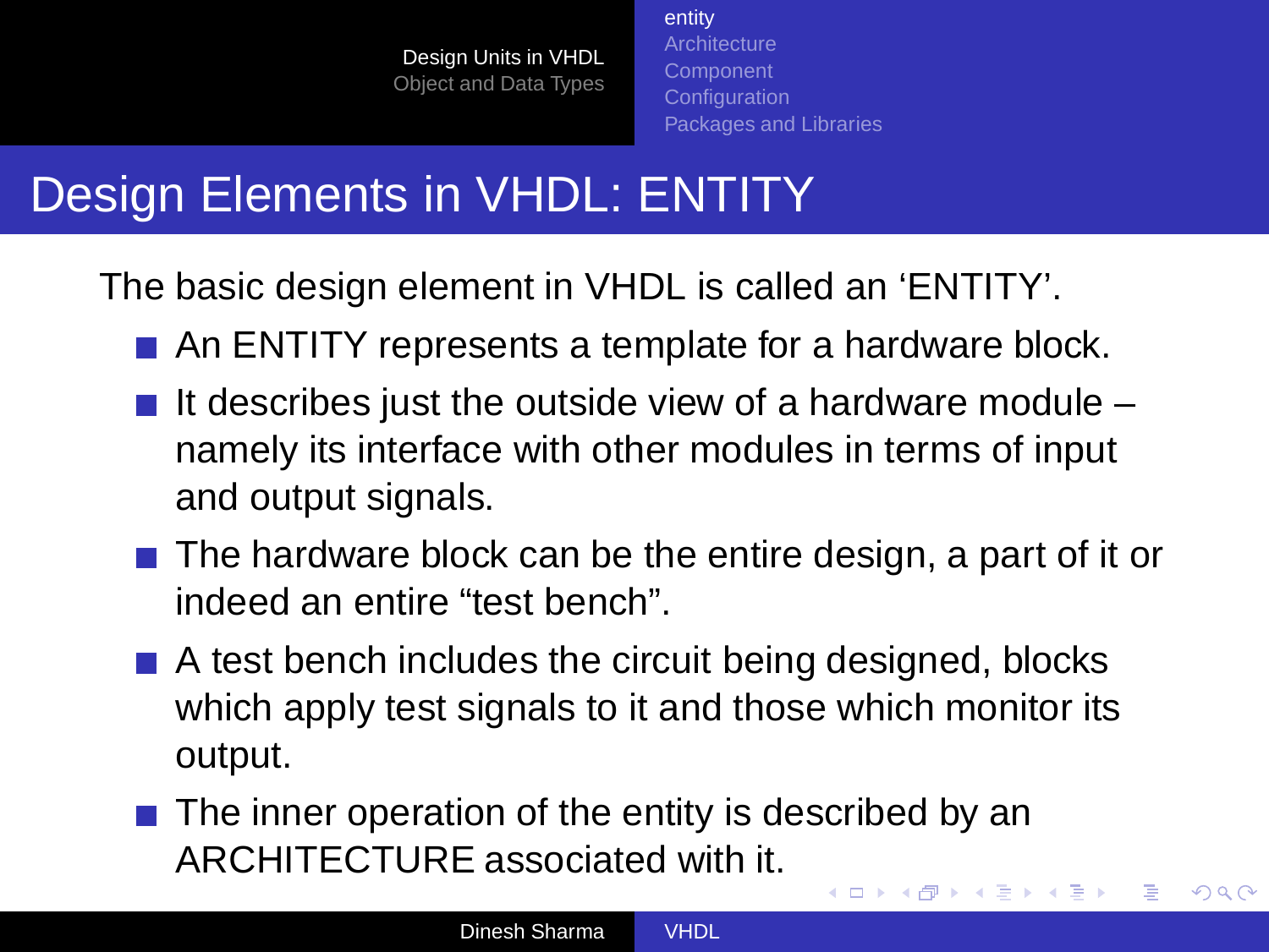# Design Elements in VHDL: ENTITY

The basic design element in VHDL is called an ‘ENTITY’.

- An ENTITY represents a template for a hardware block.
- It describes just the outside view of a hardware module – namely its interface with other modules in terms of input and output signals.
- The hardware block can be the entire design, a part of it or indeed an entire “test bench”.
- A test bench includes the circuit being designed, blocks which apply test signals to it and those which monitor its output.
- The inner operation of the entity is described by an ARCHITECTURE associated with it.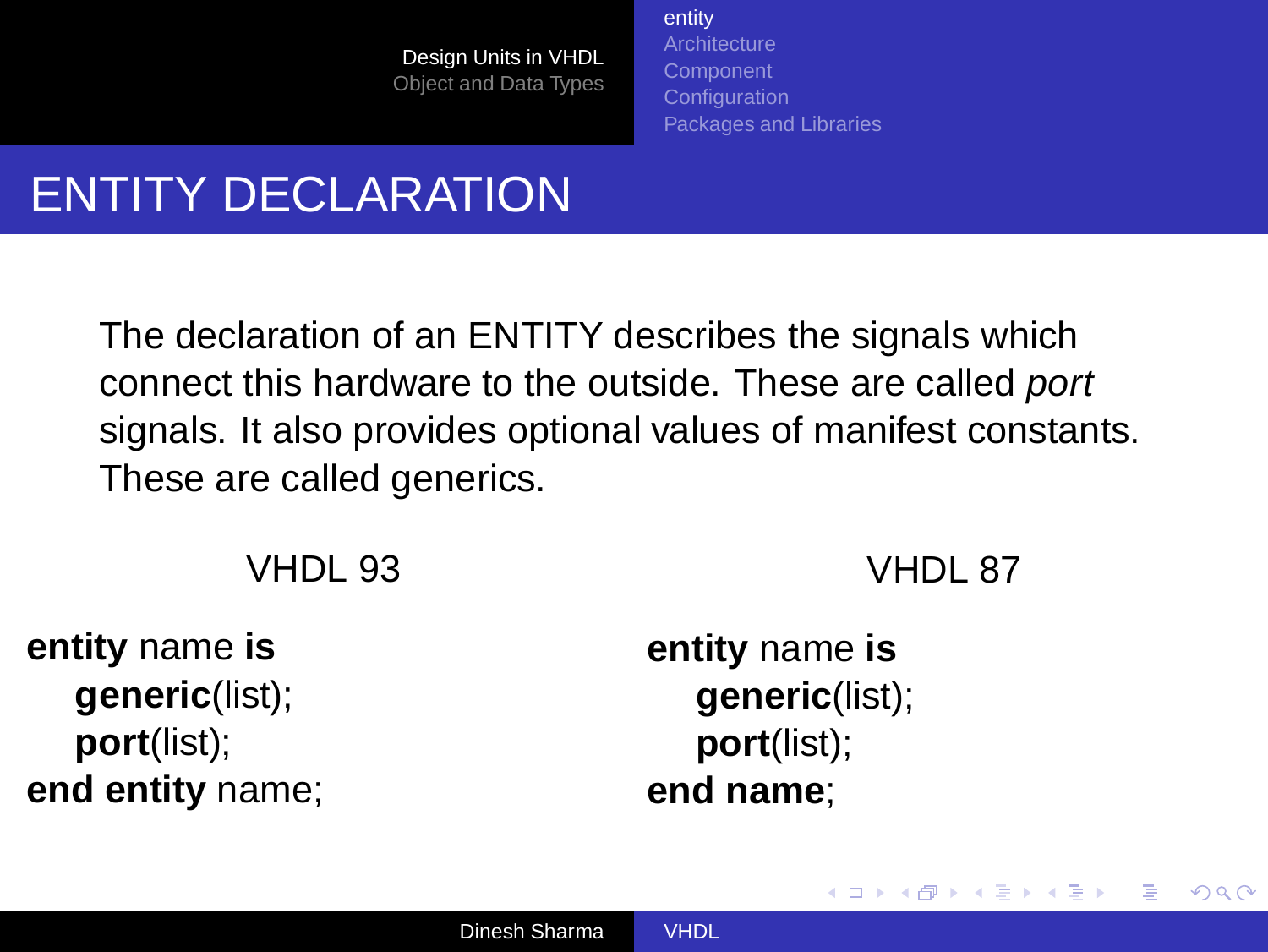# ENTITY DECLARATION

The declaration of an ENTITY describes the signals which connect this hardware to the outside. These are called *port* signals. It also provides optional values of manifest constants. These are called generics.

VHDL 93

```
entity name is
    generic(list);
    port(list);
end entity name;
```

VHDL 87

```
entity name is
    generic(list);
    port(list);
end name;
```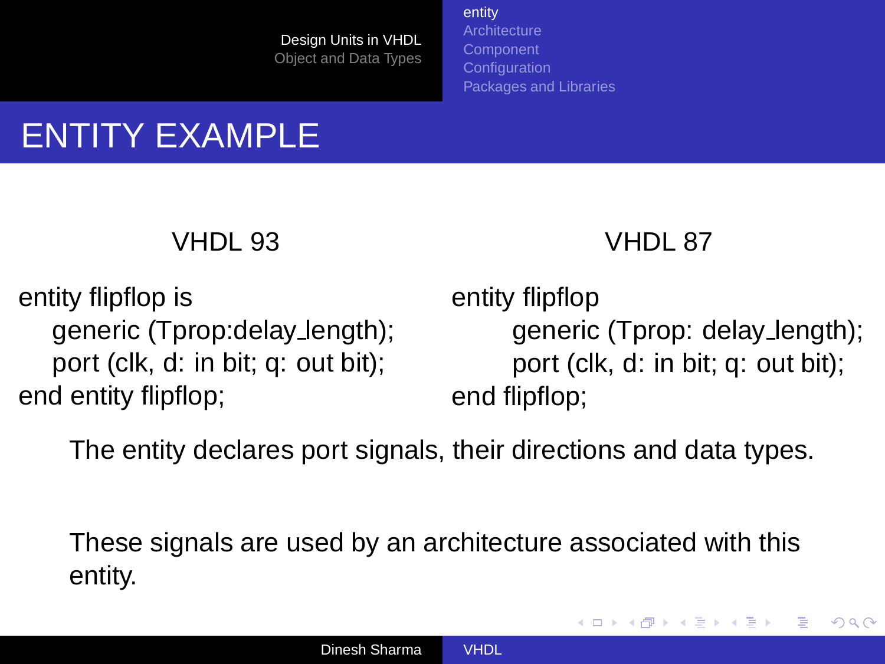# ENTITY EXAMPLE

**VHDL 93**

```
entity flipflop is
    generic (Tprop:delay_length);
    port (clk, d: in bit; q: out bit);
end entity flipflop;
```

**VHDL 87**

```
entity flipflop
        generic (Tprop: delay_length);
        port (clk, d: in bit; q: out bit);
end flipflop;
```

The entity declares port signals, their directions and data types.

These signals are used by an architecture associated with this entity.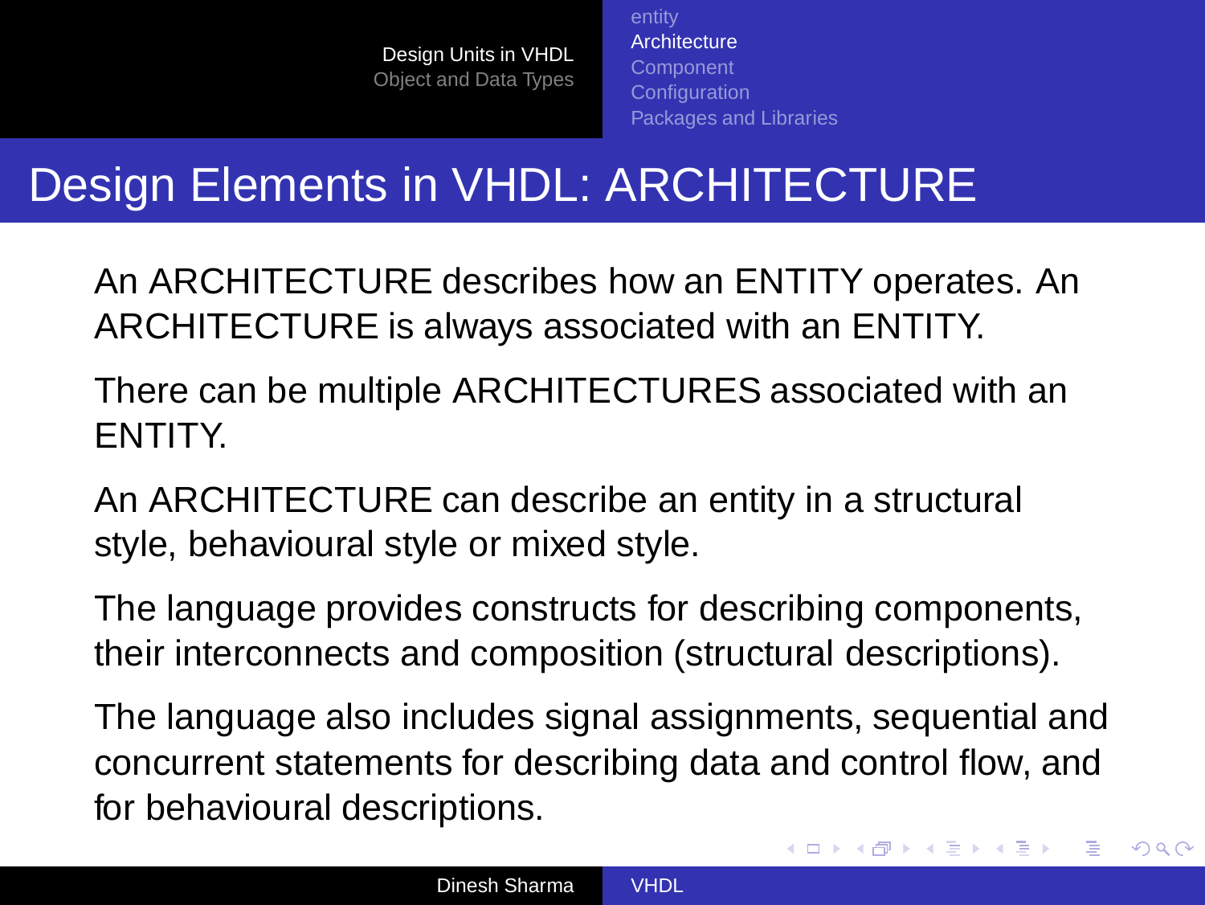# Design Elements in VHDL: ARCHITECTURE

An ARCHITECTURE describes how an ENTITY operates. An ARCHITECTURE is always associated with an ENTITY.

There can be multiple ARCHITECTURES associated with an ENTITY.

An ARCHITECTURE can describe an entity in a structural style, behavioural style or mixed style.

The language provides constructs for describing components, their interconnects and composition (structural descriptions).

The language also includes signal assignments, sequential and concurrent statements for describing data and control flow, and for behavioural descriptions.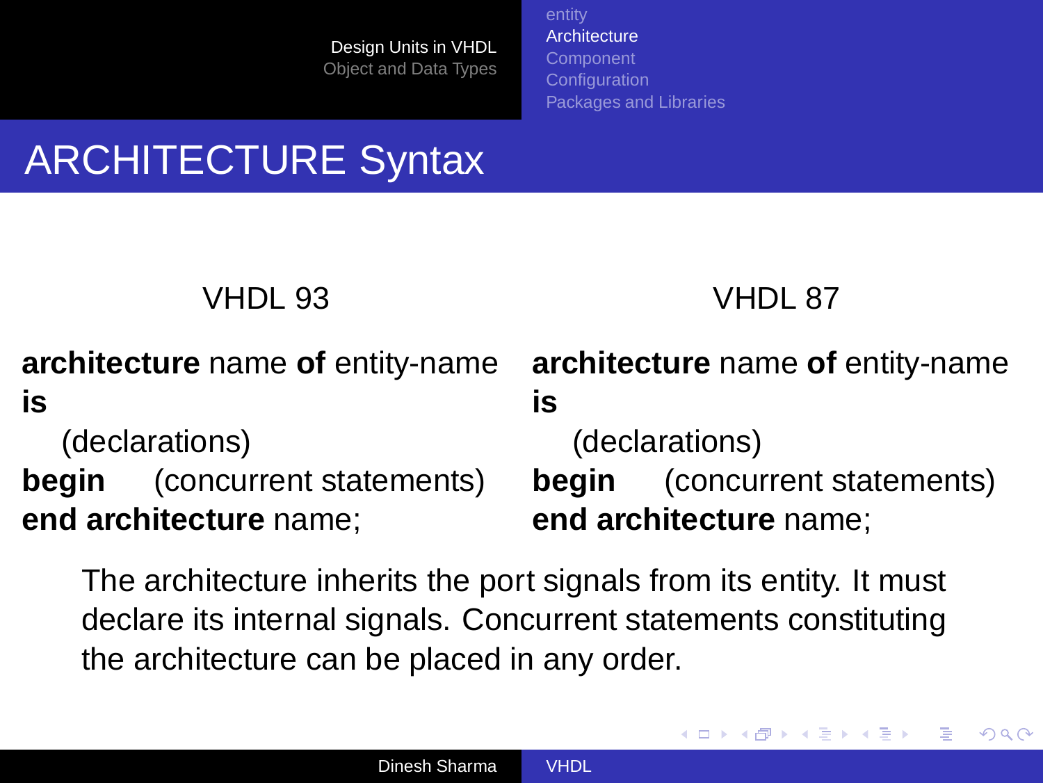# ARCHITECTURE Syntax

VHDL 93

**architecture** name **of** entity-name **is**
    (declarations)
**begin** (concurrent statements)
**end architecture** name;

VHDL 87

**architecture** name **of** entity-name **is**
    (declarations)
**begin** (concurrent statements)
**end architecture** name;

The architecture inherits the port signals from its entity. It must declare its internal signals. Concurrent statements constituting the architecture can be placed in any order.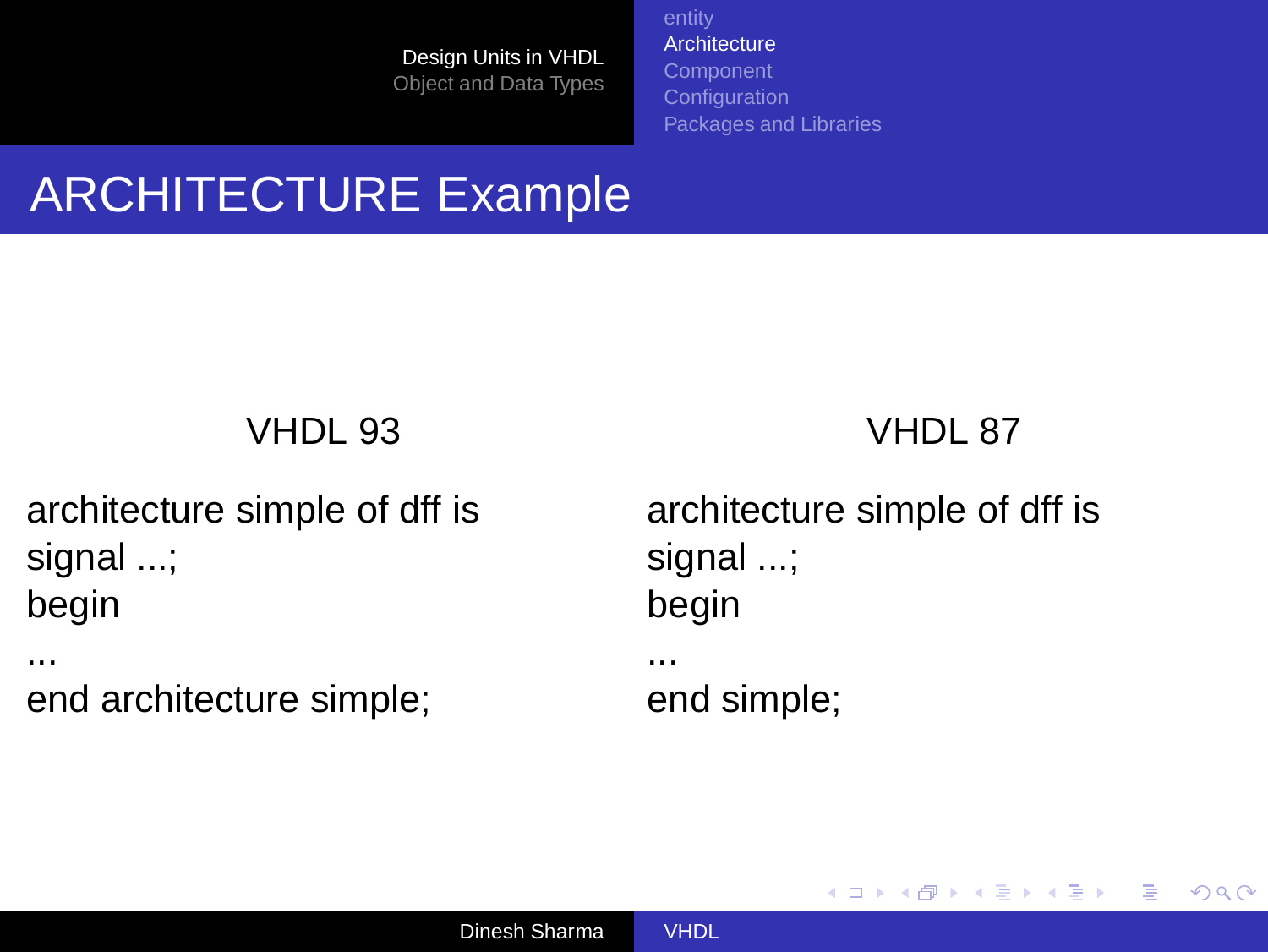# ARCHITECTURE Example

## VHDL 93

```
architecture simple of dff is
signal ...;
begin
...
end architecture simple;
```

## VHDL 87

```
architecture simple of dff is
signal ...;
begin
...
end simple;
```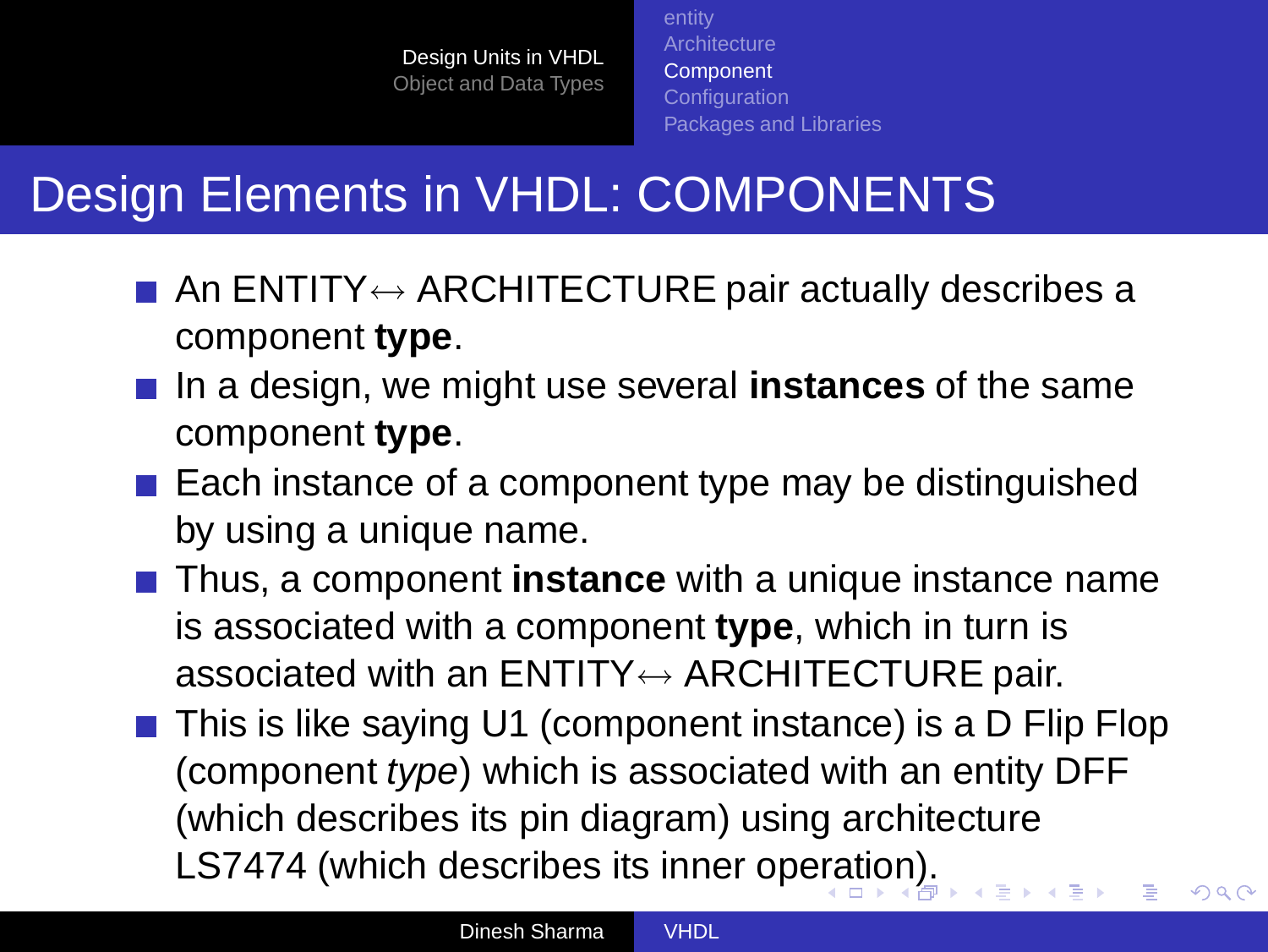# Design Elements in VHDL: COMPONENTS

- An ENTITY$\leftrightarrow$ ARCHITECTURE pair actually describes a component **type**.
- In a design, we might use several **instances** of the same component **type**.
- Each instance of a component type may be distinguished by using a unique name.
- Thus, a component **instance** with a unique instance name is associated with a component **type**, which in turn is associated with an ENTITY$\leftrightarrow$ ARCHITECTURE pair.
- This is like saying U1 (component instance) is a D Flip Flop (component *type*) which is associated with an entity DFF (which describes its pin diagram) using architecture LS7474 (which describes its inner operation).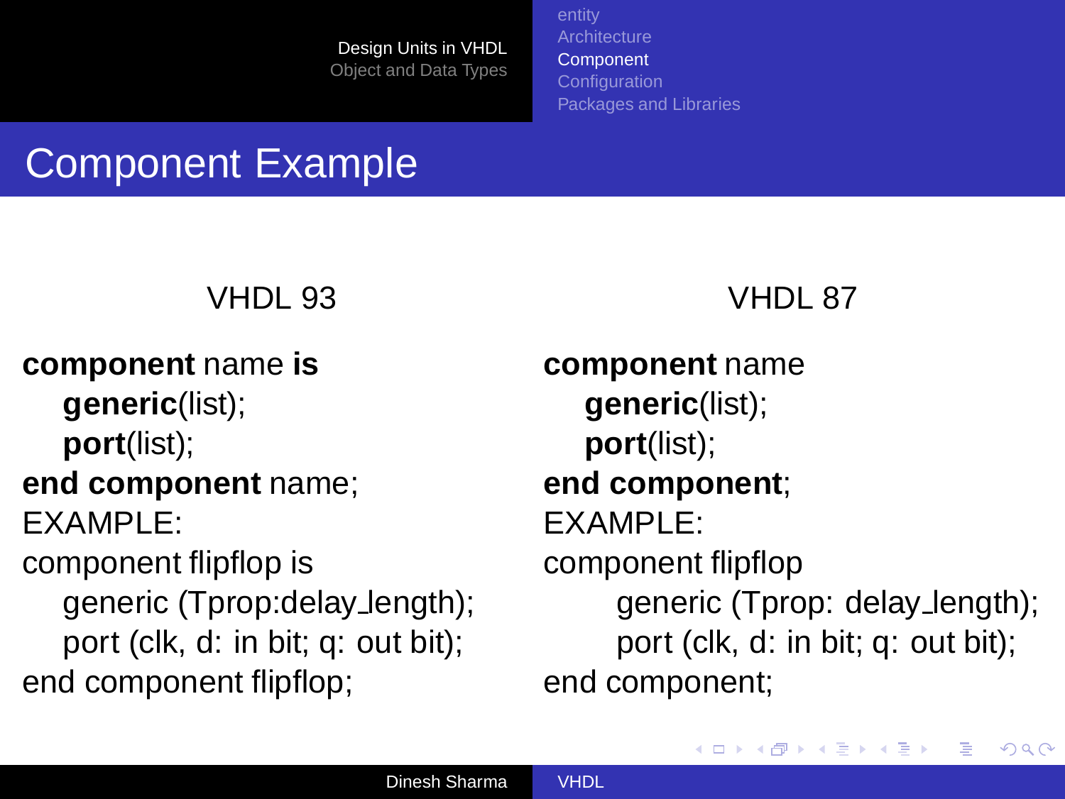# Component Example

## VHDL 93

```
component name is
    generic(list);
    port(list);
end component name;
```

EXAMPLE:

```
component flipflop is
    generic (Tprop:delay_length);
    port (clk, d: in bit; q: out bit);
end component flipflop;
```

## VHDL 87

```
component name
    generic(list);
    port(list);
end component;
```

EXAMPLE:

```
component flipflop
        generic (Tprop: delay_length);
        port (clk, d: in bit; q: out bit);
end component;
```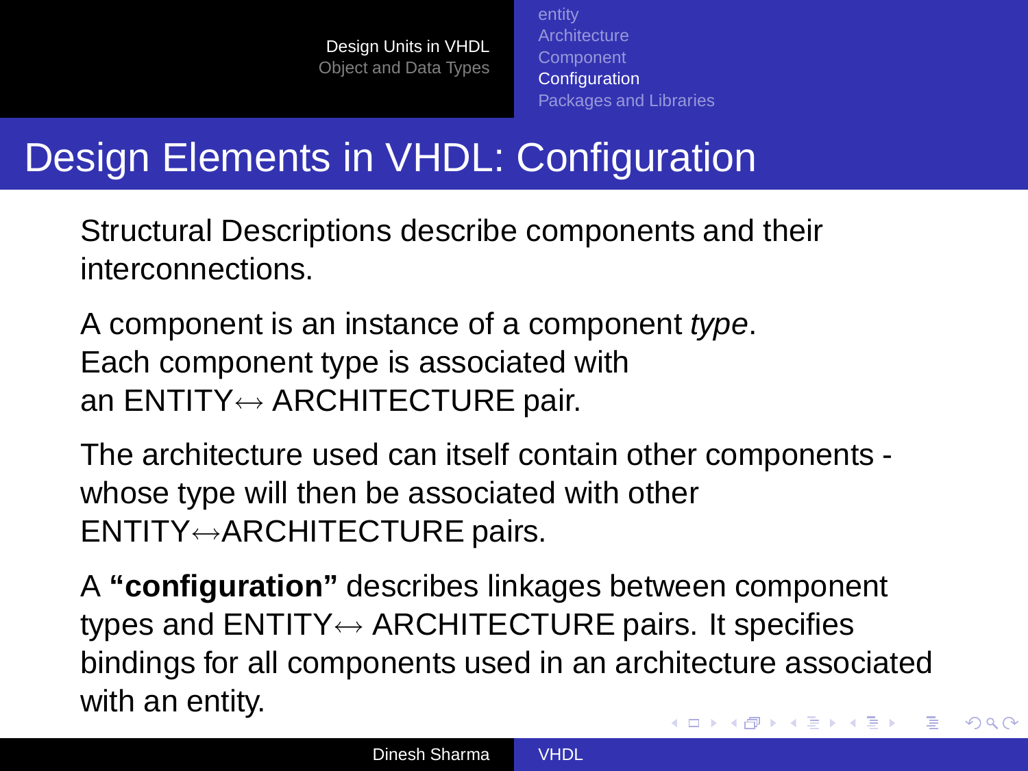# Design Elements in VHDL: Configuration

Structural Descriptions describe components and their interconnections.

A component is an instance of a component *type*.
Each component type is associated with
an ENTITY↔ ARCHITECTURE pair.

The architecture used can itself contain other components - whose type will then be associated with other ENTITY↔ARCHITECTURE pairs.

A **"configuration"** describes linkages between component types and ENTITY↔ ARCHITECTURE pairs. It specifies bindings for all components used in an architecture associated with an entity.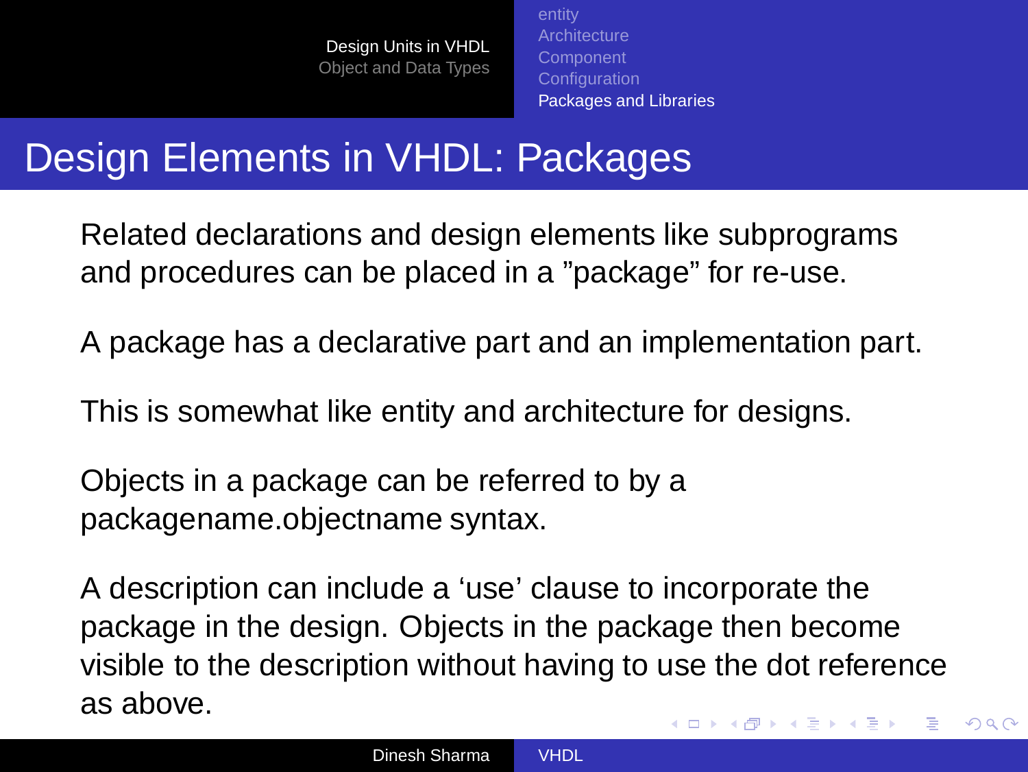# Design Elements in VHDL: Packages

Related declarations and design elements like subprograms and procedures can be placed in a ”package” for re-use.

A package has a declarative part and an implementation part.

This is somewhat like entity and architecture for designs.

Objects in a package can be referred to by a packagename.objectname syntax.

A description can include a ‘use’ clause to incorporate the package in the design. Objects in the package then become visible to the description without having to use the dot reference as above.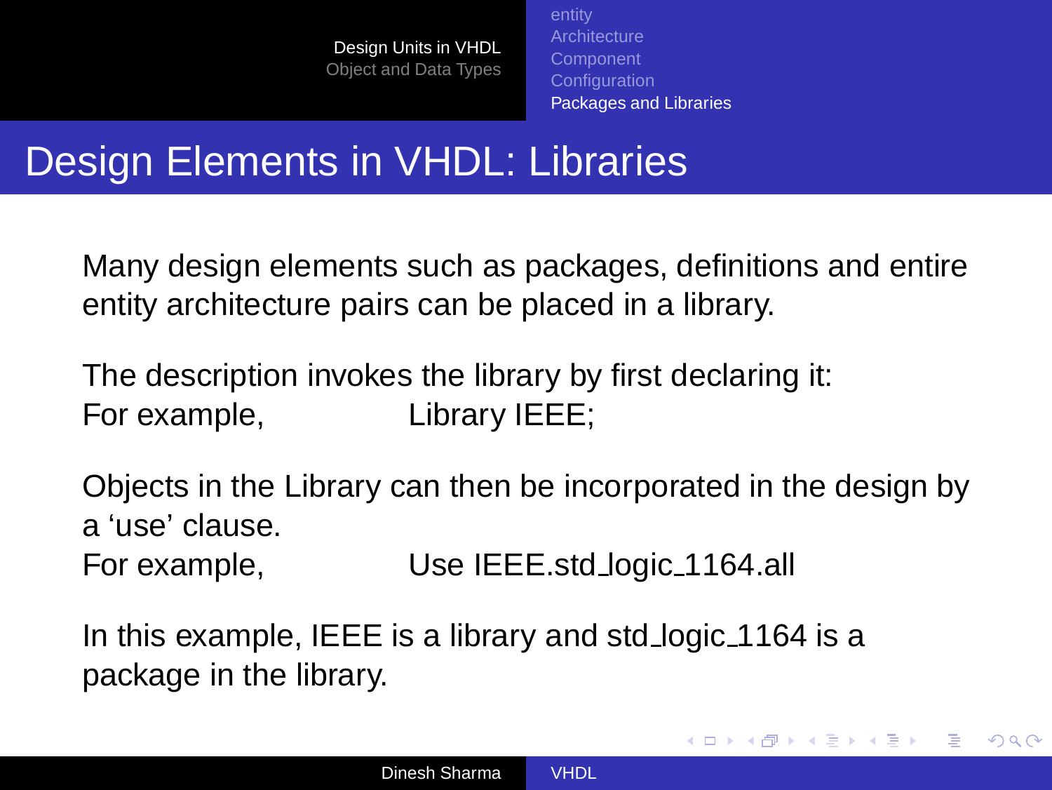# Design Elements in VHDL: Libraries

Many design elements such as packages, definitions and entire entity architecture pairs can be placed in a library.

The description invokes the library by first declaring it:
For example, Library IEEE;

Objects in the Library can then be incorporated in the design by a 'use' clause.
For example, Use IEEE.std_logic_1164.all

In this example, IEEE is a library and std_logic_1164 is a package in the library.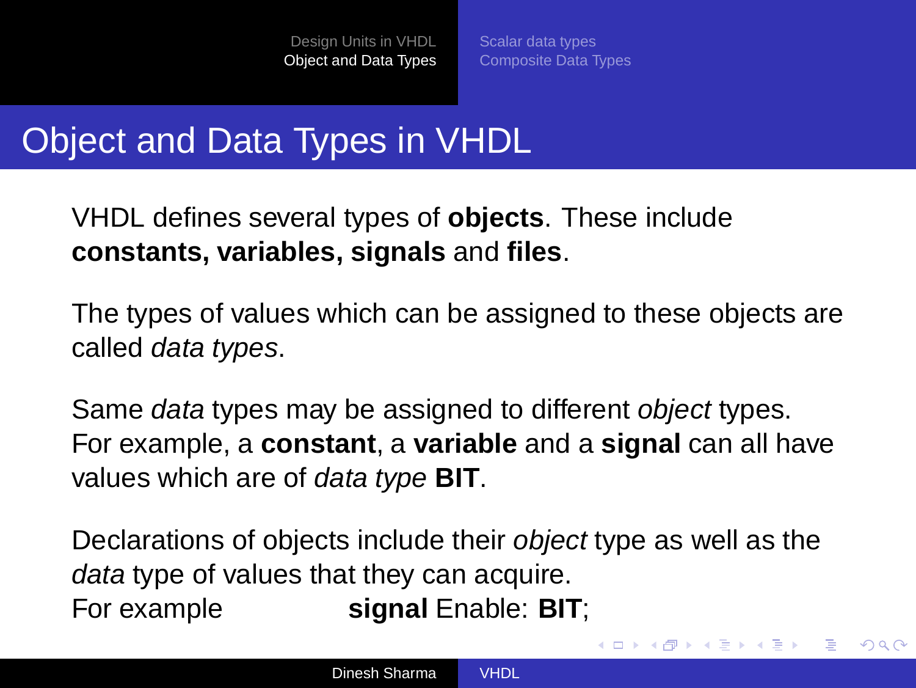# Object and Data Types in VHDL

VHDL defines several types of **objects**. These include **constants, variables, signals** and **files**.

The types of values which can be assigned to these objects are called *data types*.

Same *data* types may be assigned to different *object* types. For example, a **constant**, a **variable** and a **signal** can all have values which are of *data type* **BIT**.

Declarations of objects include their *object* type as well as the *data* type of values that they can acquire.
For example **signal** Enable: **BIT**;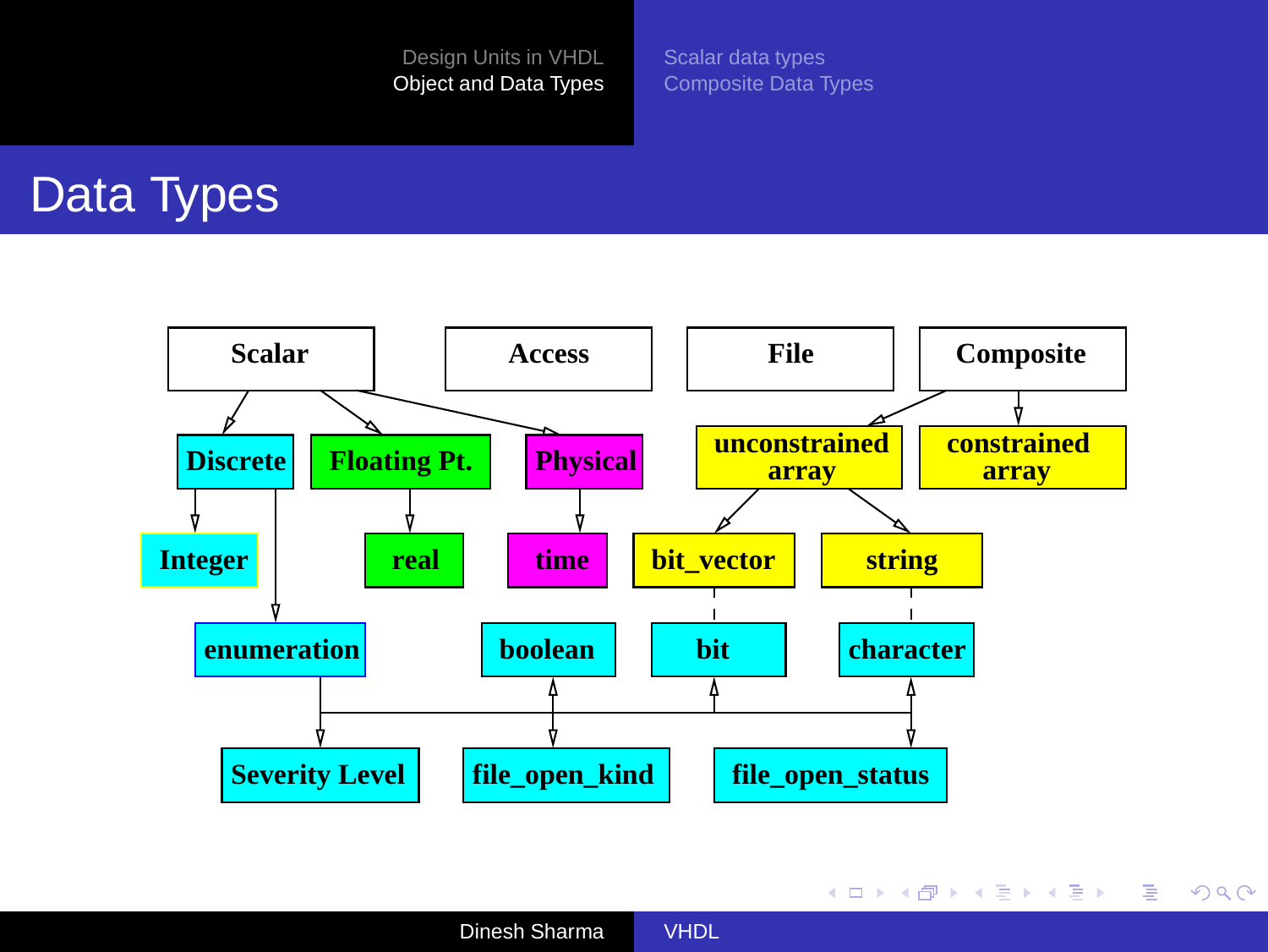# Data Types

- Scalar
  - Discrete
    - Integer
    - enumeration
  - Floating Pt.
    - real
  - Physical
    - time
- Access
- File
- Composite
  - unconstrained array
    - bit_vector
    - string
  - constrained array

enumeration types: boolean, bit, character, Severity Level, file_open_kind, file_open_status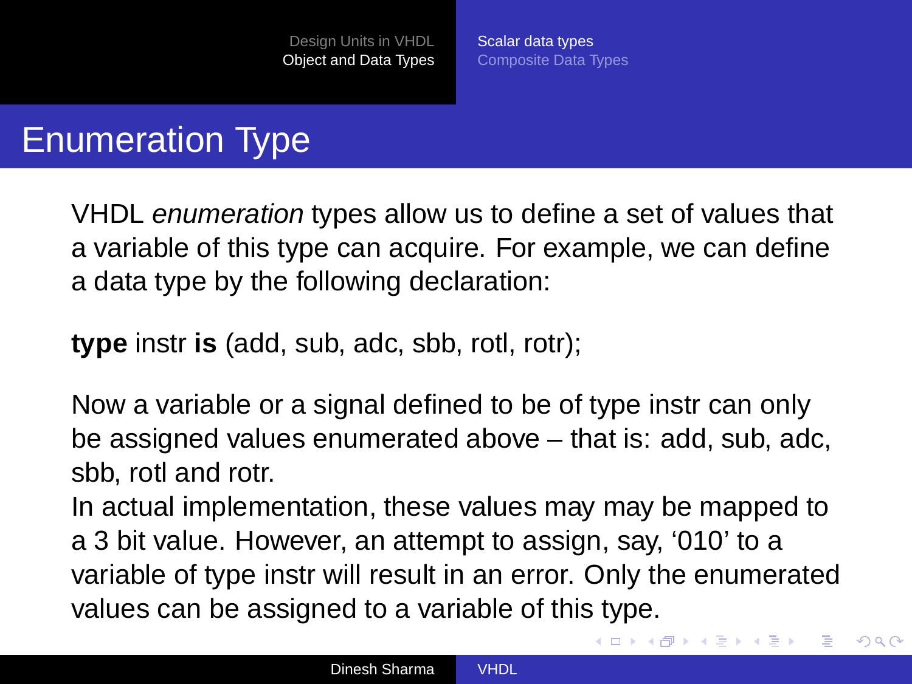# Enumeration Type

VHDL *enumeration* types allow us to define a set of values that a variable of this type can acquire. For example, we can define a data type by the following declaration:

**type** instr **is** (add, sub, adc, sbb, rotl, rotr);

Now a variable or a signal defined to be of type instr can only be assigned values enumerated above – that is: add, sub, adc, sbb, rotl and rotr.
In actual implementation, these values may may be mapped to a 3 bit value. However, an attempt to assign, say, '010' to a variable of type instr will result in an error. Only the enumerated values can be assigned to a variable of this type.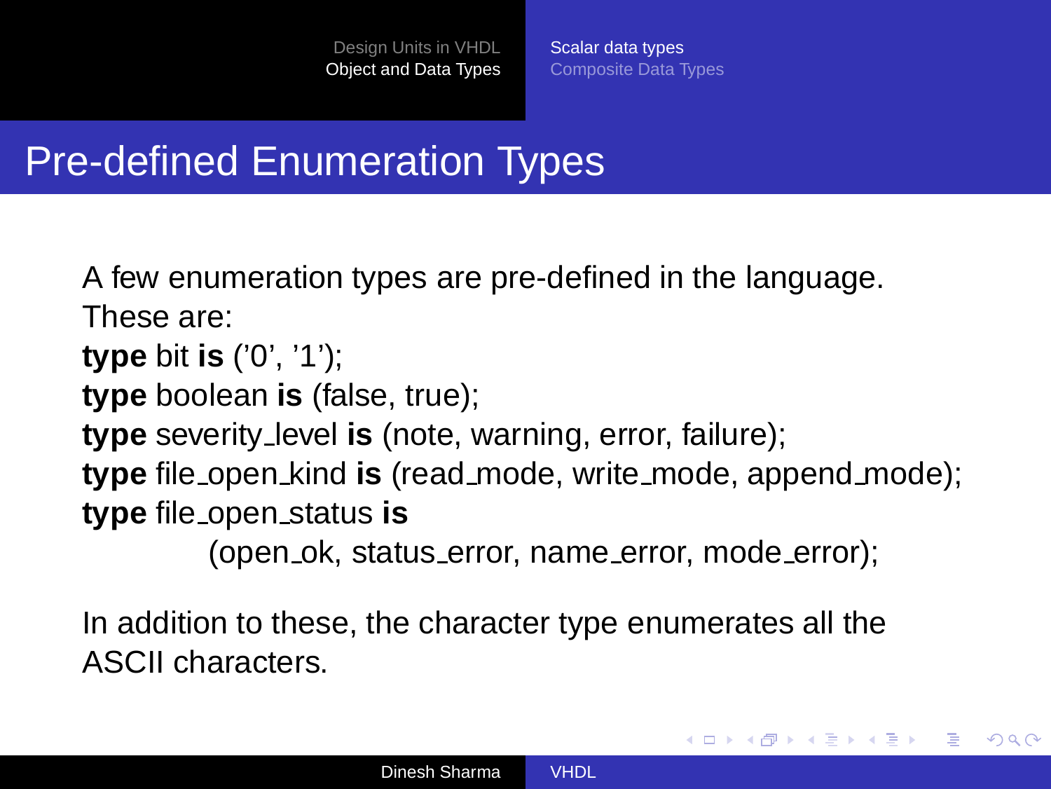## Pre-defined Enumeration Types

A few enumeration types are pre-defined in the language. These are:

**type** bit **is** ('0', '1');
**type** boolean **is** (false, true);
**type** severity_level **is** (note, warning, error, failure);
**type** file_open_kind **is** (read_mode, write_mode, append_mode);
**type** file_open_status **is**
    (open_ok, status_error, name_error, mode_error);

In addition to these, the character type enumerates all the ASCII characters.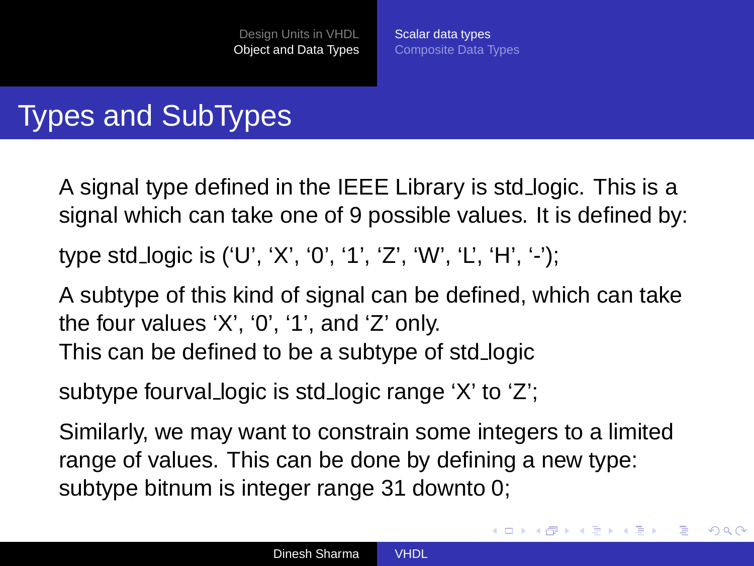# Types and SubTypes

A signal type defined in the IEEE Library is std_logic. This is a signal which can take one of 9 possible values. It is defined by:

type std_logic is (‘U’, ‘X’, ‘0’, ‘1’, ‘Z’, ‘W’, ‘L’, ‘H’, ‘-’);

A subtype of this kind of signal can be defined, which can take the four values ‘X’, ‘0’, ‘1’, and ‘Z’ only.
This can be defined to be a subtype of std_logic

subtype fourval_logic is std_logic range ‘X’ to ‘Z’;

Similarly, we may want to constrain some integers to a limited range of values. This can be done by defining a new type:
subtype bitnum is integer range 31 downto 0;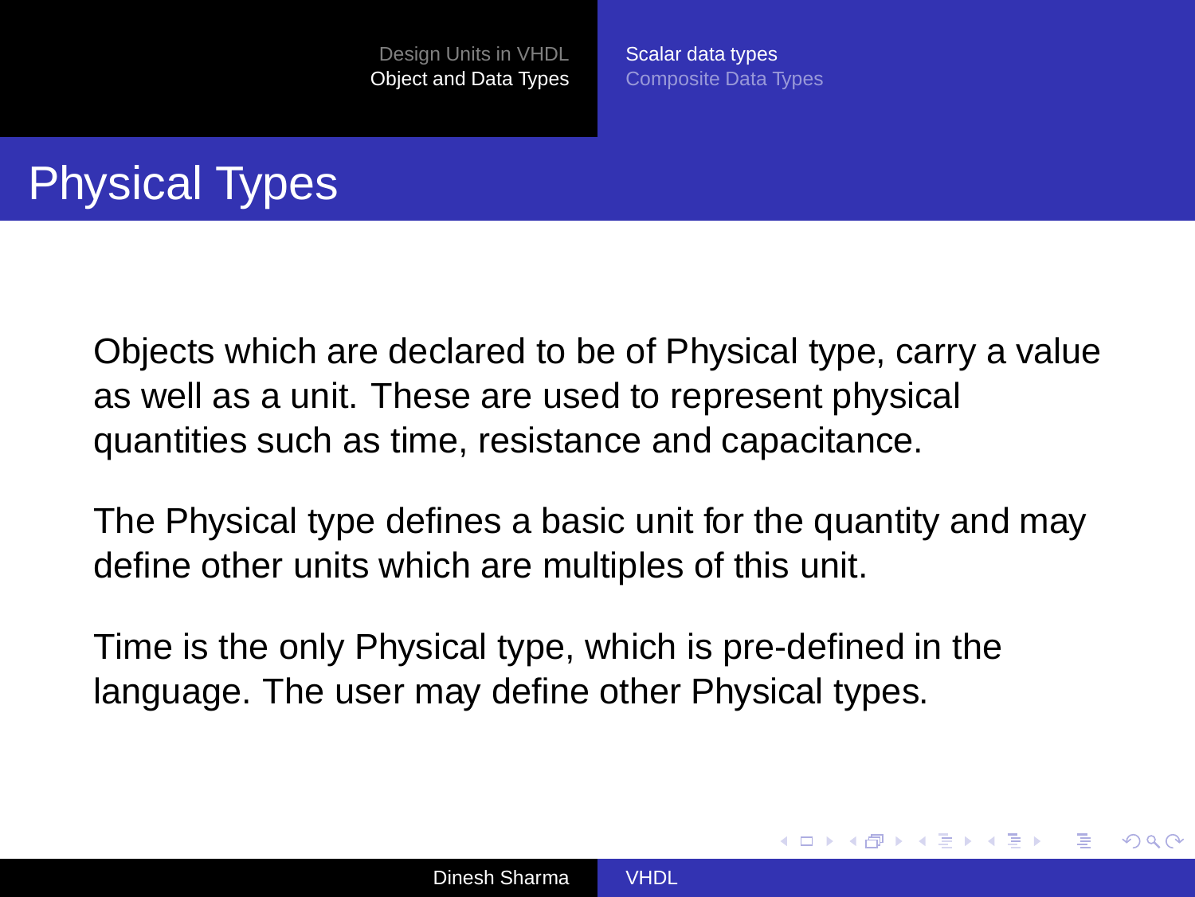# Physical Types

Objects which are declared to be of Physical type, carry a value as well as a unit. These are used to represent physical quantities such as time, resistance and capacitance.

The Physical type defines a basic unit for the quantity and may define other units which are multiples of this unit.

Time is the only Physical type, which is pre-defined in the language. The user may define other Physical types.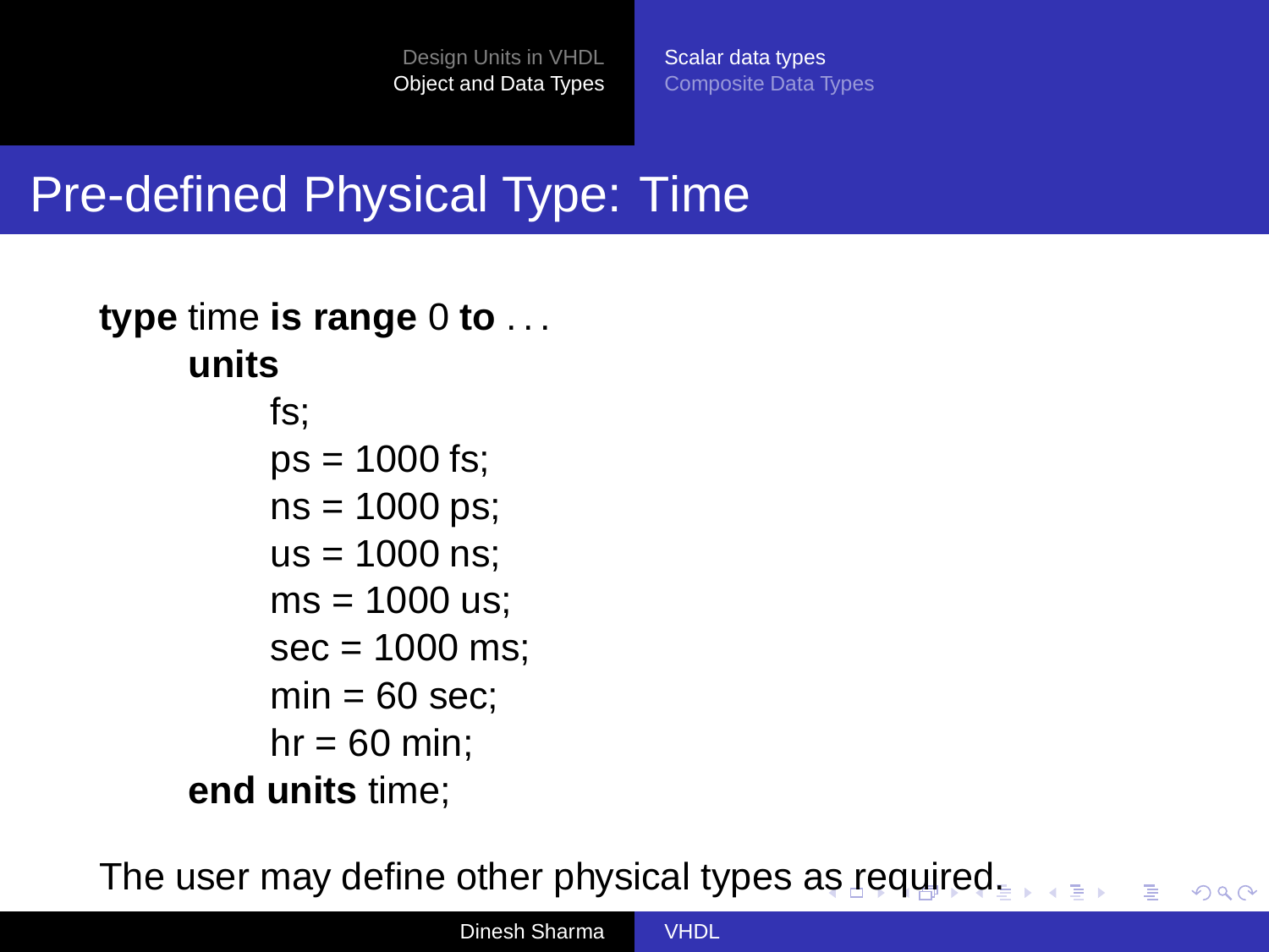# Pre-defined Physical Type: Time

```
type time is range 0 to . . .
    units
        fs;
        ps = 1000 fs;
        ns = 1000 ps;
        us = 1000 ns;
        ms = 1000 us;
        sec = 1000 ms;
        min = 60 sec;
        hr = 60 min;
    end units time;
```

The user may define other physical types as required.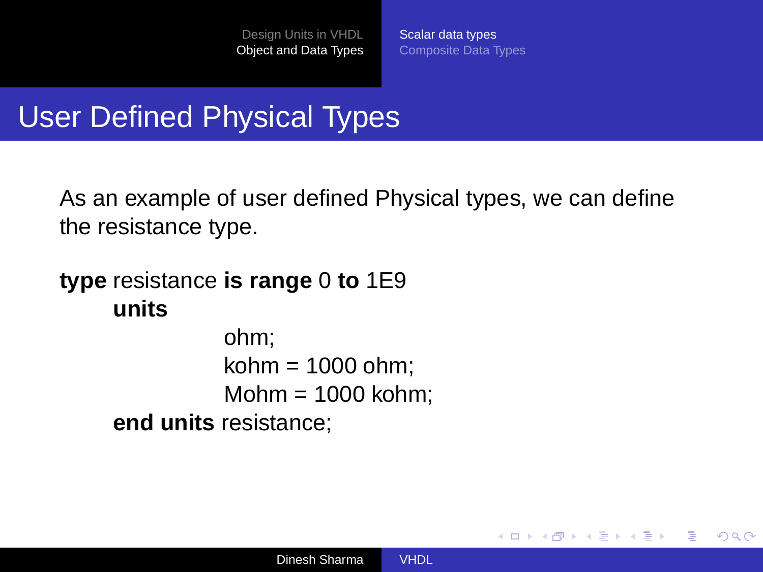# User Defined Physical Types

As an example of user defined Physical types, we can define the resistance type.

```
type resistance is range 0 to 1E9
    units
            ohm;
            kohm = 1000 ohm;
            Mohm = 1000 kohm;
    end units resistance;
```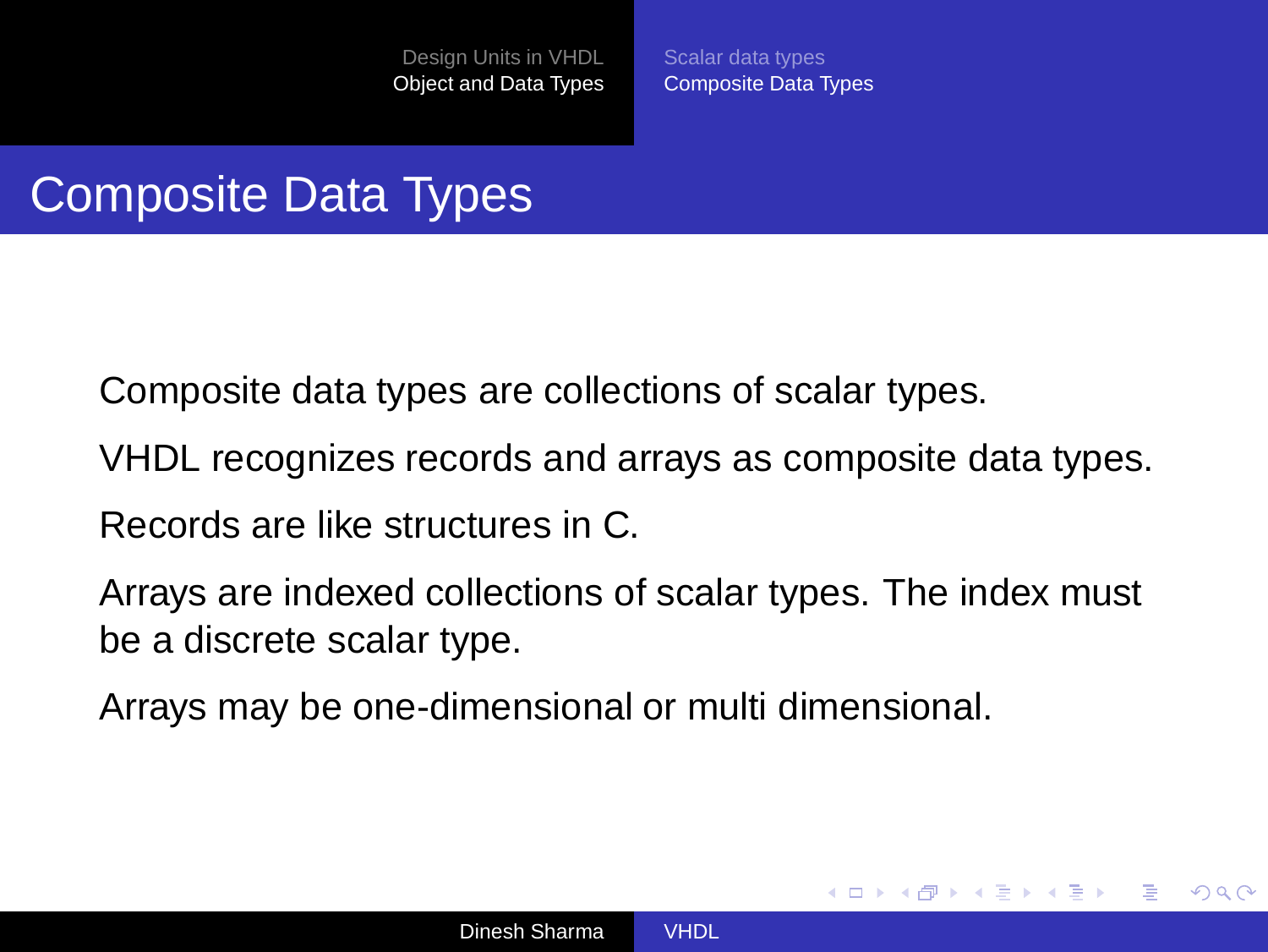# Composite Data Types

Composite data types are collections of scalar types.

VHDL recognizes records and arrays as composite data types.

Records are like structures in C.

Arrays are indexed collections of scalar types. The index must be a discrete scalar type.

Arrays may be one-dimensional or multi dimensional.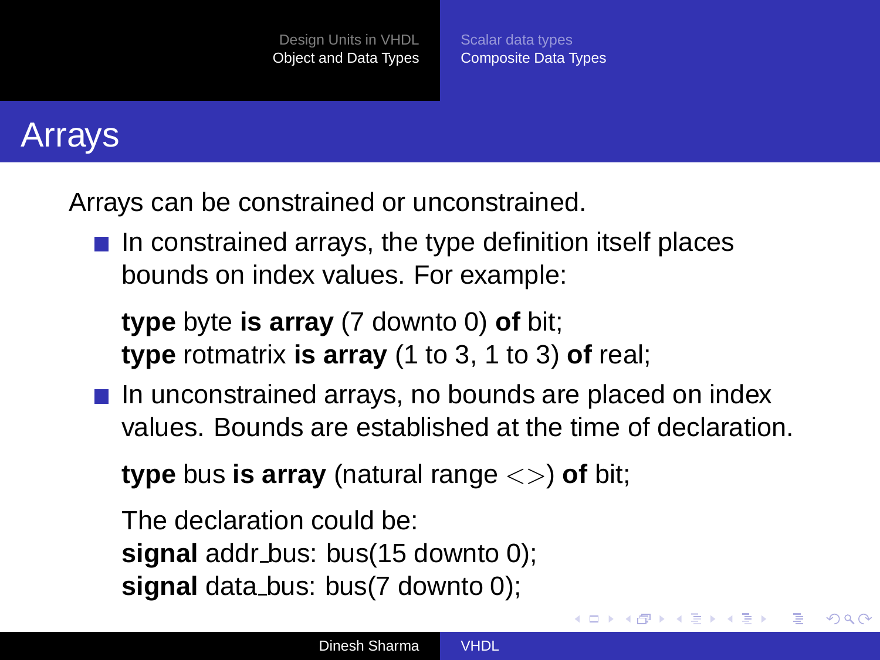# Arrays

Arrays can be constrained or unconstrained.

- In constrained arrays, the type definition itself places bounds on index values. For example:

  **type** byte **is array** (7 downto 0) **of** bit;
  **type** rotmatrix **is array** (1 to 3, 1 to 3) **of** real;

- In unconstrained arrays, no bounds are placed on index values. Bounds are established at the time of declaration.

  **type** bus **is array** (natural range <>) **of** bit;

  The declaration could be:
  **signal** addr_bus: bus(15 downto 0);
  **signal** data_bus: bus(7 downto 0);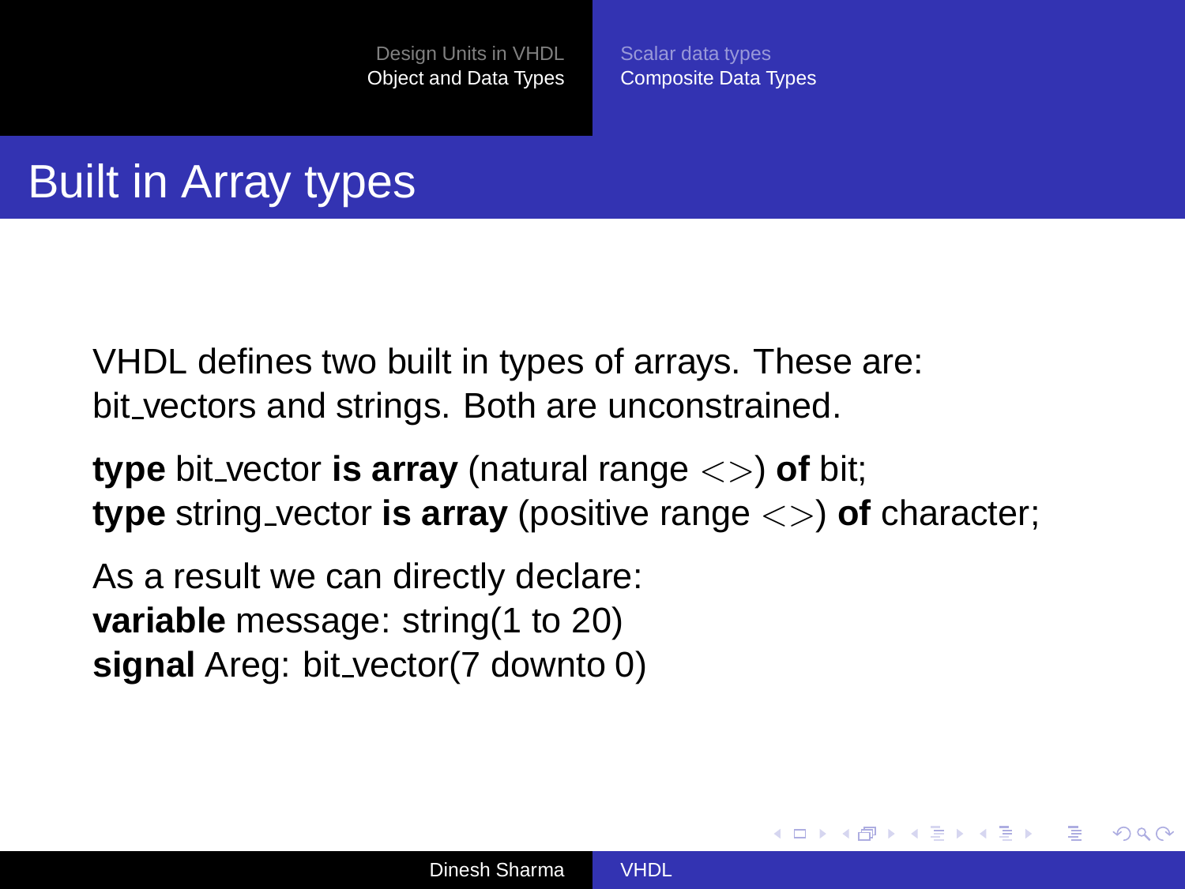# Built in Array types

VHDL defines two built in types of arrays. These are: bit_vectors and strings. Both are unconstrained.

**type** bit_vector **is array** (natural range <>) **of** bit;
**type** string_vector **is array** (positive range <>) **of** character;

As a result we can directly declare:
**variable** message: string(1 to 20)
**signal** Areg: bit_vector(7 downto 0)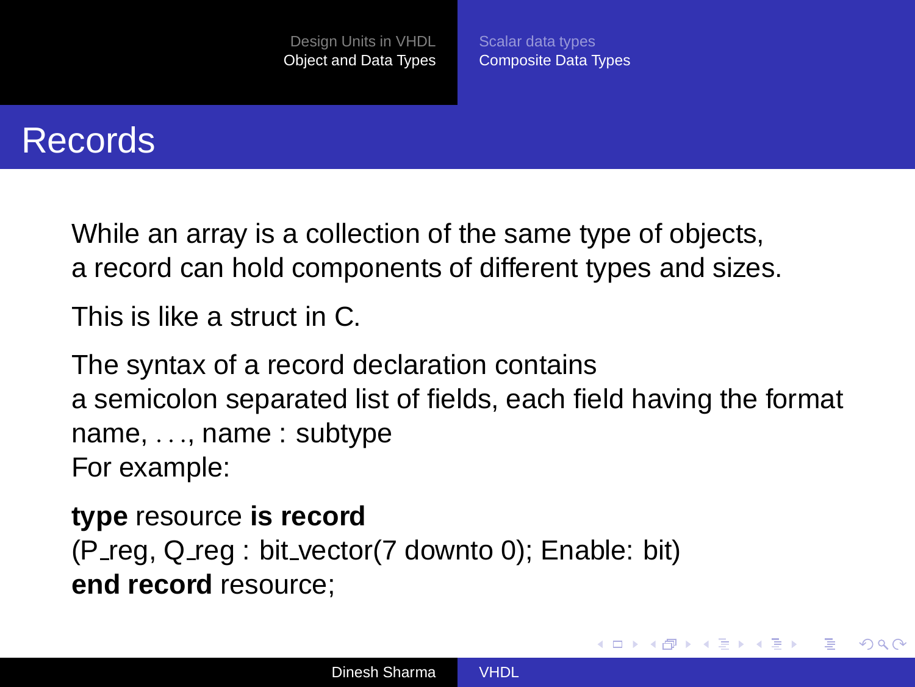# Records

While an array is a collection of the same type of objects, a record can hold components of different types and sizes.

This is like a struct in C.

The syntax of a record declaration contains a semicolon separated list of fields, each field having the format name, . . ., name : subtype
For example:

```
type resource is record
(P_reg, Q_reg : bit_vector(7 downto 0); Enable: bit)
end record resource;
```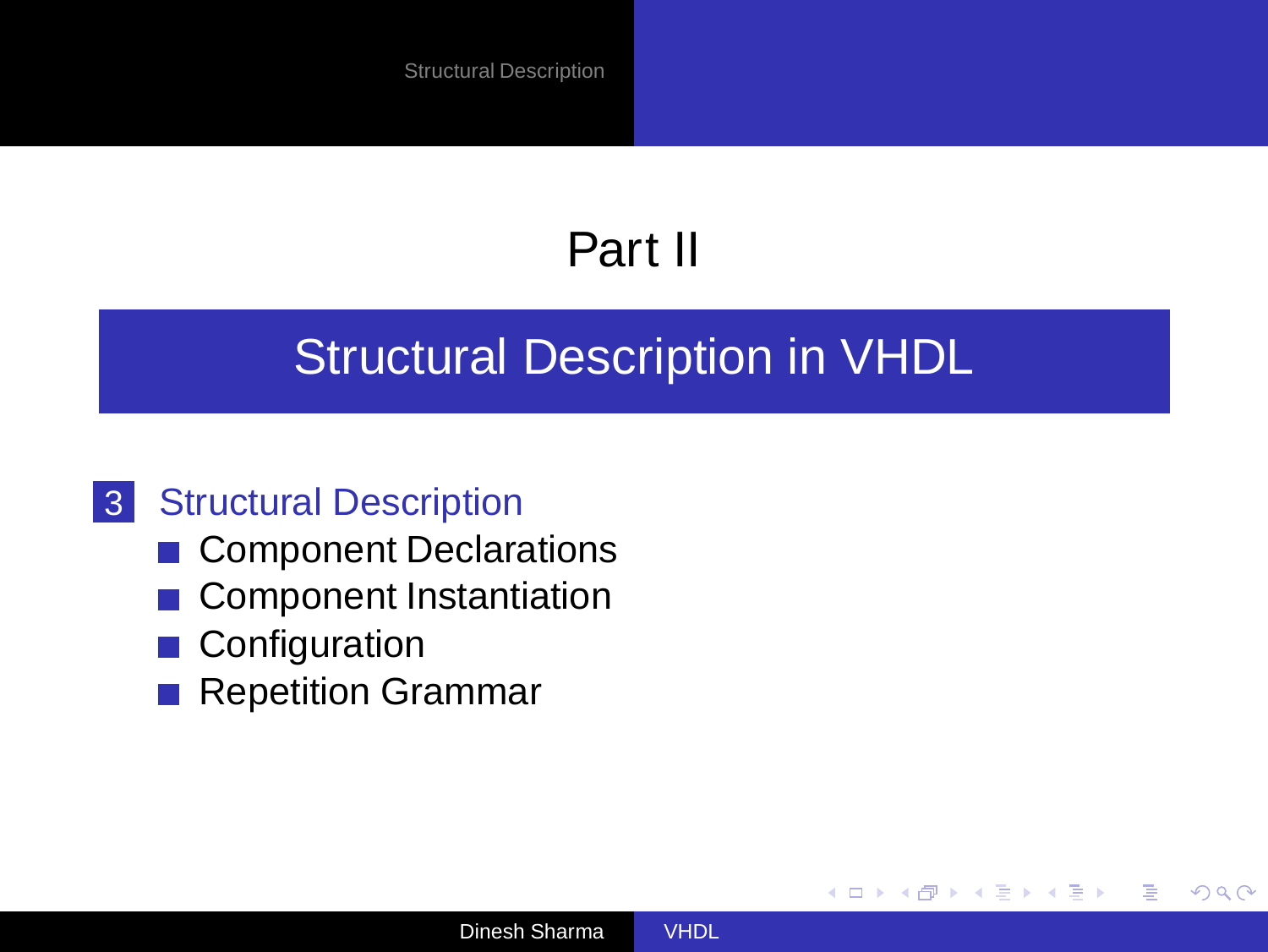# Part II

## Structural Description in VHDL

3 Structural Description
- Component Declarations
- Component Instantiation
- Configuration
- Repetition Grammar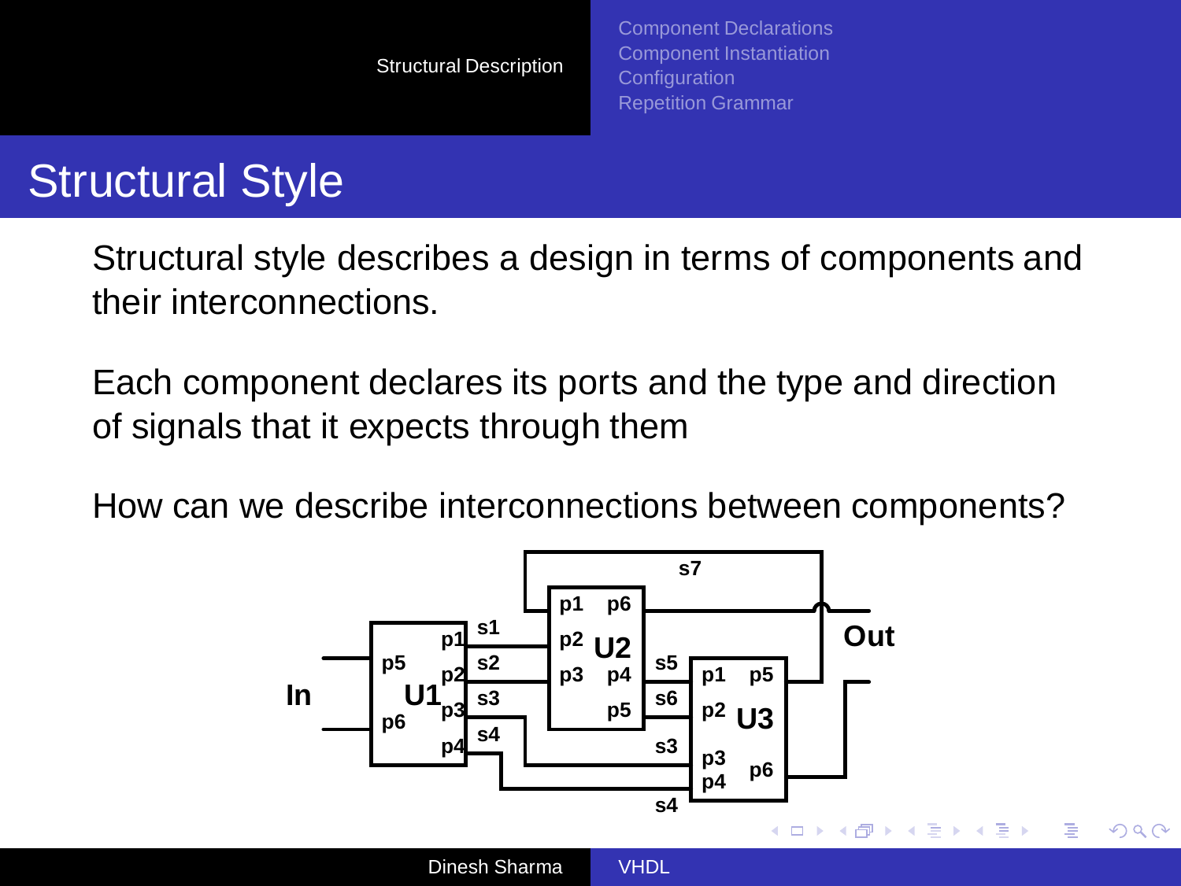# Structural Style

Structural style describes a design in terms of components and their interconnections.

Each component declares its ports and the type and direction of signals that it expects through them

How can we describe interconnections between components?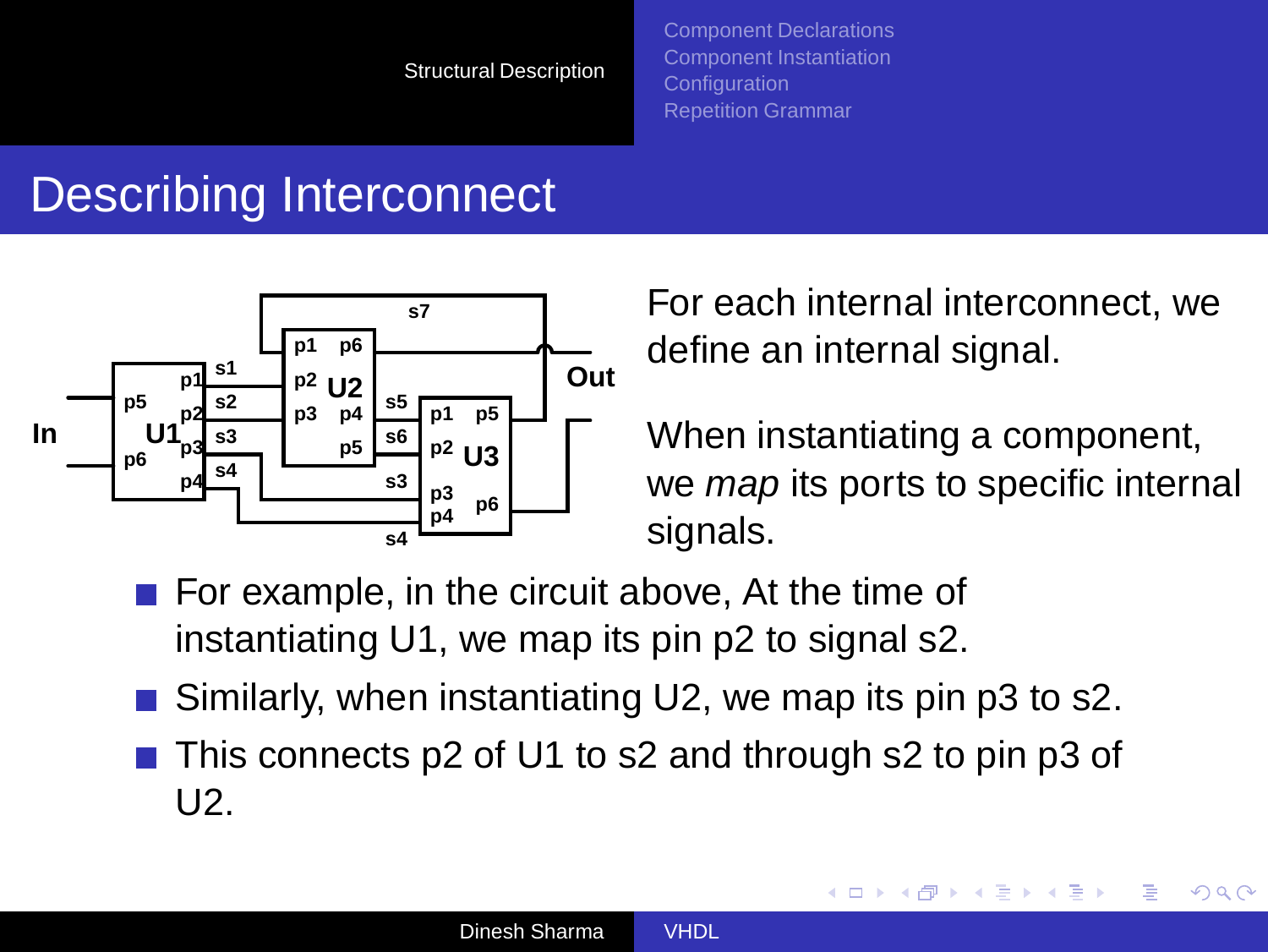# Describing Interconnect

For each internal interconnect, we define an internal signal.

When instantiating a component, we *map* its ports to specific internal signals.

- For example, in the circuit above, At the time of instantiating U1, we map its pin p2 to signal s2.
- Similarly, when instantiating U2, we map its pin p3 to s2.
- This connects p2 of U1 to s2 and through s2 to pin p3 of U2.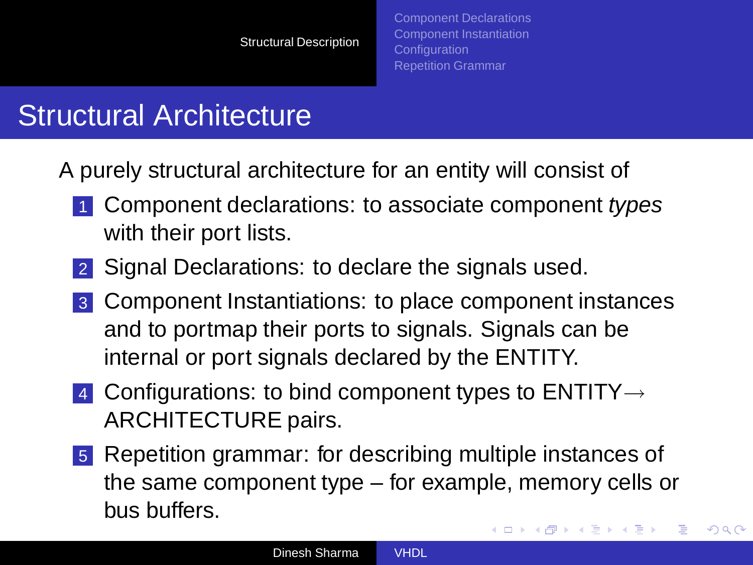## Structural Architecture

A purely structural architecture for an entity will consist of

1. Component declarations: to associate component *types* with their port lists.
2. Signal Declarations: to declare the signals used.
3. Component Instantiations: to place component instances and to portmap their ports to signals. Signals can be internal or port signals declared by the ENTITY.
4. Configurations: to bind component types to ENTITY$\rightarrow$ ARCHITECTURE pairs.
5. Repetition grammar: for describing multiple instances of the same component type – for example, memory cells or bus buffers.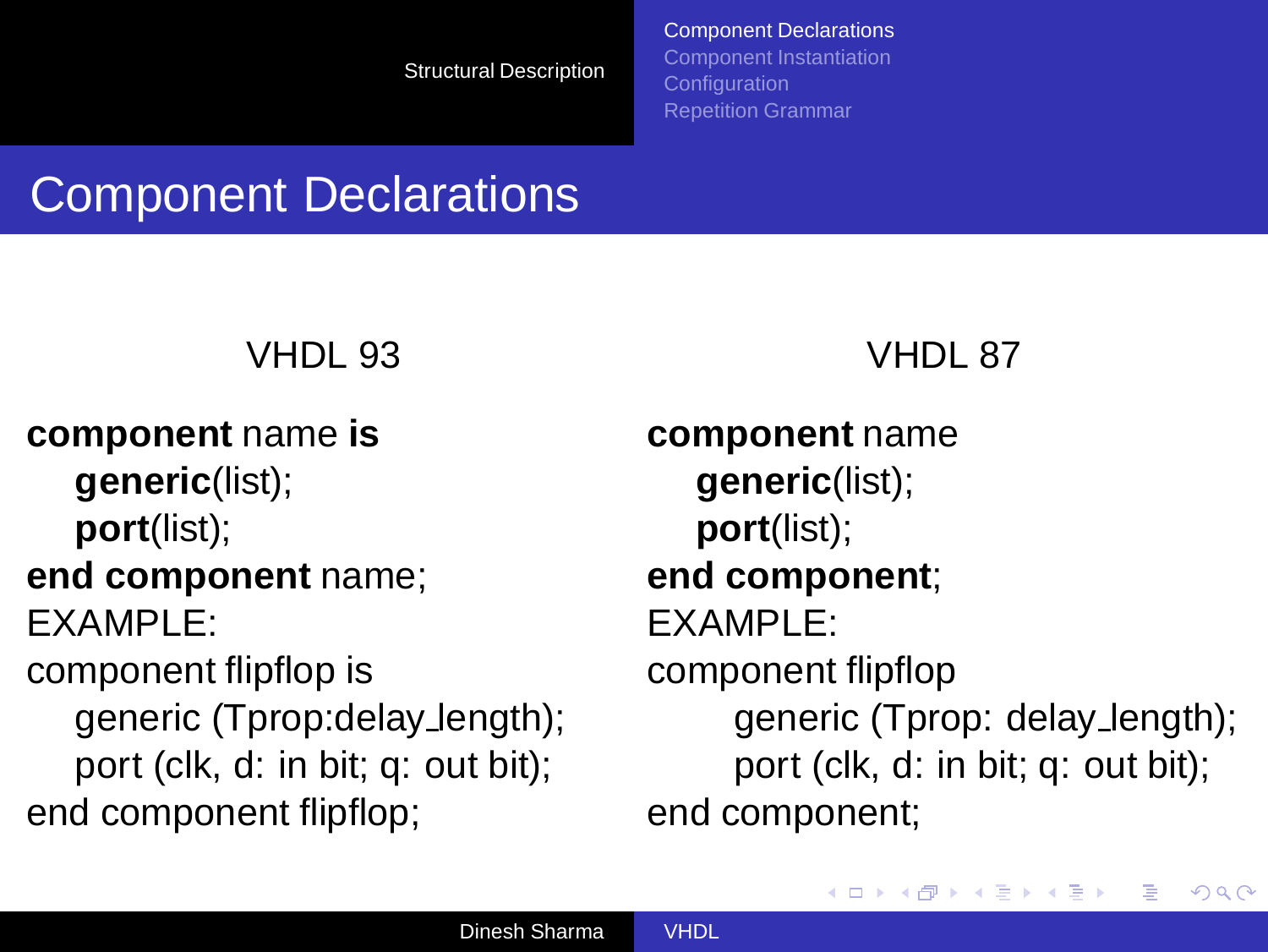# Component Declarations

## VHDL 93

```
component name is
    generic(list);
    port(list);
end component name;
```

EXAMPLE:

```
component flipflop is
    generic (Tprop:delay_length);
    port (clk, d: in bit; q: out bit);
end component flipflop;
```

## VHDL 87

```
component name
    generic(list);
    port(list);
end component;
```

EXAMPLE:

```
component flipflop
        generic (Tprop: delay_length);
        port (clk, d: in bit; q: out bit);
end component;
```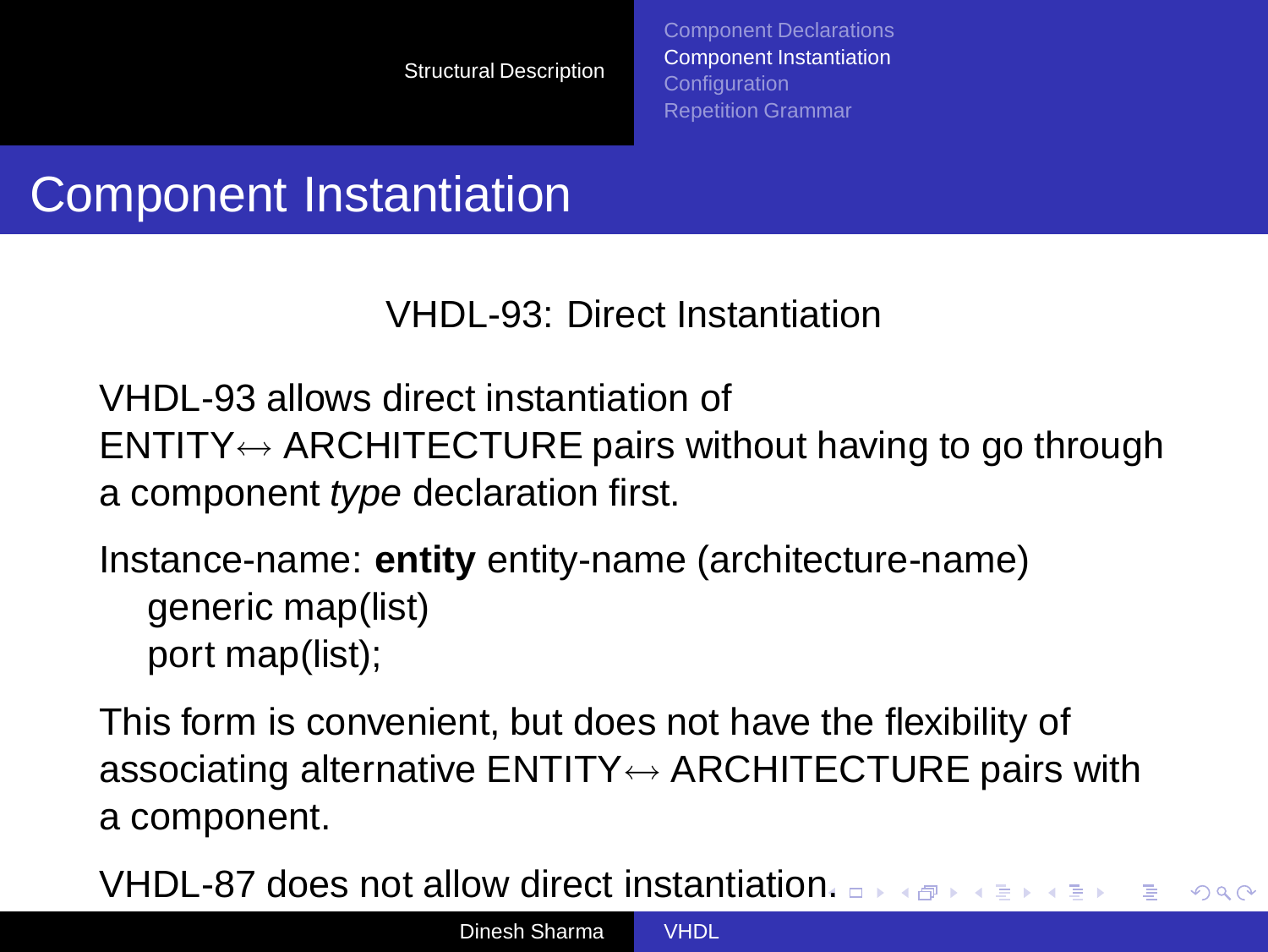# Component Instantiation

## VHDL-93: Direct Instantiation

VHDL-93 allows direct instantiation of ENTITY↔ ARCHITECTURE pairs without having to go through a component *type* declaration first.

Instance-name: **entity** entity-name (architecture-name)
  generic map(list)
  port map(list);

This form is convenient, but does not have the flexibility of associating alternative ENTITY↔ ARCHITECTURE pairs with a component.

VHDL-87 does not allow direct instantiation.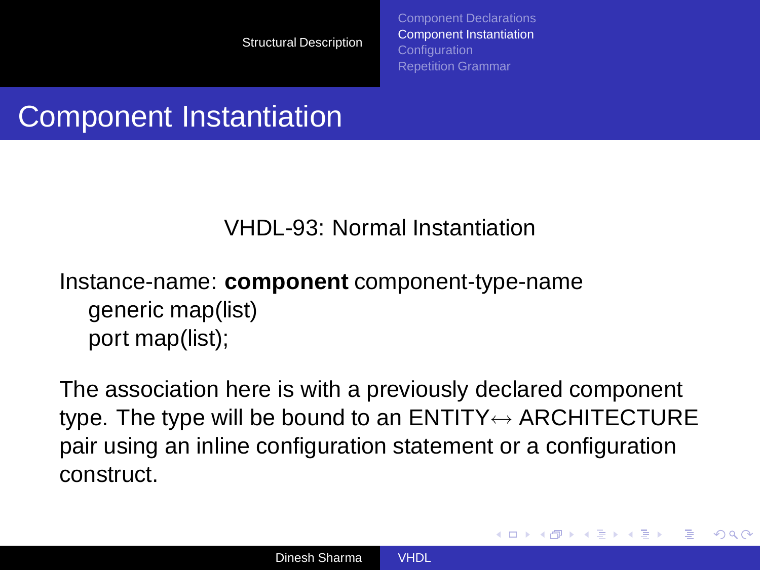# Component Instantiation

VHDL-93: Normal Instantiation

Instance-name: **component** component-type-name
  generic map(list)
  port map(list);

The association here is with a previously declared component type. The type will be bound to an ENTITY$\leftrightarrow$ ARCHITECTURE pair using an inline configuration statement or a configuration construct.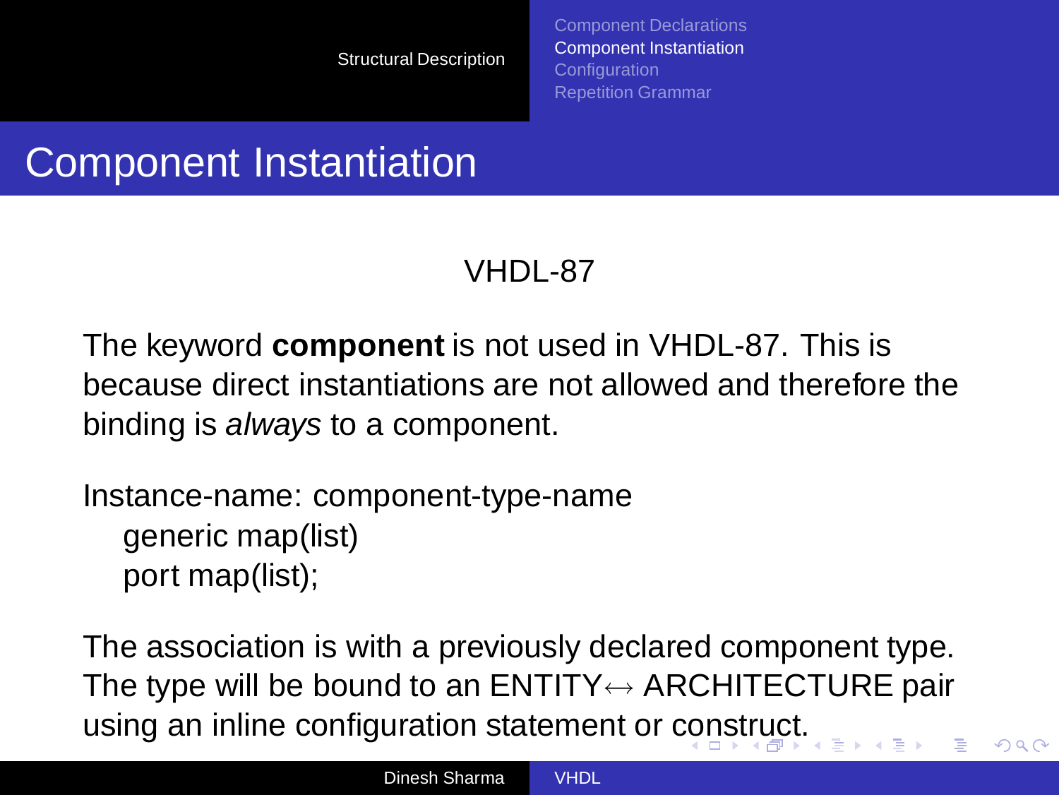# Component Instantiation

VHDL-87

The keyword **component** is not used in VHDL-87. This is because direct instantiations are not allowed and therefore the binding is *always* to a component.

```
Instance-name: component-type-name
    generic map(list)
    port map(list);
```

The association is with a previously declared component type. The type will be bound to an ENTITY↔ ARCHITECTURE pair using an inline configuration statement or construct.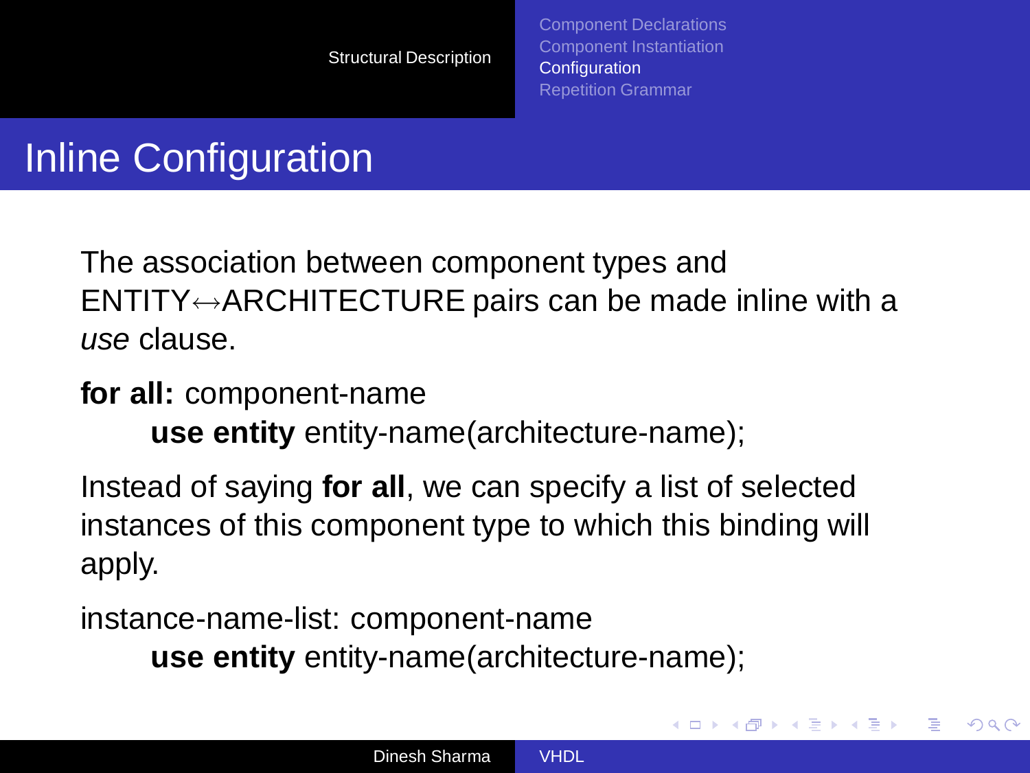# Inline Configuration

The association between component types and ENTITY↔ARCHITECTURE pairs can be made inline with a *use* clause.

**for all:** component-name
&nbsp;&nbsp;&nbsp;&nbsp;**use entity** entity-name(architecture-name);

Instead of saying **for all**, we can specify a list of selected instances of this component type to which this binding will apply.

instance-name-list: component-name
&nbsp;&nbsp;&nbsp;&nbsp;**use entity** entity-name(architecture-name);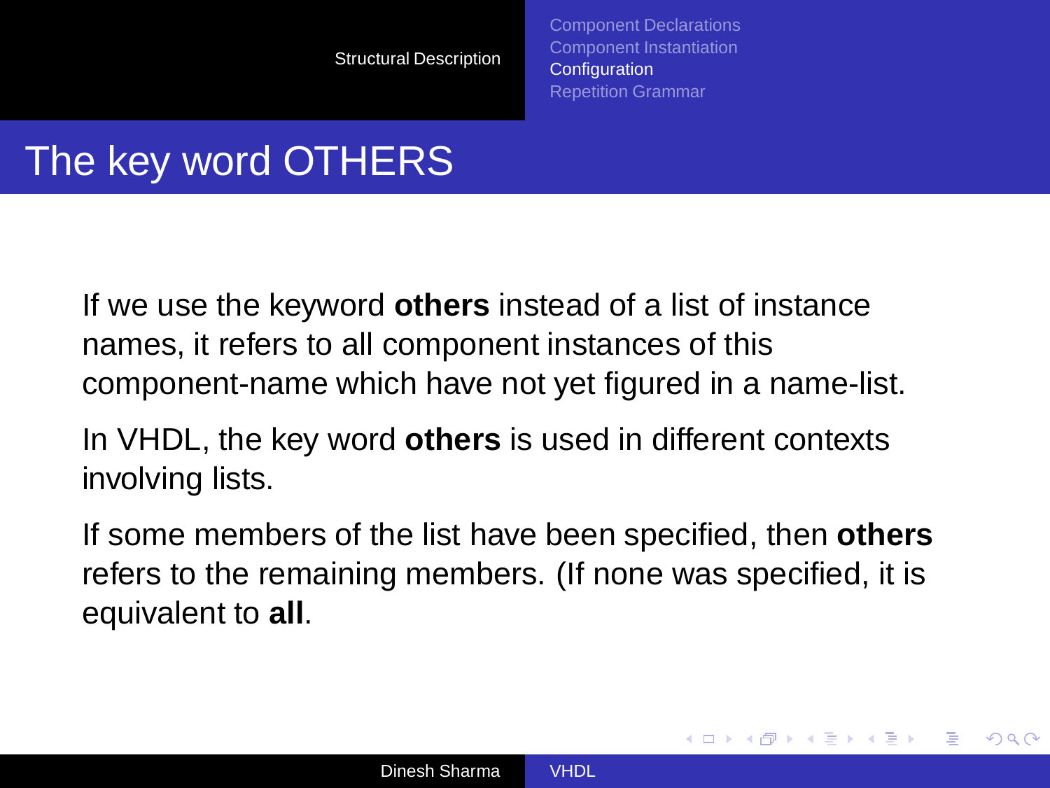# The key word OTHERS

If we use the keyword **others** instead of a list of instance names, it refers to all component instances of this component-name which have not yet figured in a name-list.

In VHDL, the key word **others** is used in different contexts involving lists.

If some members of the list have been specified, then **others** refers to the remaining members. (If none was specified, it is equivalent to **all**.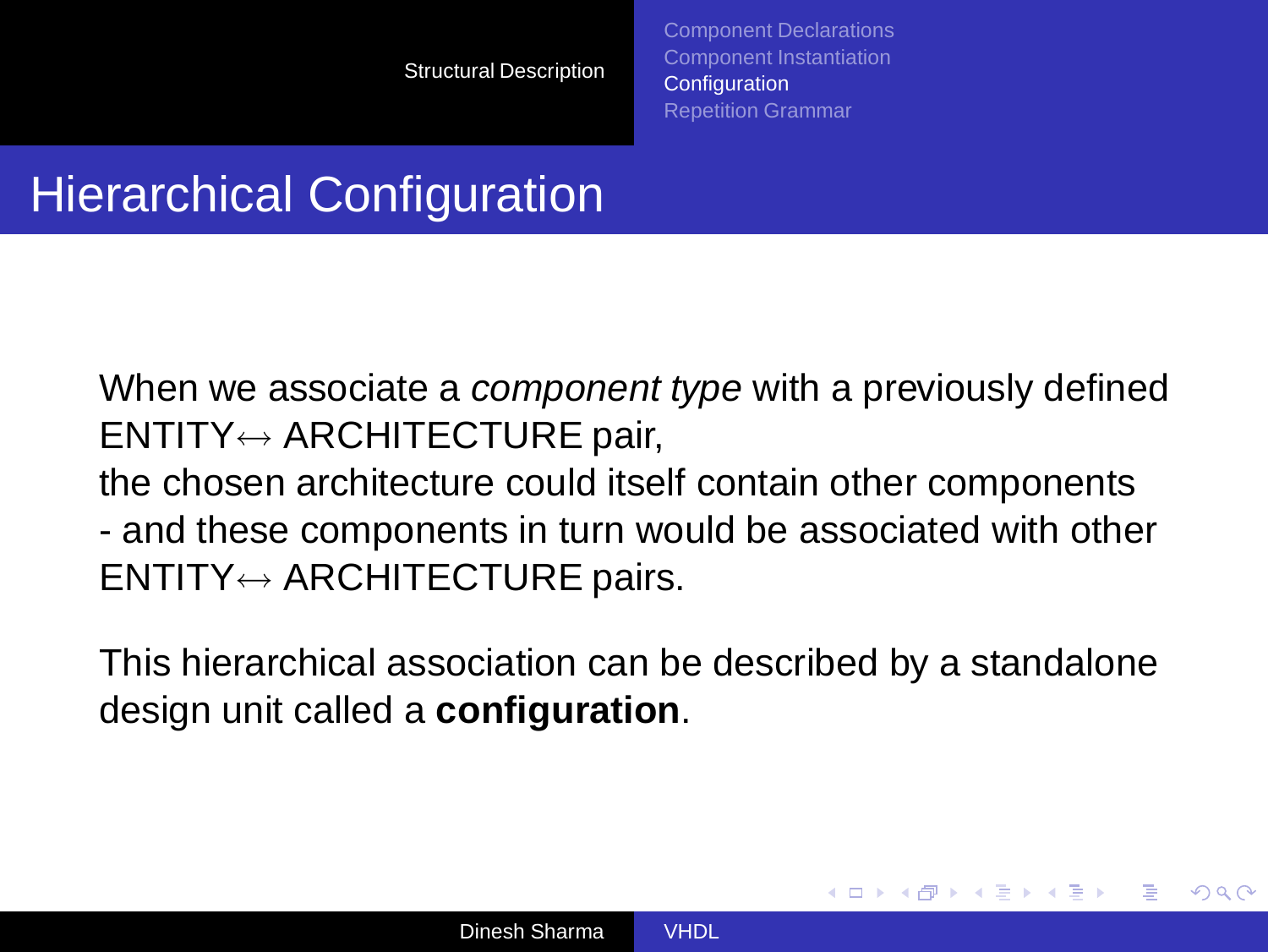# Hierarchical Configuration

When we associate a *component type* with a previously defined ENTITY$\leftrightarrow$ ARCHITECTURE pair,
the chosen architecture could itself contain other components
- and these components in turn would be associated with other ENTITY$\leftrightarrow$ ARCHITECTURE pairs.

This hierarchical association can be described by a standalone design unit called a **configuration**.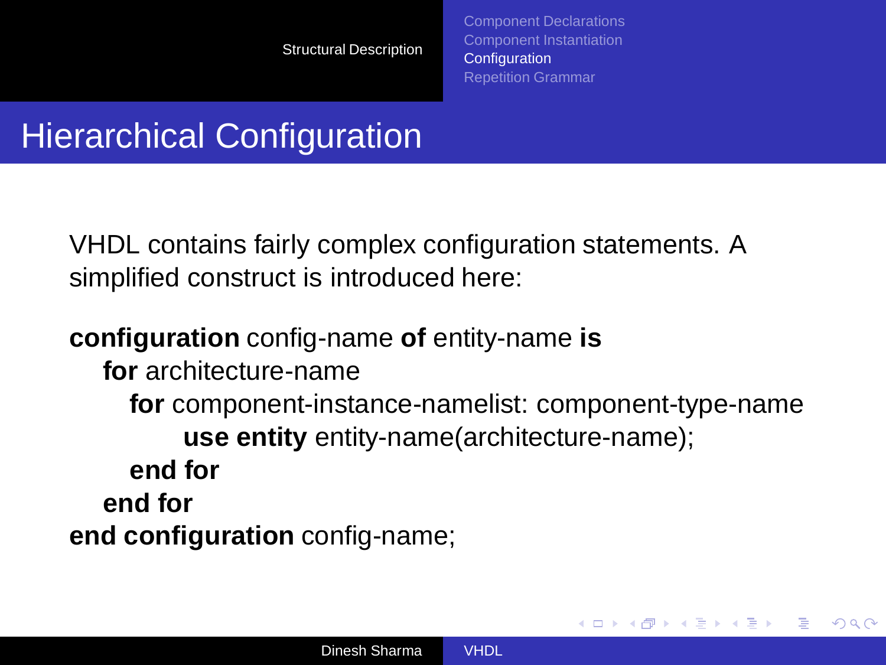## Hierarchical Configuration

VHDL contains fairly complex configuration statements. A simplified construct is introduced here:

```
configuration config-name of entity-name is
   for architecture-name
      for component-instance-namelist: component-type-name
            use entity entity-name(architecture-name);
      end for
   end for
end configuration config-name;
```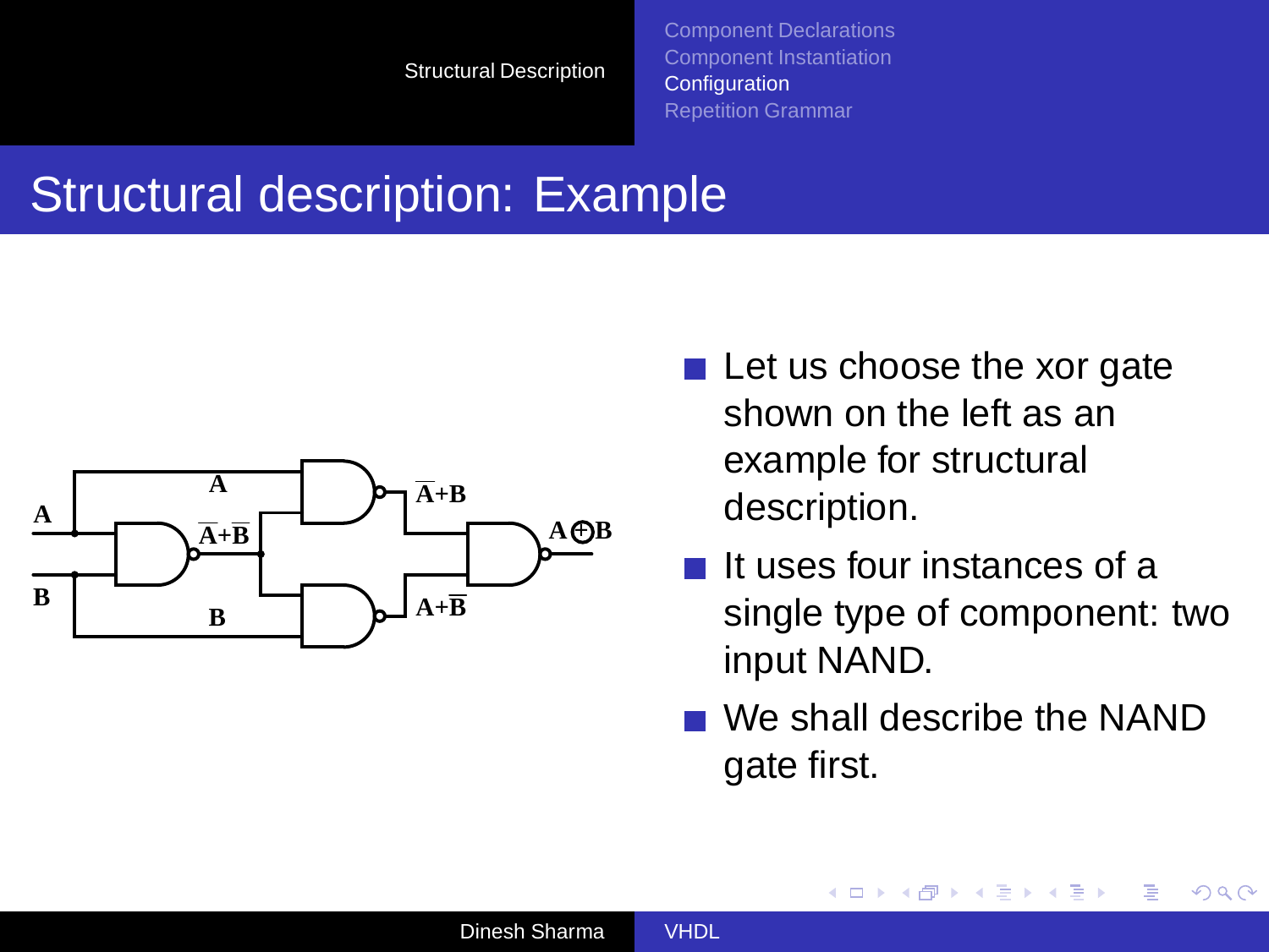# Structural description: Example

- Let us choose the xor gate shown on the left as an example for structural description.
- It uses four instances of a single type of component: two input NAND.
- We shall describe the NAND gate first.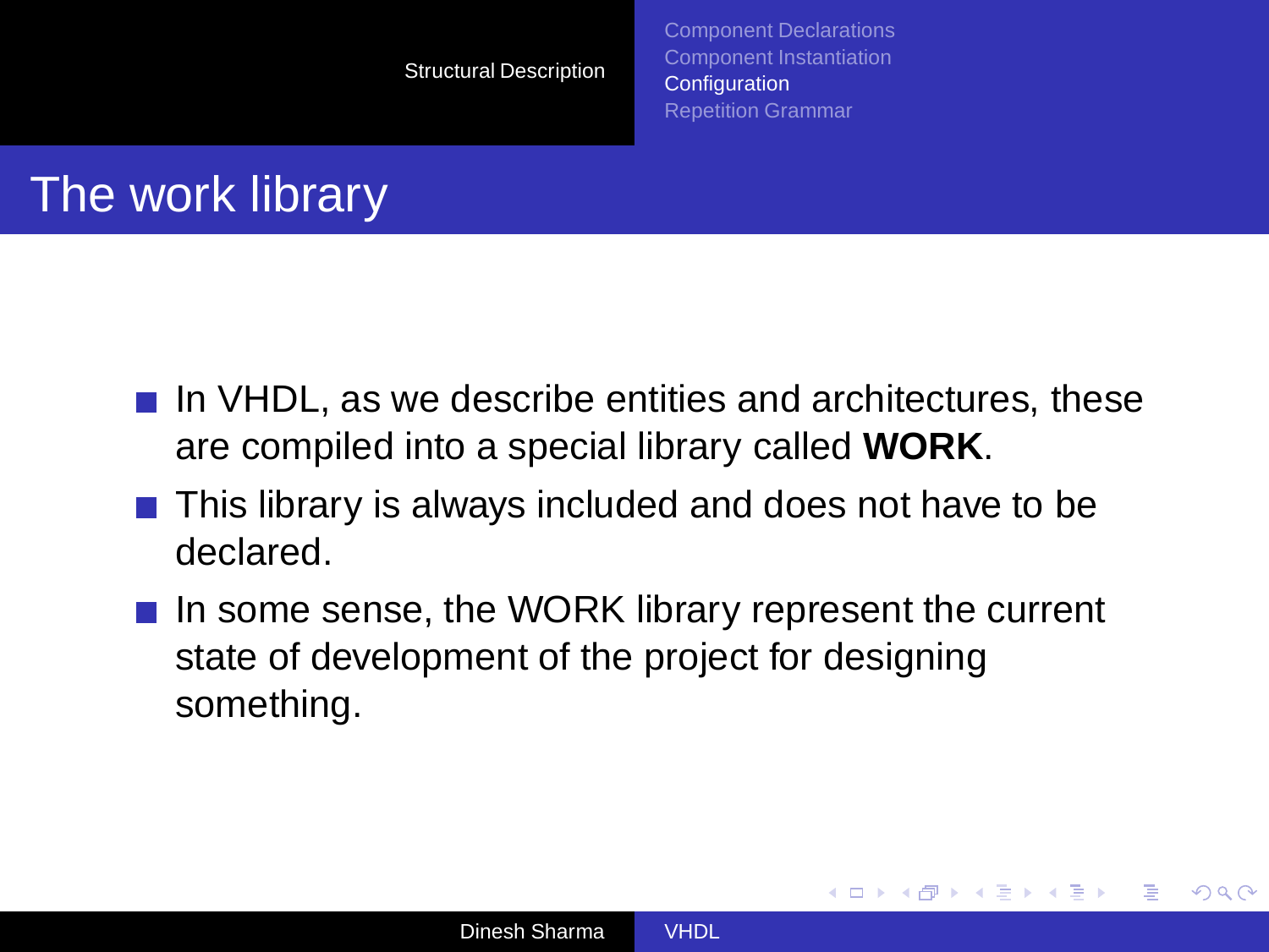# The work library

- In VHDL, as we describe entities and architectures, these are compiled into a special library called **WORK**.
- This library is always included and does not have to be declared.
- In some sense, the WORK library represent the current state of development of the project for designing something.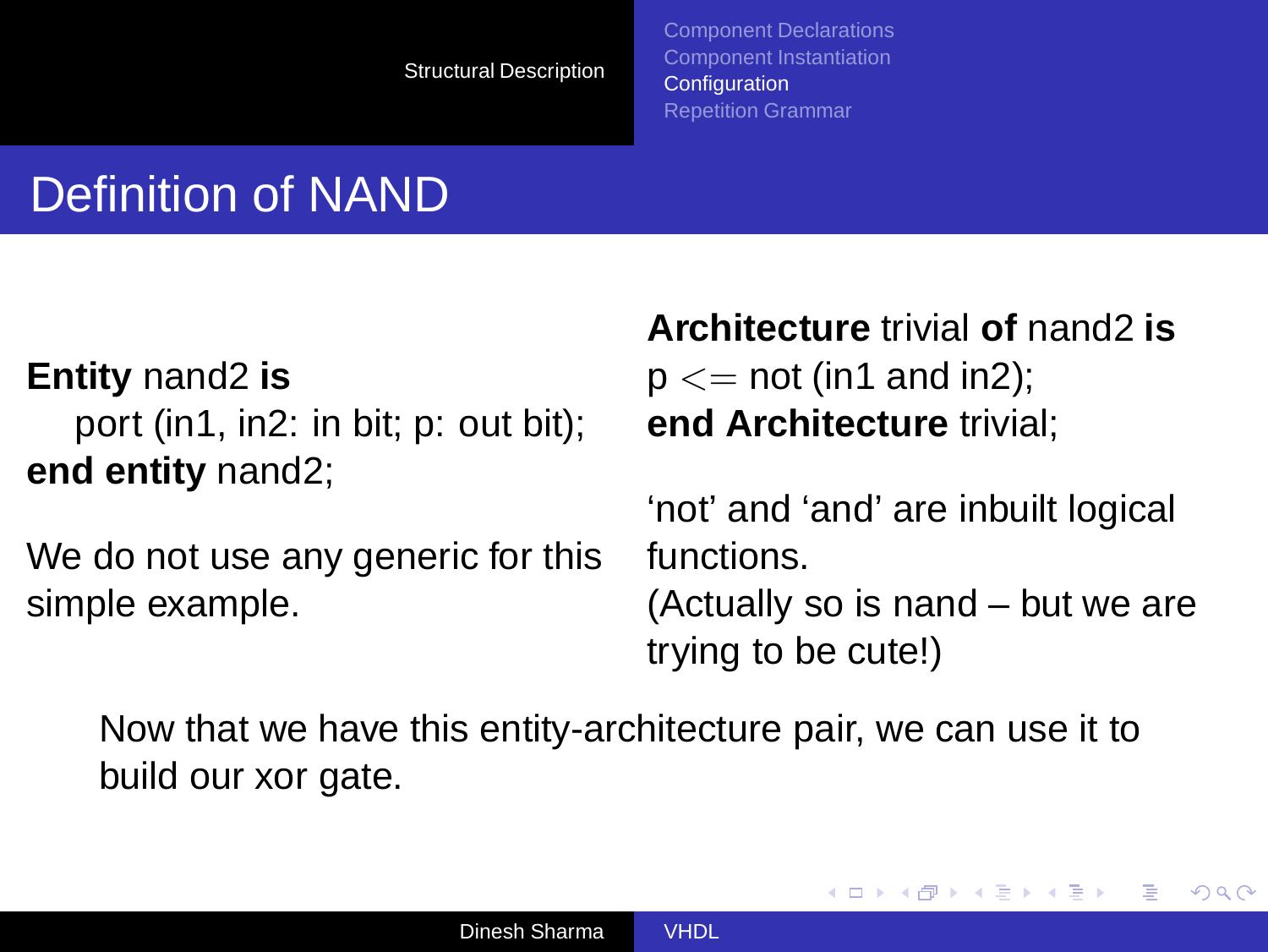# Definition of NAND

```
Entity nand2 is
    port (in1, in2: in bit; p: out bit);
end entity nand2;
```

We do not use any generic for this simple example.

```
Architecture trivial of nand2 is
p <= not (in1 and in2);
end Architecture trivial;
```

'not' and 'and' are inbuilt logical functions.
(Actually so is nand – but we are trying to be cute!)

Now that we have this entity-architecture pair, we can use it to build our xor gate.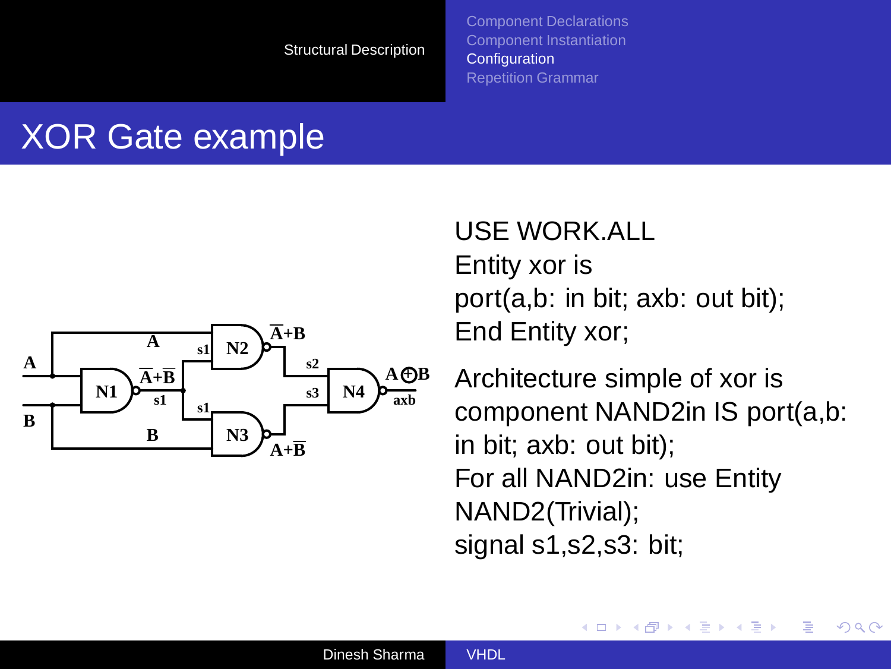# XOR Gate example

USE WORK.ALL
Entity xor is
port(a,b: in bit; axb: out bit);
End Entity xor;

Architecture simple of xor is
component NAND2in IS port(a,b: in bit; axb: out bit);
For all NAND2in: use Entity NAND2(Trivial);
signal s1,s2,s3: bit;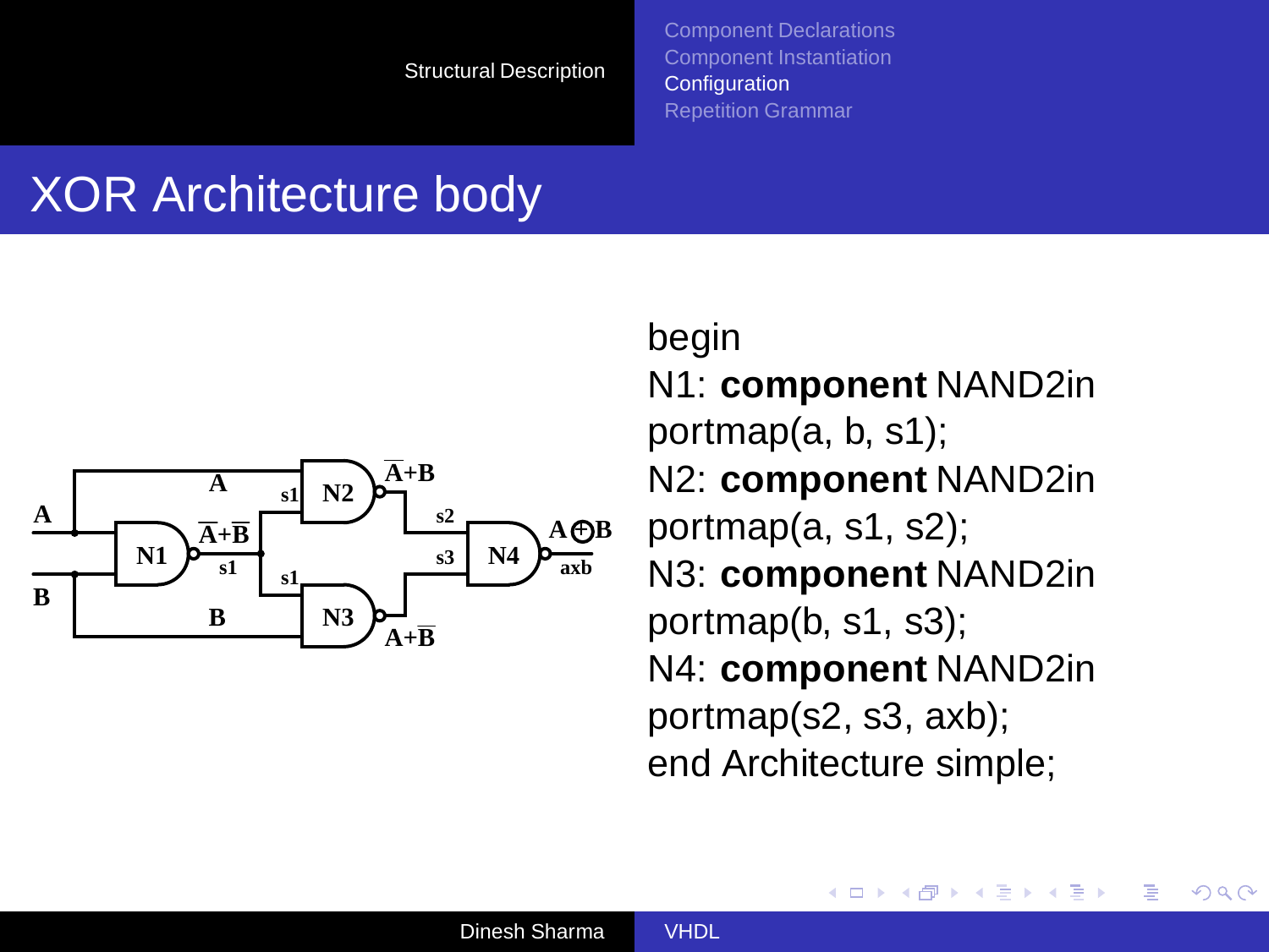# XOR Architecture body

```
begin
N1: component NAND2in
portmap(a, b, s1);
N2: component NAND2in
portmap(a, s1, s2);
N3: component NAND2in
portmap(b, s1, s3);
N4: component NAND2in
portmap(s2, s3, axb);
end Architecture simple;
```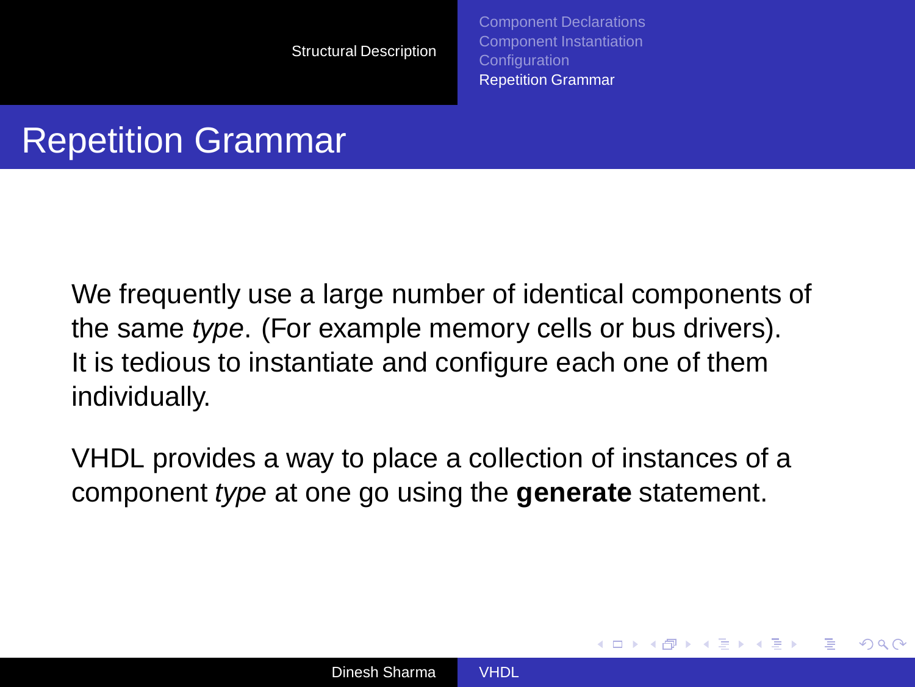# Repetition Grammar

We frequently use a large number of identical components of the same *type*. (For example memory cells or bus drivers). It is tedious to instantiate and configure each one of them individually.

VHDL provides a way to place a collection of instances of a component *type* at one go using the **generate** statement.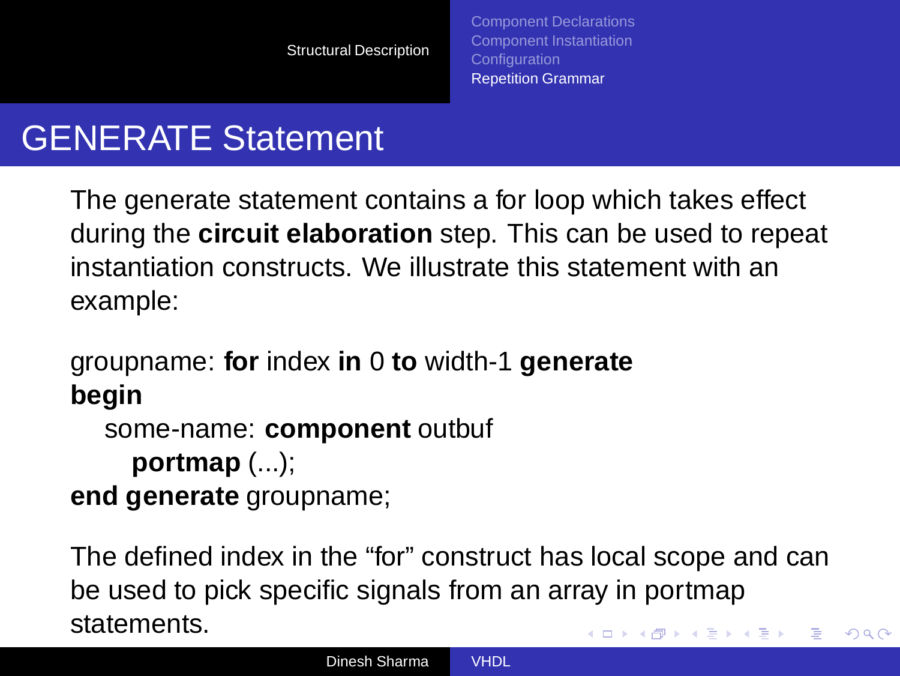# GENERATE Statement

The generate statement contains a for loop which takes effect during the **circuit elaboration** step. This can be used to repeat instantiation constructs. We illustrate this statement with an example:

```
groupname: for index in 0 to width-1 generate
begin
    some-name: component outbuf
        portmap (...);
end generate groupname;
```

The defined index in the “for” construct has local scope and can be used to pick specific signals from an array in portmap statements.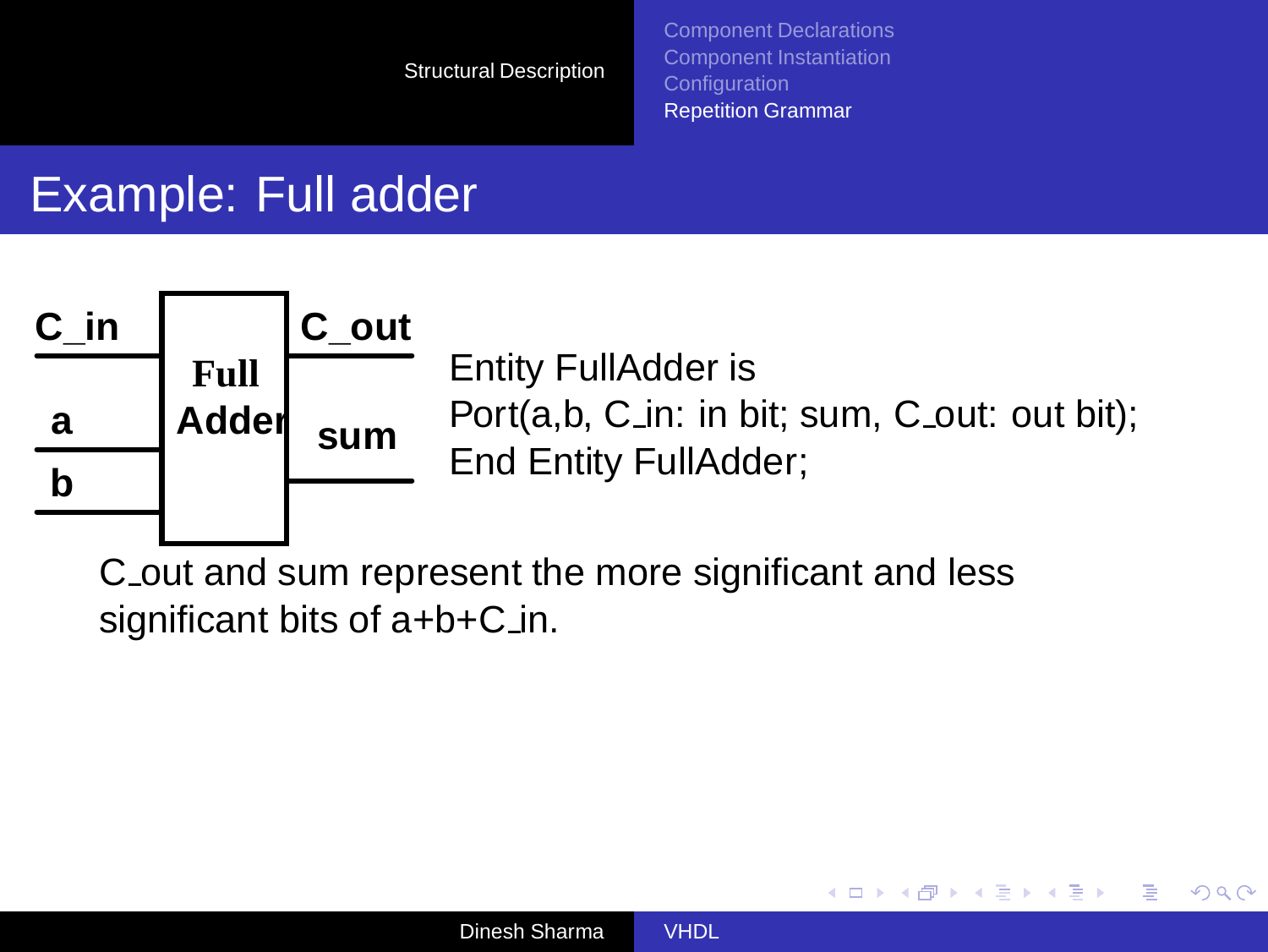## Example: Full adder

C_in, a, b → **Full Adder** → C_out, sum

```
Entity FullAdder is
Port(a,b, C_in: in bit; sum, C_out: out bit);
End Entity FullAdder;
```

C_out and sum represent the more significant and less significant bits of a+b+C_in.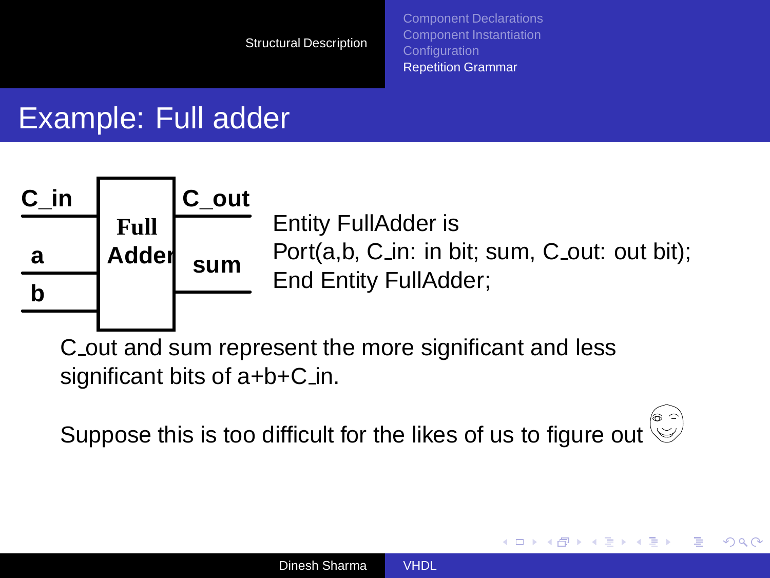# Example: Full adder

```
Entity FullAdder is
Port(a,b, C_in: in bit; sum, C_out: out bit);
End Entity FullAdder;
```

C_out and sum represent the more significant and less significant bits of a+b+C_in.

Suppose this is too difficult for the likes of us to figure out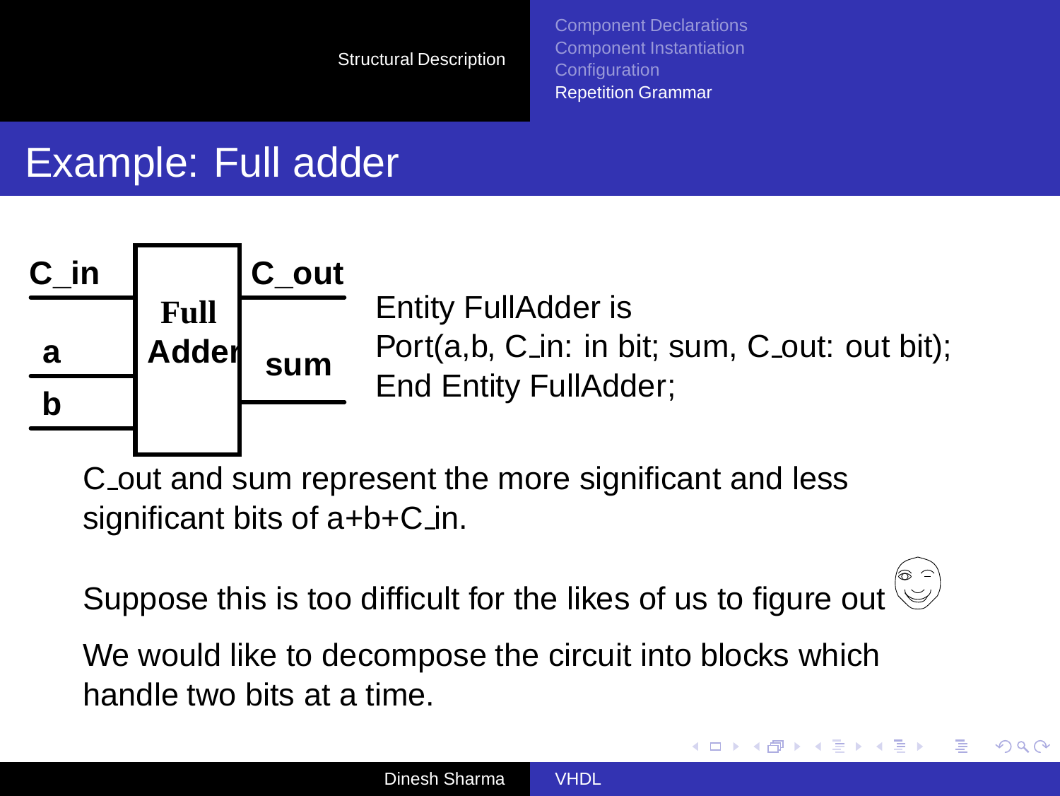# Example: Full adder

```
Entity FullAdder is
Port(a,b, C_in: in bit; sum, C_out: out bit);
End Entity FullAdder;
```

C_out and sum represent the more significant and less significant bits of a+b+C_in.

Suppose this is too difficult for the likes of us to figure out

We would like to decompose the circuit into blocks which handle two bits at a time.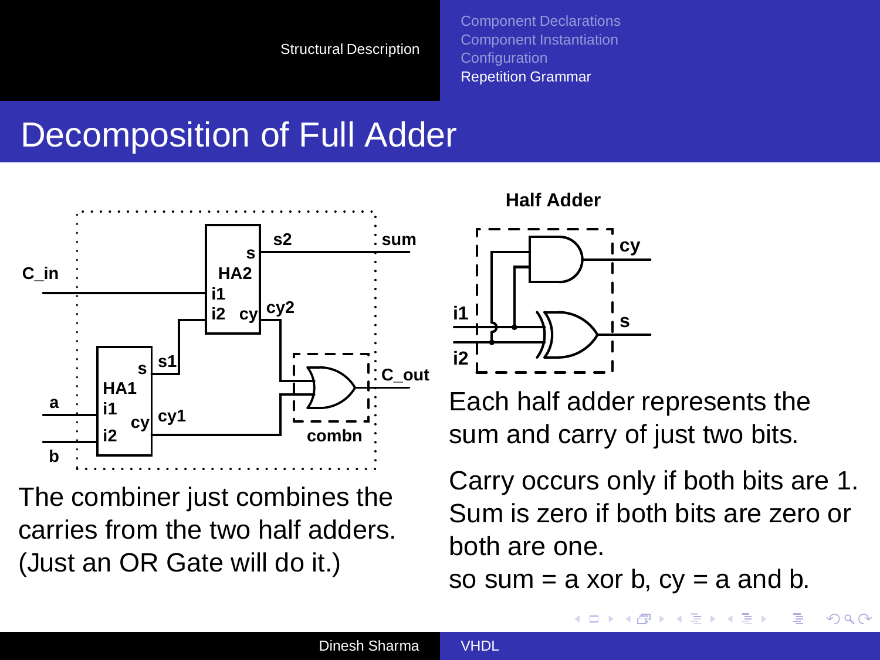# Decomposition of Full Adder

**Half Adder**

The combiner just combines the carries from the two half adders. (Just an OR Gate will do it.)

Each half adder represents the sum and carry of just two bits.

Carry occurs only if both bits are 1. Sum is zero if both bits are zero or both are one.

so sum = a xor b, cy = a and b.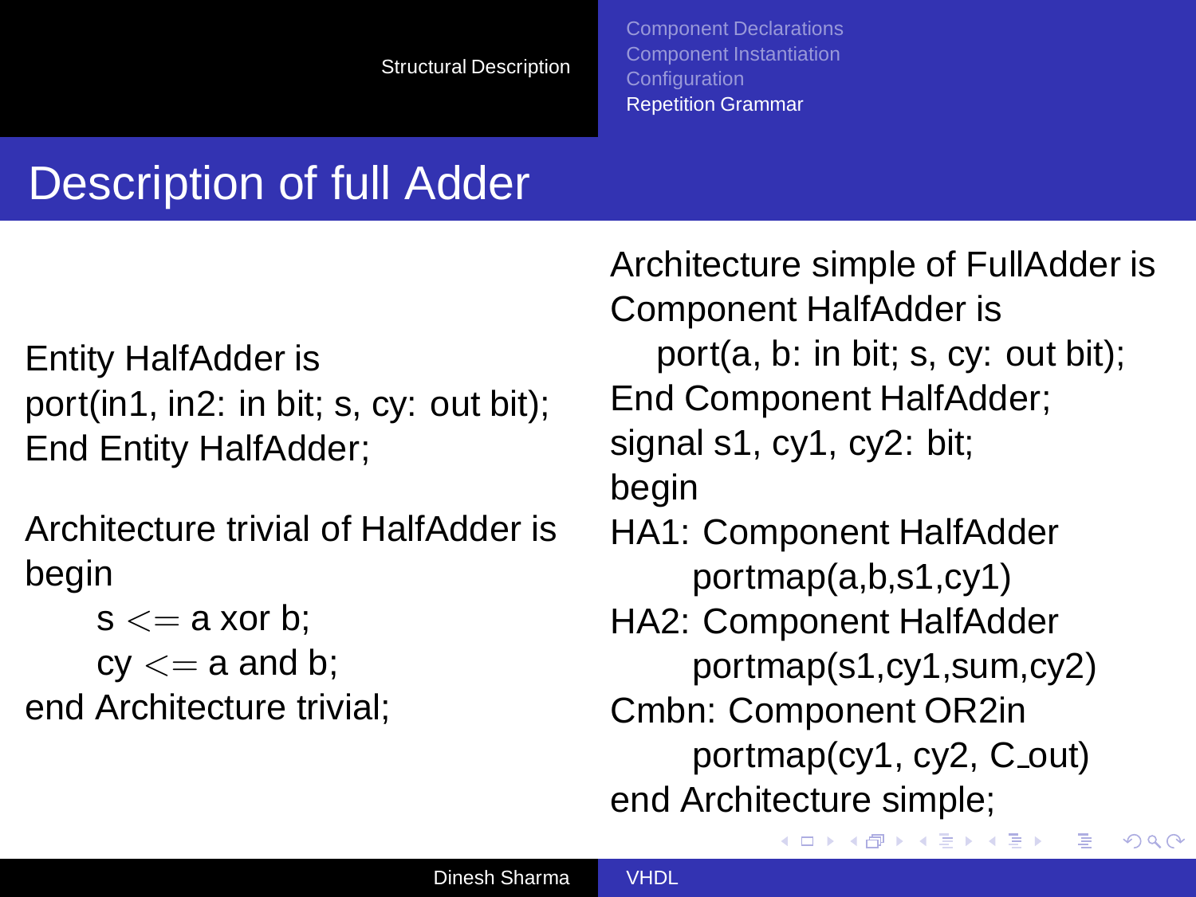# Description of full Adder

```
Entity HalfAdder is
port(in1, in2: in bit; s, cy: out bit);
End Entity HalfAdder;

Architecture trivial of HalfAdder is
begin
      s <= a xor b;
      cy <= a and b;
end Architecture trivial;
```

```
Architecture simple of FullAdder is
Component HalfAdder is
    port(a, b: in bit; s, cy: out bit);
End Component HalfAdder;
signal s1, cy1, cy2: bit;
begin
HA1: Component HalfAdder
       portmap(a,b,s1,cy1)
HA2: Component HalfAdder
       portmap(s1,cy1,sum,cy2)
Cmbn: Component OR2in
       portmap(cy1, cy2, C_out)
end Architecture simple;
```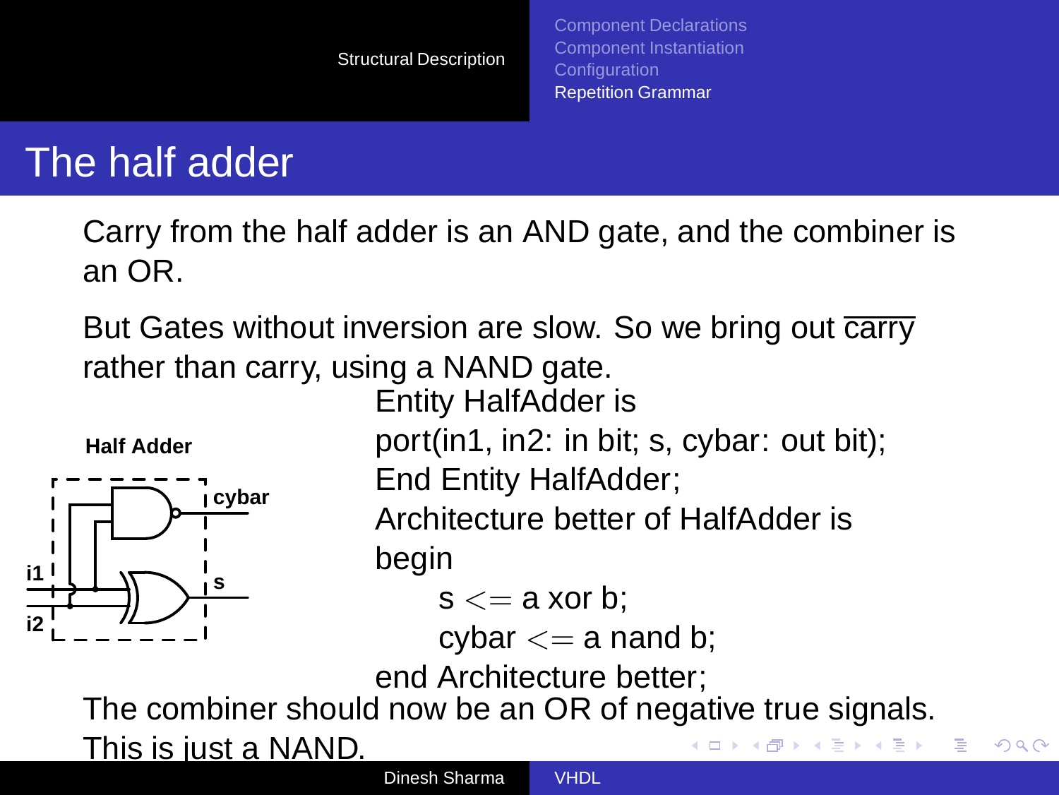# The half adder

Carry from the half adder is an AND gate, and the combiner is an OR.

But Gates without inversion are slow. So we bring out $\overline{\text{carry}}$ rather than carry, using a NAND gate.

```
Entity HalfAdder is
port(in1, in2: in bit; s, cybar: out bit);
End Entity HalfAdder;
Architecture better of HalfAdder is
begin
    s <= a xor b;
    cybar <= a nand b;
end Architecture better;
```

The combiner should now be an OR of negative true signals. This is just a NAND.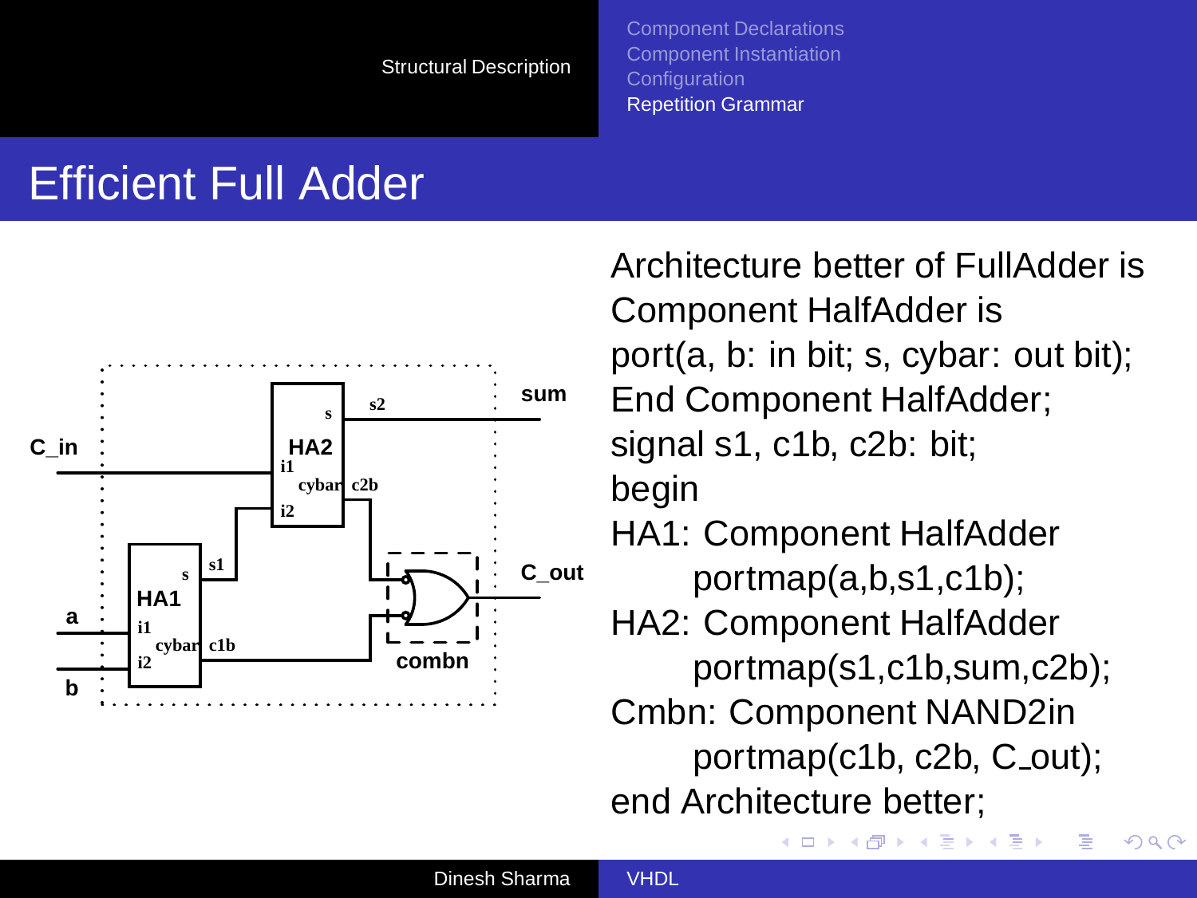# Efficient Full Adder

```
Architecture better of FullAdder is
Component HalfAdder is
port(a, b: in bit; s, cybar: out bit);
End Component HalfAdder;
signal s1, c1b, c2b: bit;
begin
HA1: Component HalfAdder
      portmap(a,b,s1,c1b);
HA2: Component HalfAdder
      portmap(s1,c1b,sum,c2b);
Cmbn: Component NAND2in
      portmap(c1b, c2b, C_out);
end Architecture better;
```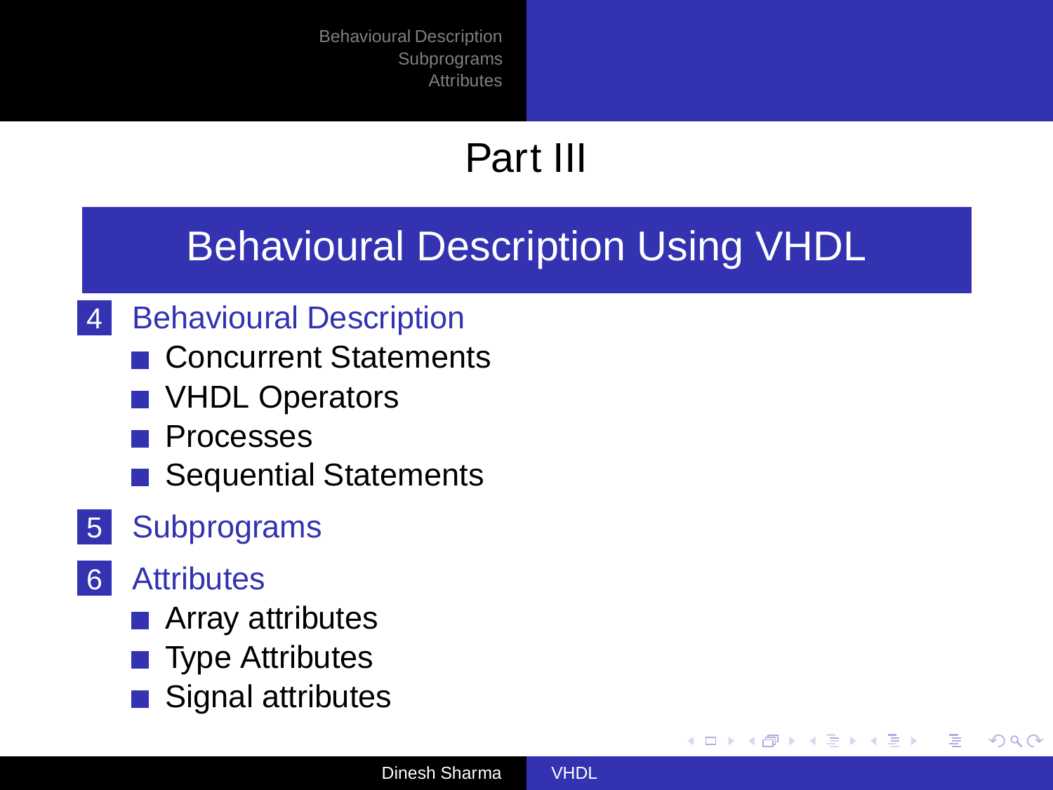# Part III

## Behavioural Description Using VHDL

4. Behavioural Description
   - Concurrent Statements
   - VHDL Operators
   - Processes
   - Sequential Statements
5. Subprograms
6. Attributes
   - Array attributes
   - Type Attributes
   - Signal attributes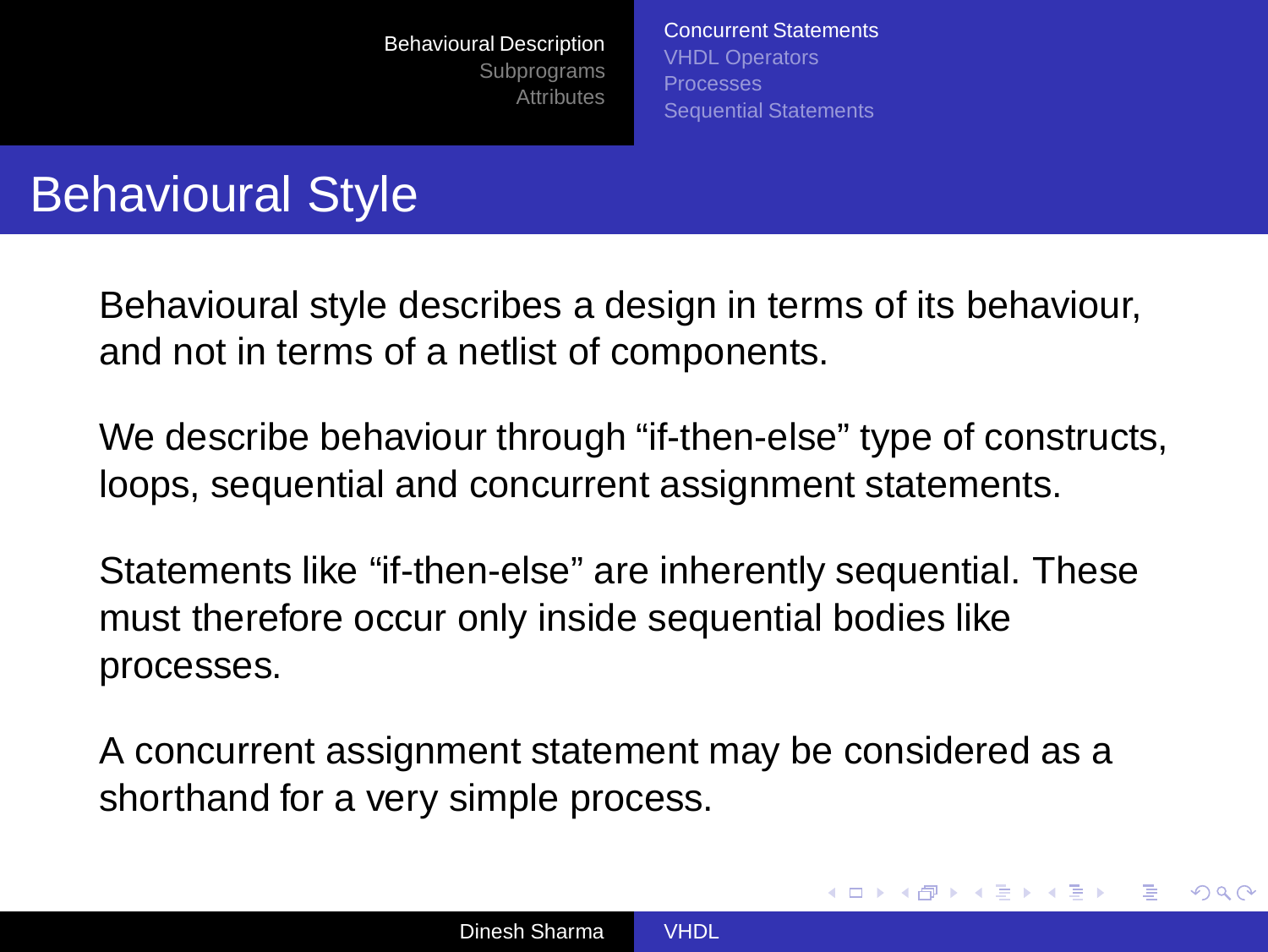# Behavioural Style

Behavioural style describes a design in terms of its behaviour, and not in terms of a netlist of components.

We describe behaviour through “if-then-else” type of constructs, loops, sequential and concurrent assignment statements.

Statements like “if-then-else” are inherently sequential. These must therefore occur only inside sequential bodies like processes.

A concurrent assignment statement may be considered as a shorthand for a very simple process.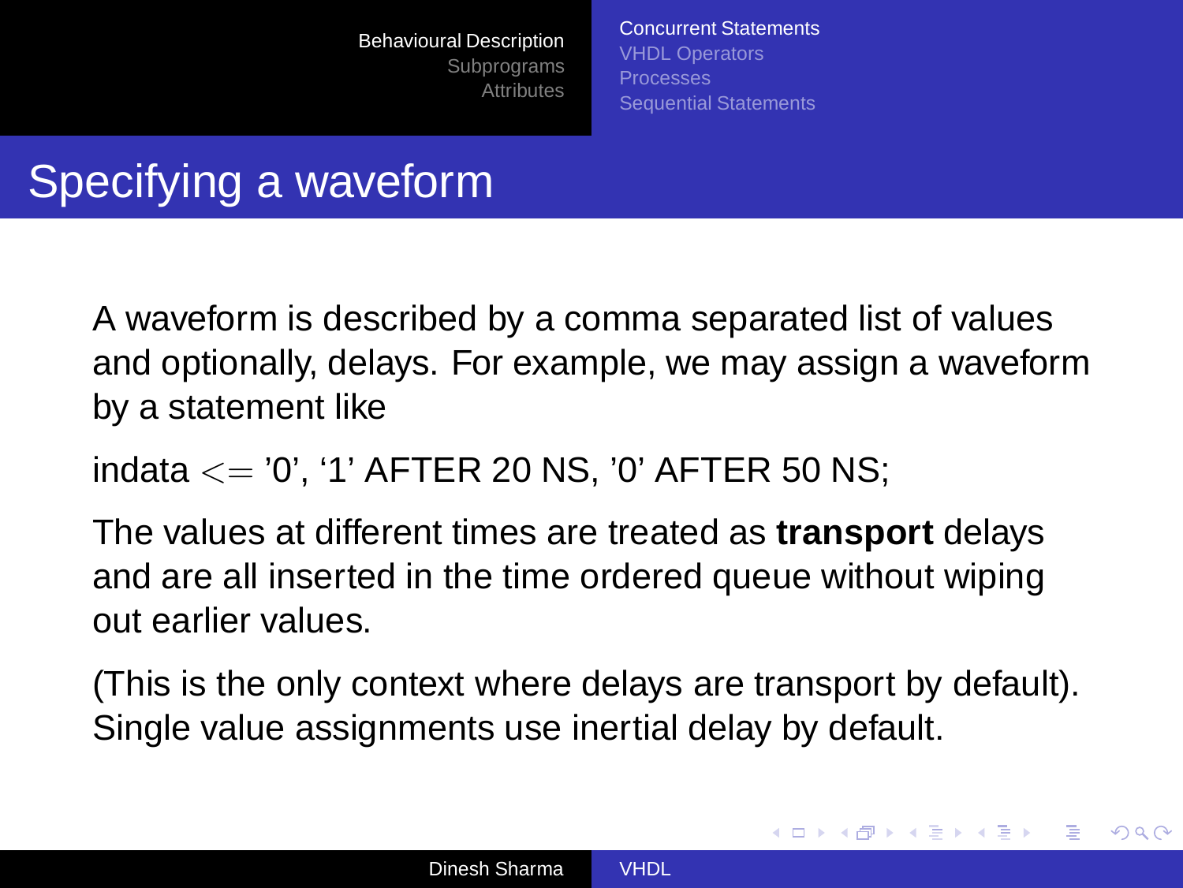# Specifying a waveform

A waveform is described by a comma separated list of values and optionally, delays. For example, we may assign a waveform by a statement like

```
indata <= '0', '1' AFTER 20 NS, '0' AFTER 50 NS;
```

The values at different times are treated as **transport** delays and are all inserted in the time ordered queue without wiping out earlier values.

(This is the only context where delays are transport by default). Single value assignments use inertial delay by default.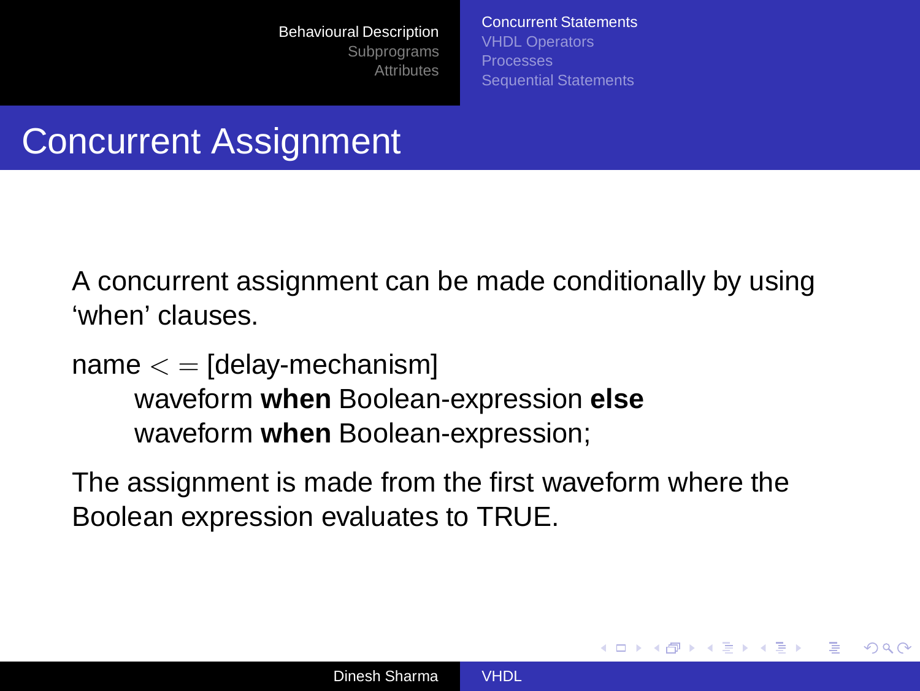# Concurrent Assignment

A concurrent assignment can be made conditionally by using 'when' clauses.

name <= [delay-mechanism]
    waveform **when** Boolean-expression **else**
    waveform **when** Boolean-expression;

The assignment is made from the first waveform where the Boolean expression evaluates to TRUE.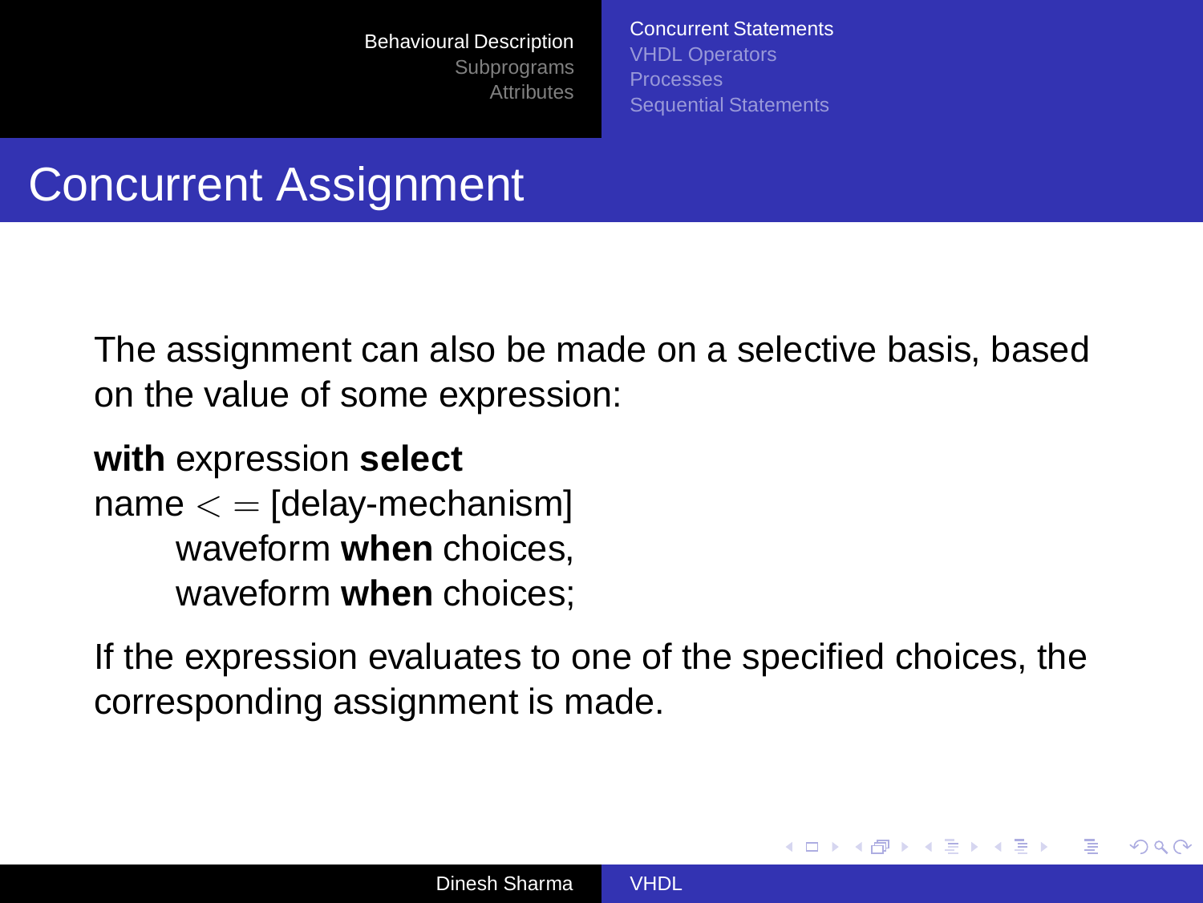# Concurrent Assignment

The assignment can also be made on a selective basis, based on the value of some expression:

**with** expression **select**
name <= [delay-mechanism]
    waveform **when** choices,
    waveform **when** choices;

If the expression evaluates to one of the specified choices, the corresponding assignment is made.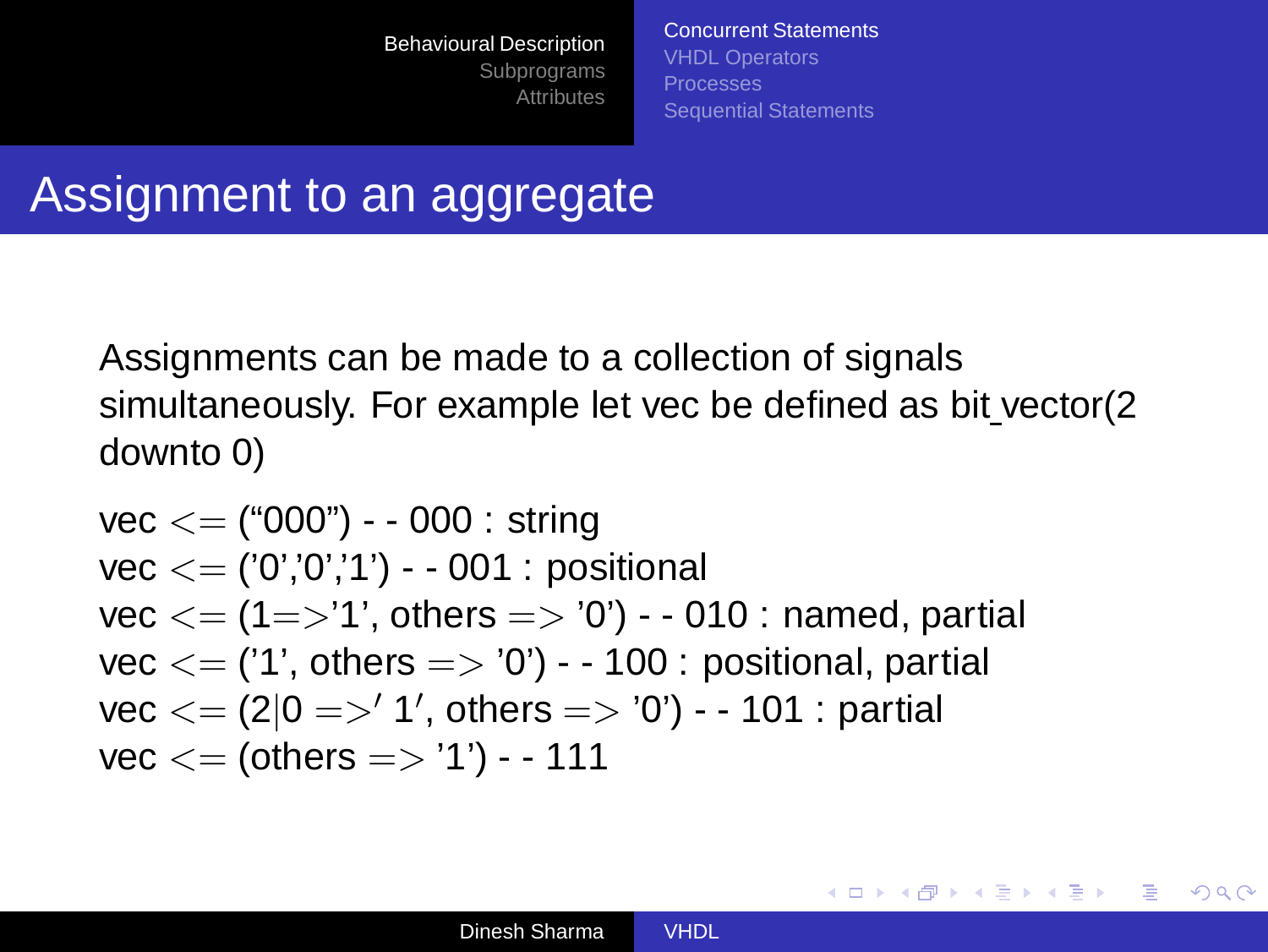# Assignment to an aggregate

Assignments can be made to a collection of signals simultaneously. For example let vec be defined as bit_vector(2 downto 0)

```
vec <= ("000") -- 000 : string
vec <= ('0','0','1') -- 001 : positional
vec <= (1=>'1', others => '0') -- 010 : named, partial
vec <= ('1', others => '0') -- 100 : positional, partial
vec <= (2|0 => '1', others => '0') -- 101 : partial
vec <= (others => '1') -- 111
```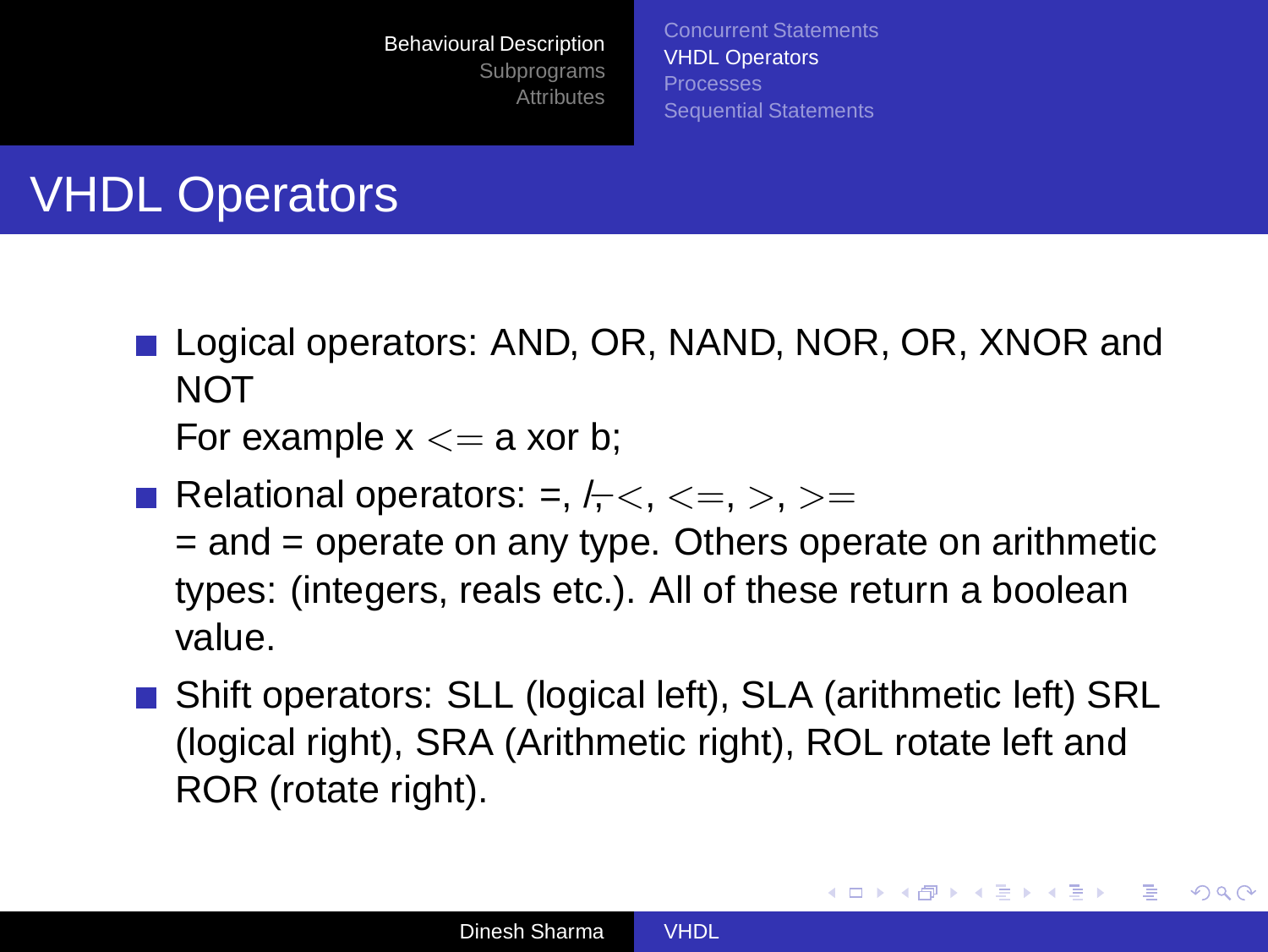# VHDL Operators

- Logical operators: AND, OR, NAND, NOR, OR, XNOR and NOT
  For example x $<=$ a xor b;
- Relational operators: =, /=, $<$, $<=$, $>$, $>=$
  = and = operate on any type. Others operate on arithmetic types: (integers, reals etc.). All of these return a boolean value.
- Shift operators: SLL (logical left), SLA (arithmetic left) SRL (logical right), SRA (Arithmetic right), ROL rotate left and ROR (rotate right).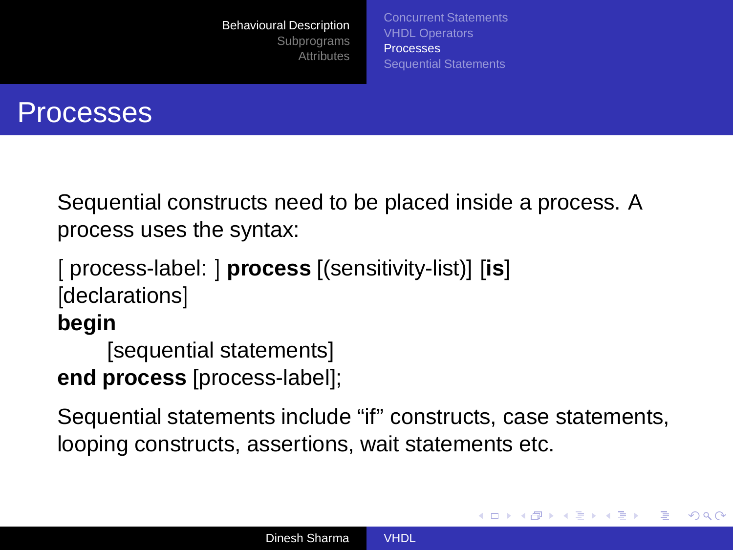# Processes

Sequential constructs need to be placed inside a process. A process uses the syntax:

[ process-label: ] **process** [(sensitivity-list)] [**is**]
[declarations]
**begin**
    [sequential statements]
**end process** [process-label];

Sequential statements include “if” constructs, case statements, looping constructs, assertions, wait statements etc.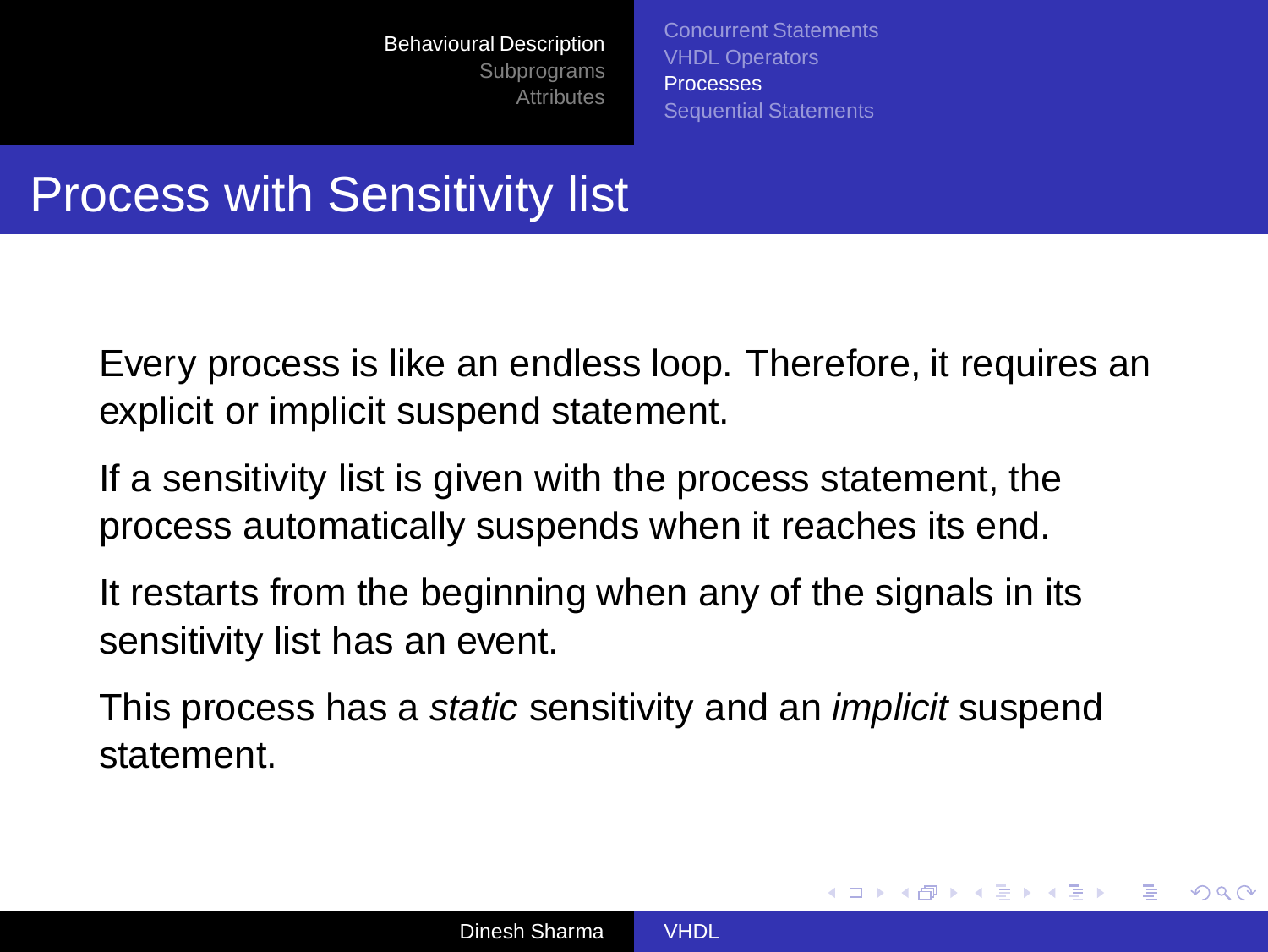# Process with Sensitivity list

Every process is like an endless loop. Therefore, it requires an explicit or implicit suspend statement.

If a sensitivity list is given with the process statement, the process automatically suspends when it reaches its end.

It restarts from the beginning when any of the signals in its sensitivity list has an event.

This process has a *static* sensitivity and an *implicit* suspend statement.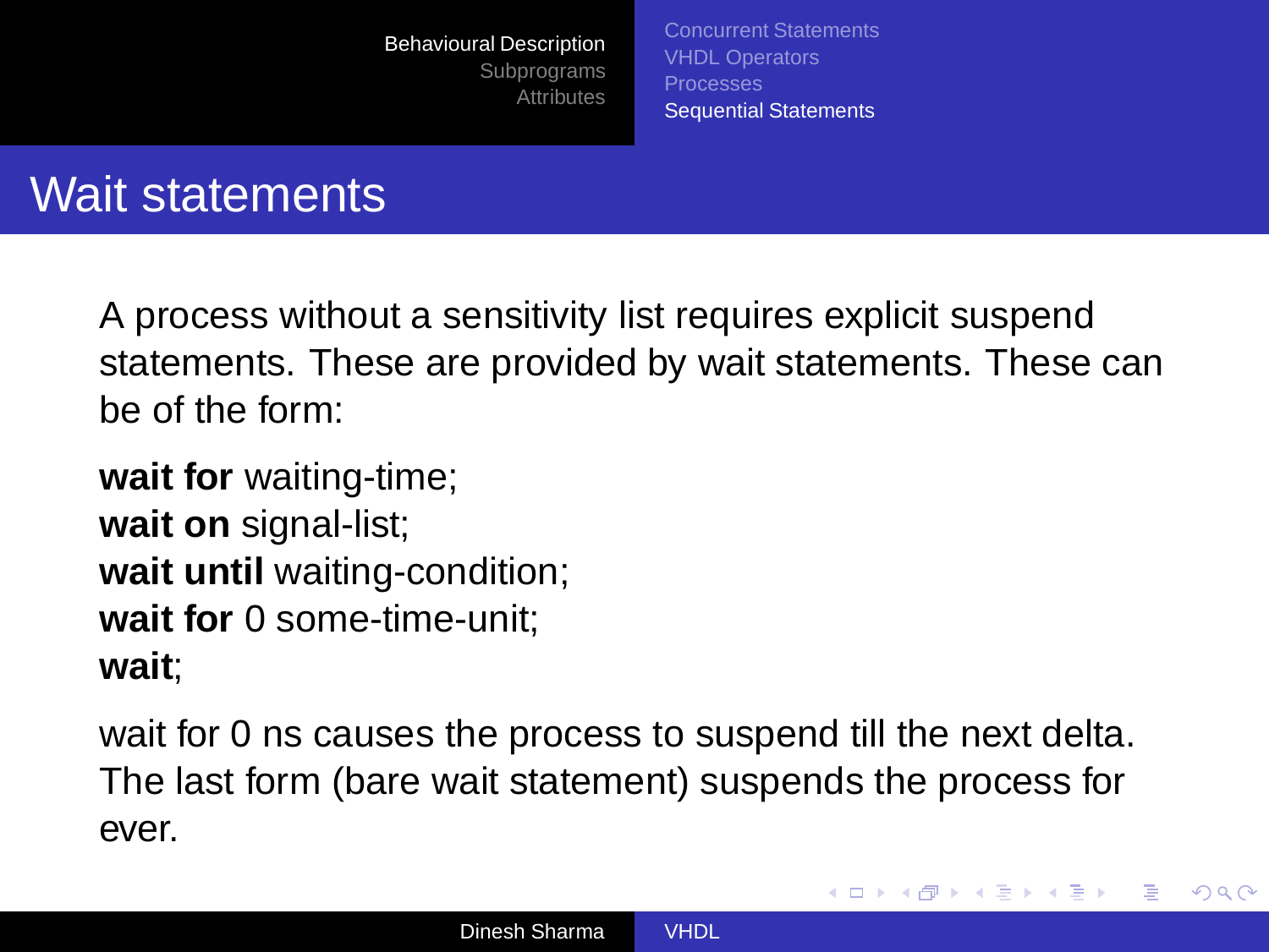# Wait statements

A process without a sensitivity list requires explicit suspend statements. These are provided by wait statements. These can be of the form:

**wait for** waiting-time;
**wait on** signal-list;
**wait until** waiting-condition;
**wait for** 0 some-time-unit;
**wait**;

wait for 0 ns causes the process to suspend till the next delta. The last form (bare wait statement) suspends the process for ever.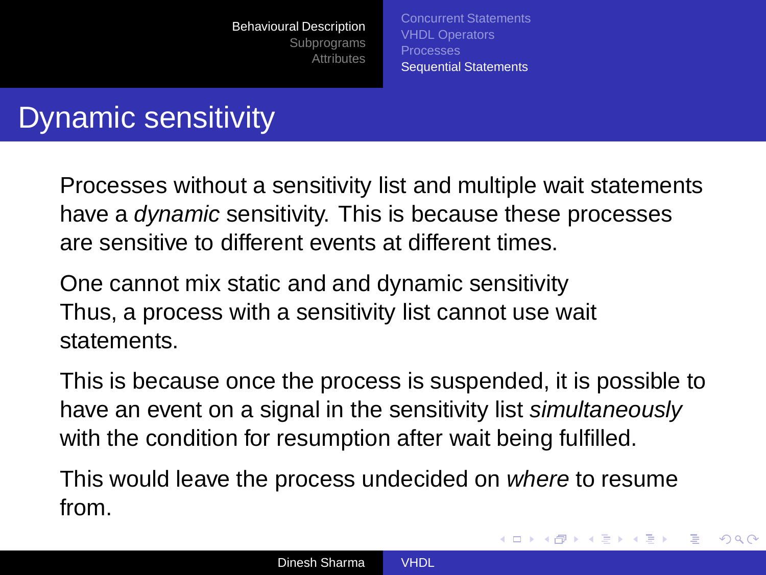# Dynamic sensitivity

Processes without a sensitivity list and multiple wait statements have a *dynamic* sensitivity. This is because these processes are sensitive to different events at different times.

One cannot mix static and and dynamic sensitivity
Thus, a process with a sensitivity list cannot use wait statements.

This is because once the process is suspended, it is possible to have an event on a signal in the sensitivity list *simultaneously* with the condition for resumption after wait being fulfilled.

This would leave the process undecided on *where* to resume from.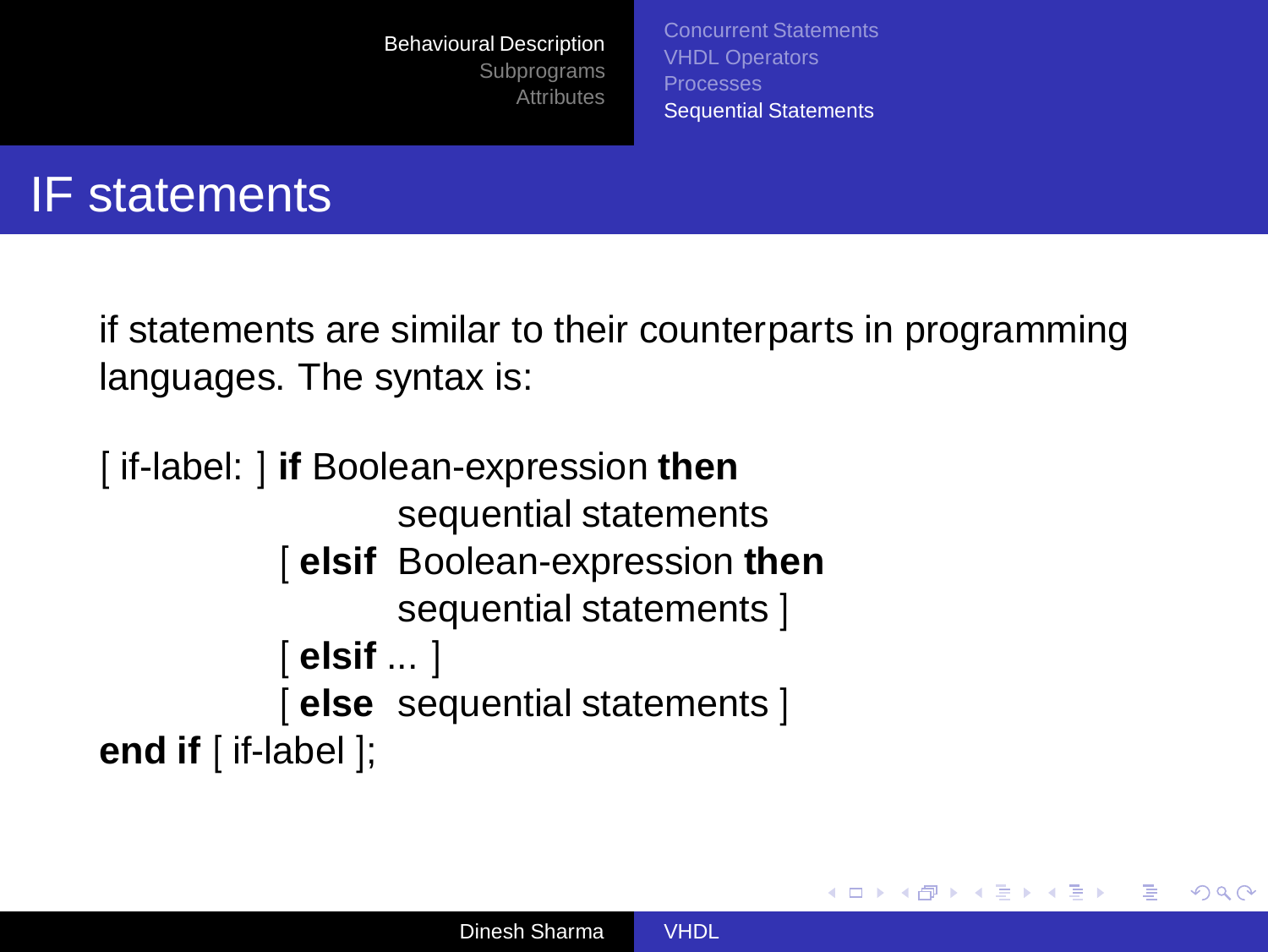# IF statements

if statements are similar to their counterparts in programming languages. The syntax is:

```
[ if-label: ] if Boolean-expression then
                  sequential statements
         [ elsif  Boolean-expression then
                  sequential statements ]
         [ elsif ... ]
         [ else   sequential statements ]
end if [ if-label ];
```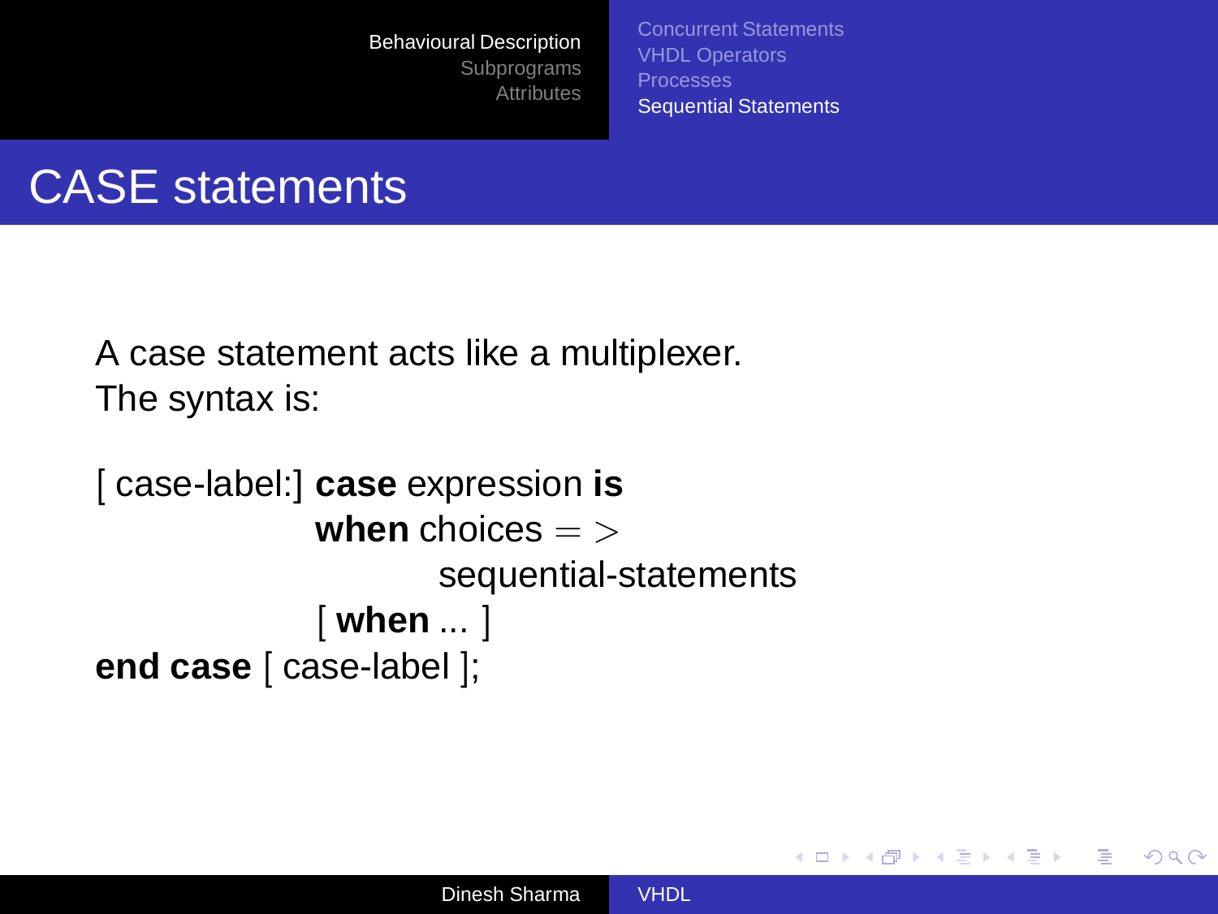# CASE statements

A case statement acts like a multiplexer.
The syntax is:

```
[ case-label:] case expression is
               when choices =>
                     sequential-statements
               [ when ... ]
end case [ case-label ];
```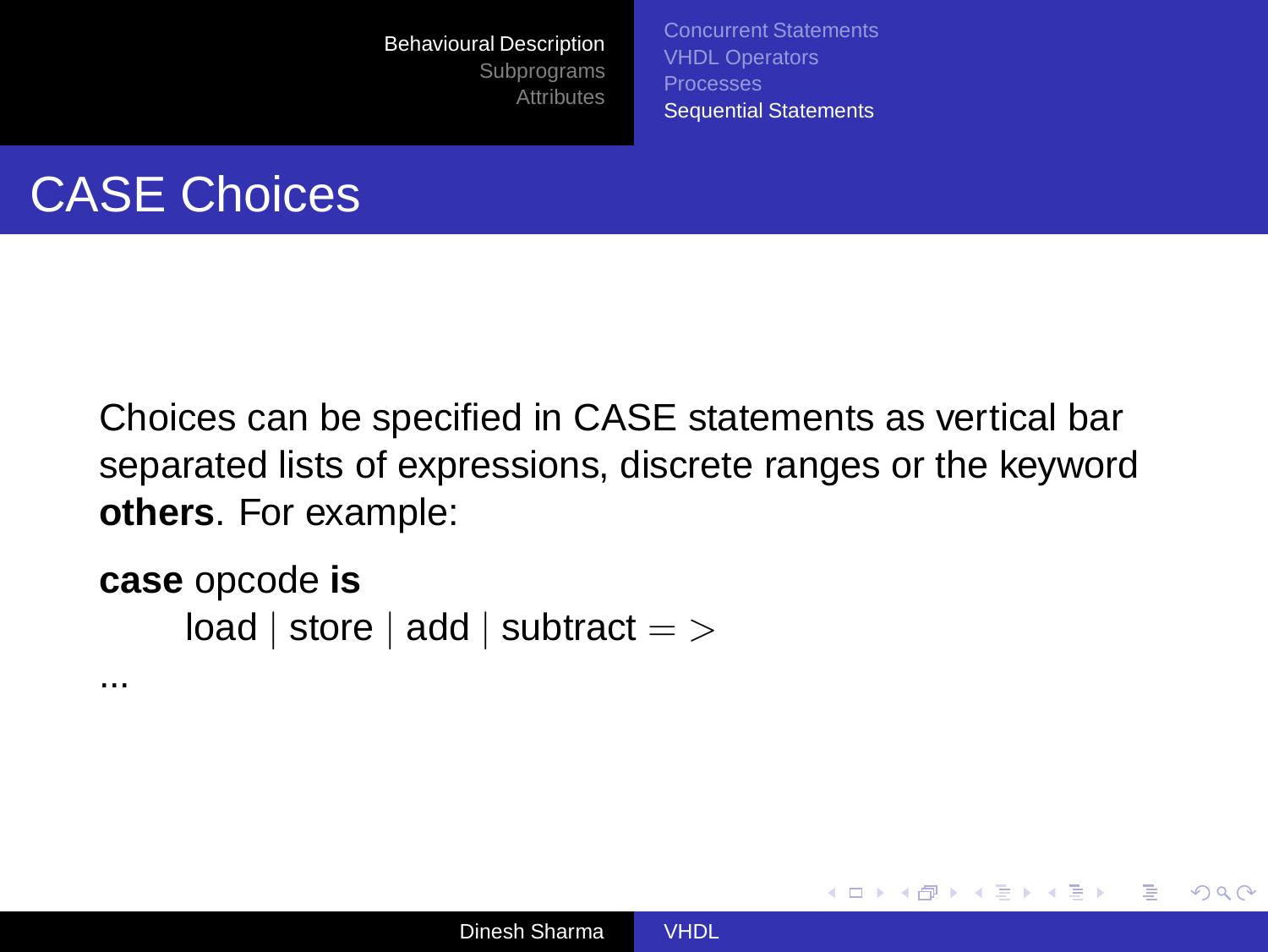# CASE Choices

Choices can be specified in CASE statements as vertical bar separated lists of expressions, discrete ranges or the keyword **others**. For example:

```
case opcode is
    load | store | add | subtract =>
...
```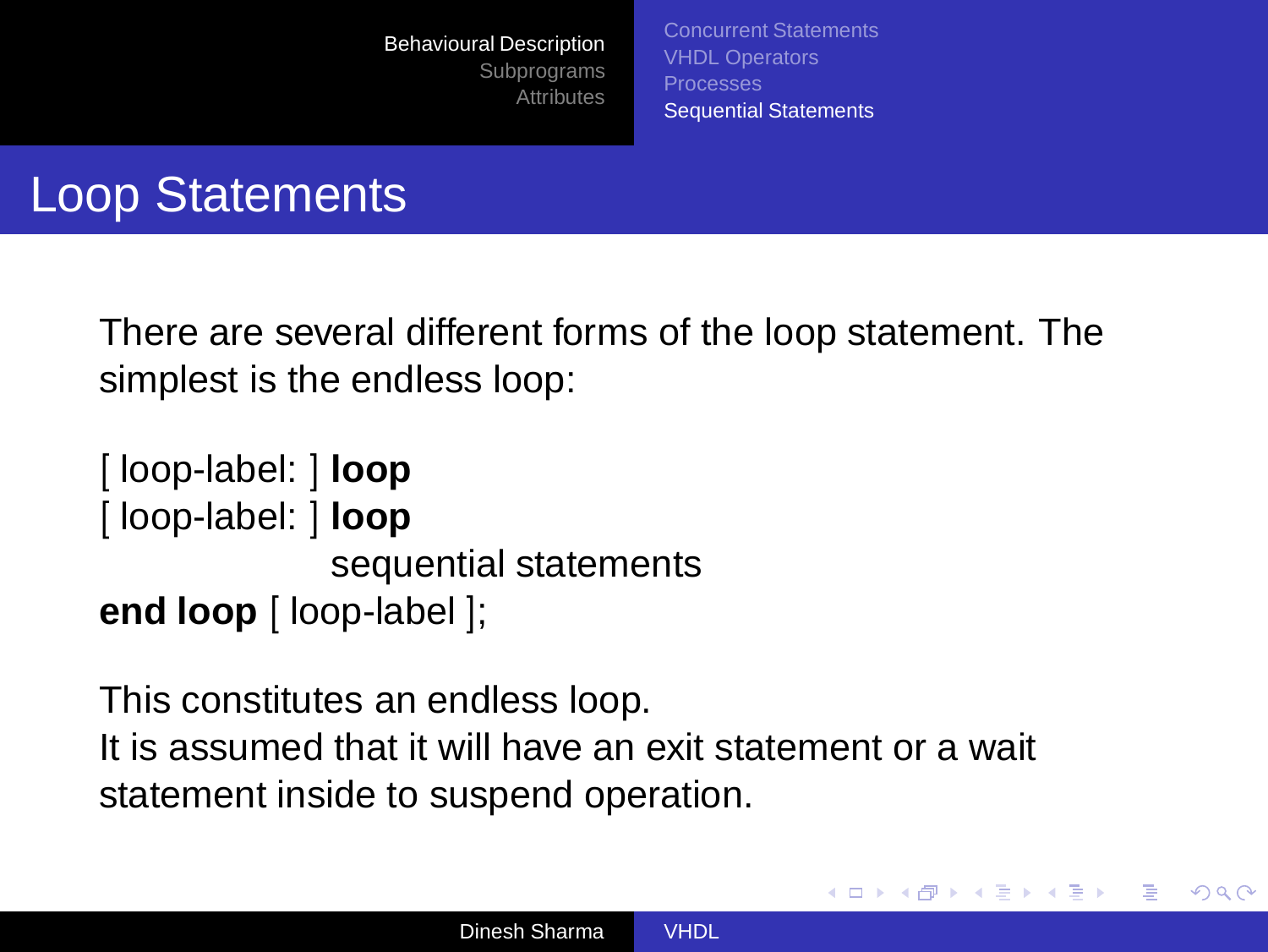# Loop Statements

There are several different forms of the loop statement. The simplest is the endless loop:

[ loop-label: ] **loop**
[ loop-label: ] **loop**
  sequential statements
**end loop** [ loop-label ];

This constitutes an endless loop.
It is assumed that it will have an exit statement or a wait statement inside to suspend operation.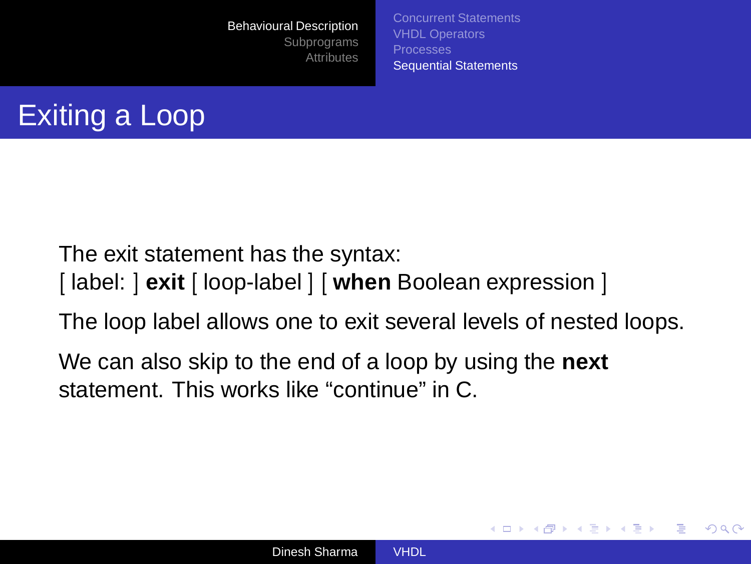# Exiting a Loop

The exit statement has the syntax:
[ label: ] **exit** [ loop-label ] [ **when** Boolean expression ]

The loop label allows one to exit several levels of nested loops.

We can also skip to the end of a loop by using the **next** statement. This works like “continue” in C.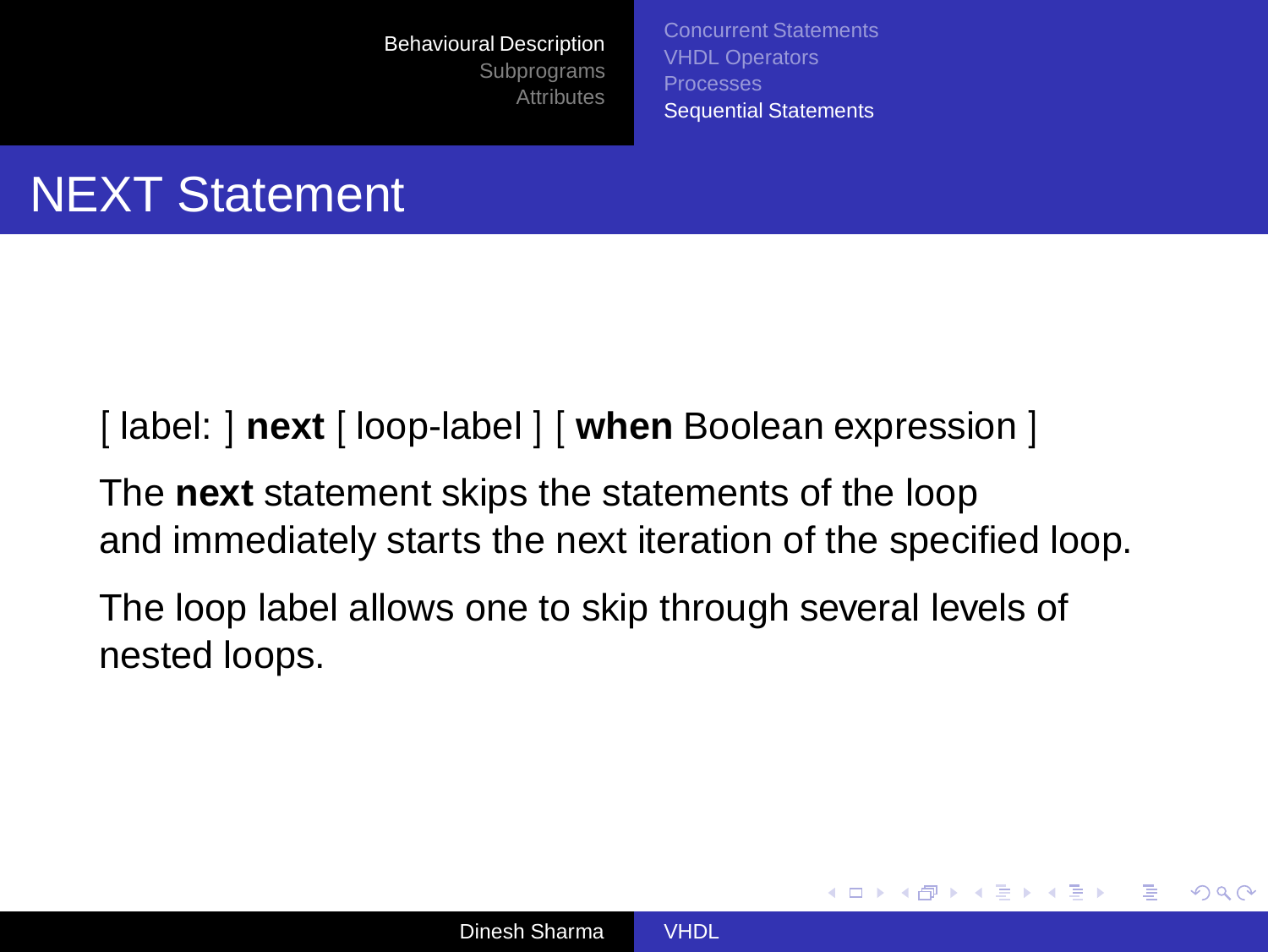# NEXT Statement

[ label: ] **next** [ loop-label ] [ **when** Boolean expression ]

The **next** statement skips the statements of the loop and immediately starts the next iteration of the specified loop.

The loop label allows one to skip through several levels of nested loops.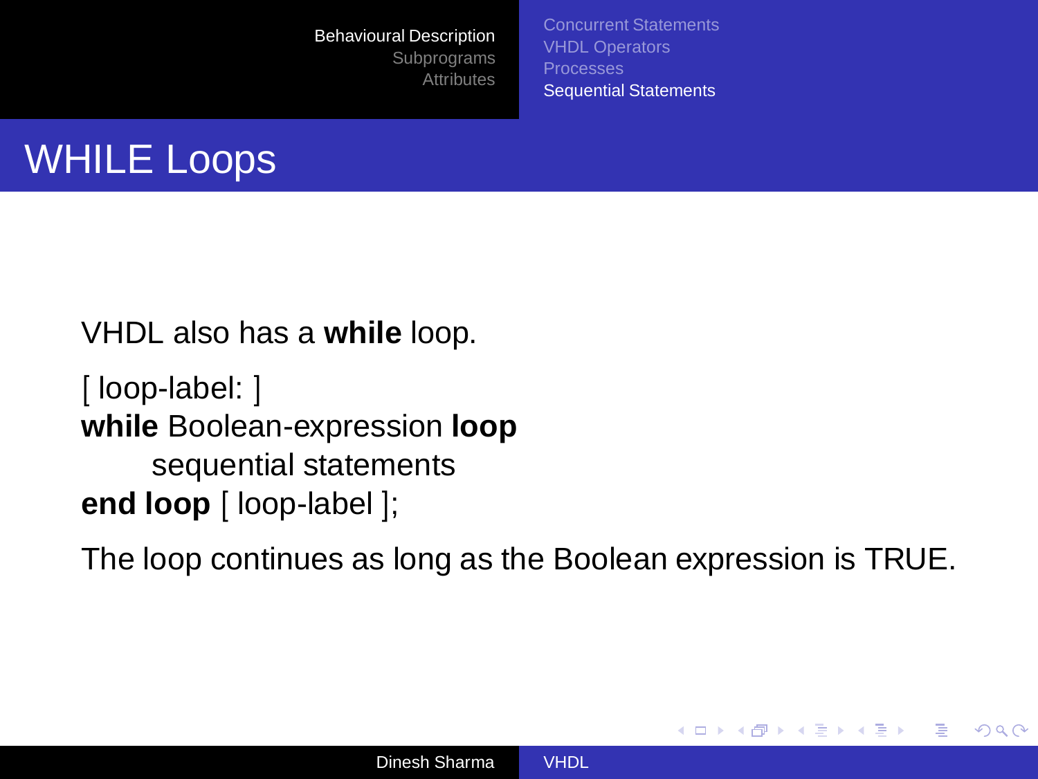# WHILE Loops

VHDL also has a **while** loop.

[ loop-label: ]
**while** Boolean-expression **loop**
    sequential statements
**end loop** [ loop-label ];

The loop continues as long as the Boolean expression is TRUE.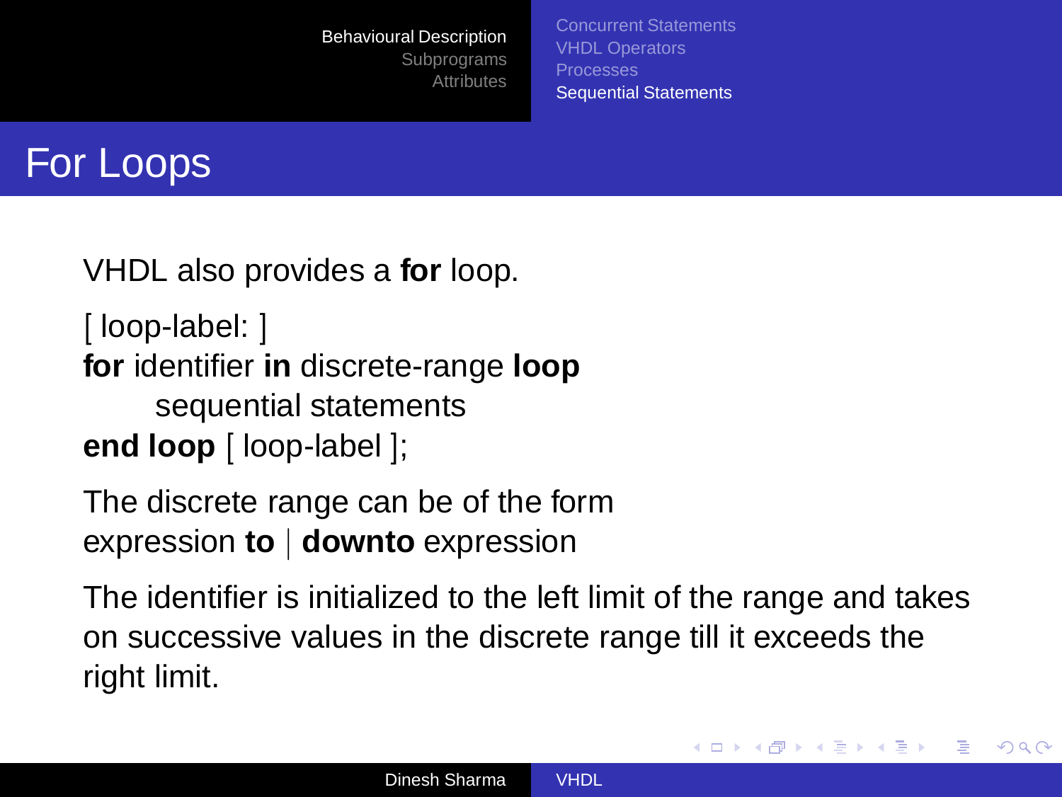# For Loops

VHDL also provides a **for** loop.

[ loop-label: ]
**for** identifier **in** discrete-range **loop**
    sequential statements
**end loop** [ loop-label ];

The discrete range can be of the form
expression **to** | **downto** expression

The identifier is initialized to the left limit of the range and takes on successive values in the discrete range till it exceeds the right limit.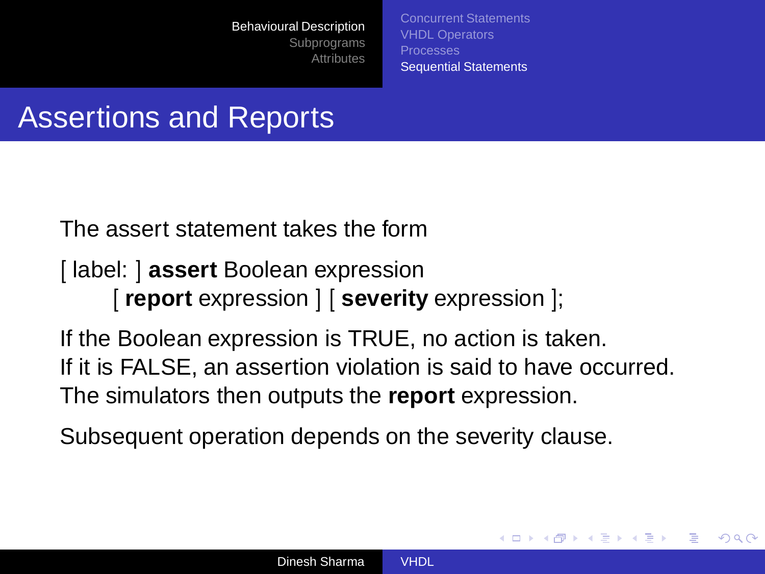# Assertions and Reports

The assert statement takes the form

[ label: ] **assert** Boolean expression
  [ **report** expression ] [ **severity** expression ];

If the Boolean expression is TRUE, no action is taken.
If it is FALSE, an assertion violation is said to have occurred.
The simulators then outputs the **report** expression.

Subsequent operation depends on the severity clause.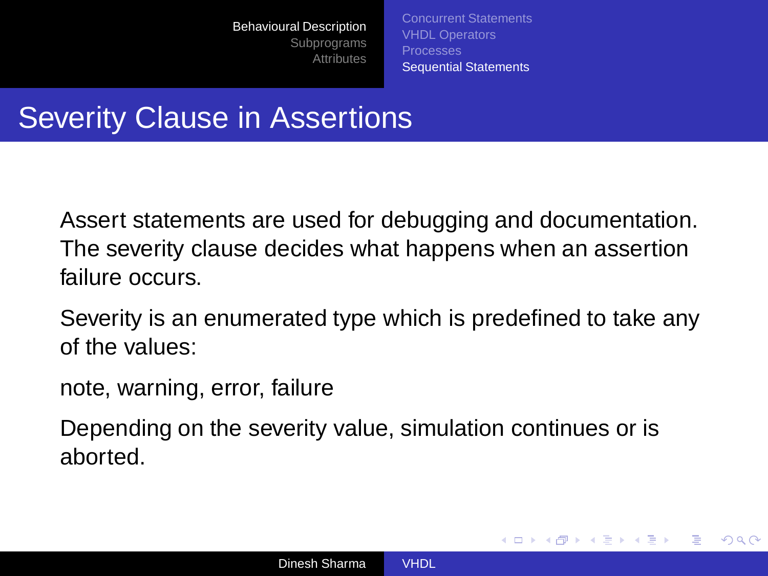# Severity Clause in Assertions

Assert statements are used for debugging and documentation. The severity clause decides what happens when an assertion failure occurs.

Severity is an enumerated type which is predefined to take any of the values:

note, warning, error, failure

Depending on the severity value, simulation continues or is aborted.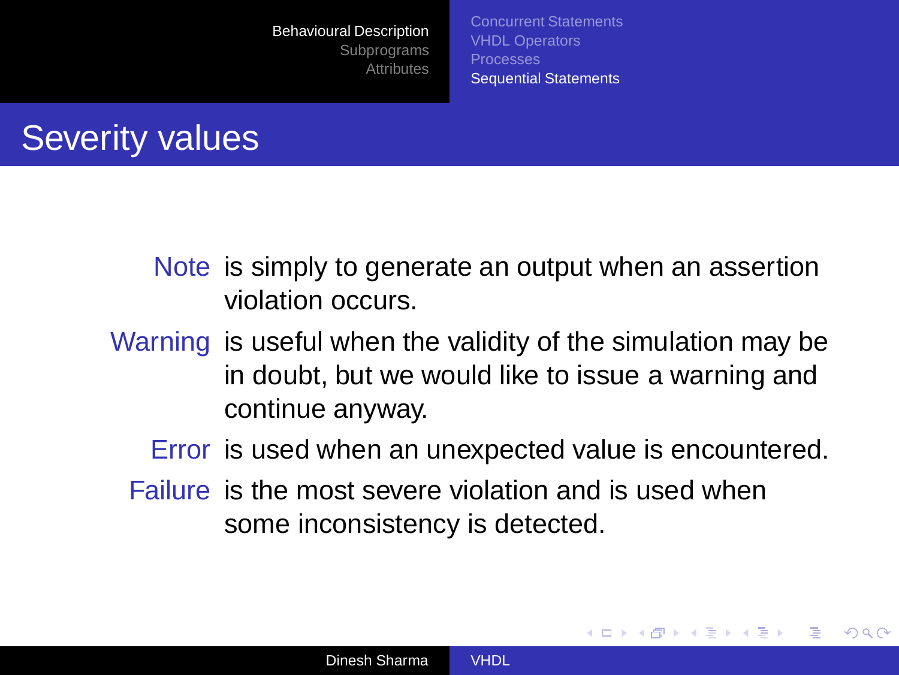# Severity values

**Note** is simply to generate an output when an assertion violation occurs.

**Warning** is useful when the validity of the simulation may be in doubt, but we would like to issue a warning and continue anyway.

**Error** is used when an unexpected value is encountered.

**Failure** is the most severe violation and is used when some inconsistency is detected.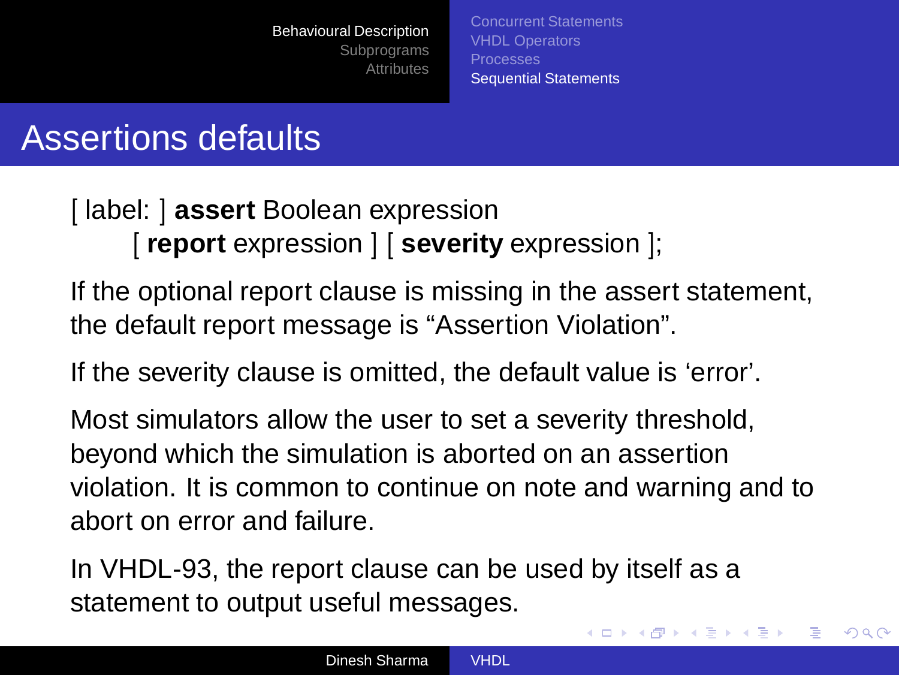# Assertions defaults

[ label: ] **assert** Boolean expression
    [ **report** expression ] [ **severity** expression ];

If the optional report clause is missing in the assert statement, the default report message is "Assertion Violation".

If the severity clause is omitted, the default value is 'error'.

Most simulators allow the user to set a severity threshold, beyond which the simulation is aborted on an assertion violation. It is common to continue on note and warning and to abort on error and failure.

In VHDL-93, the report clause can be used by itself as a statement to output useful messages.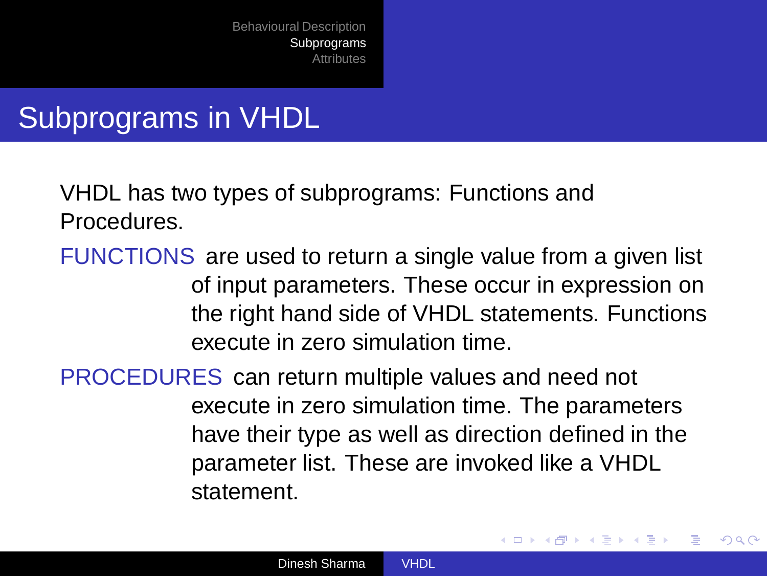# Subprograms in VHDL

VHDL has two types of subprograms: Functions and Procedures.

**FUNCTIONS** are used to return a single value from a given list of input parameters. These occur in expression on the right hand side of VHDL statements. Functions execute in zero simulation time.

**PROCEDURES** can return multiple values and need not execute in zero simulation time. The parameters have their type as well as direction defined in the parameter list. These are invoked like a VHDL statement.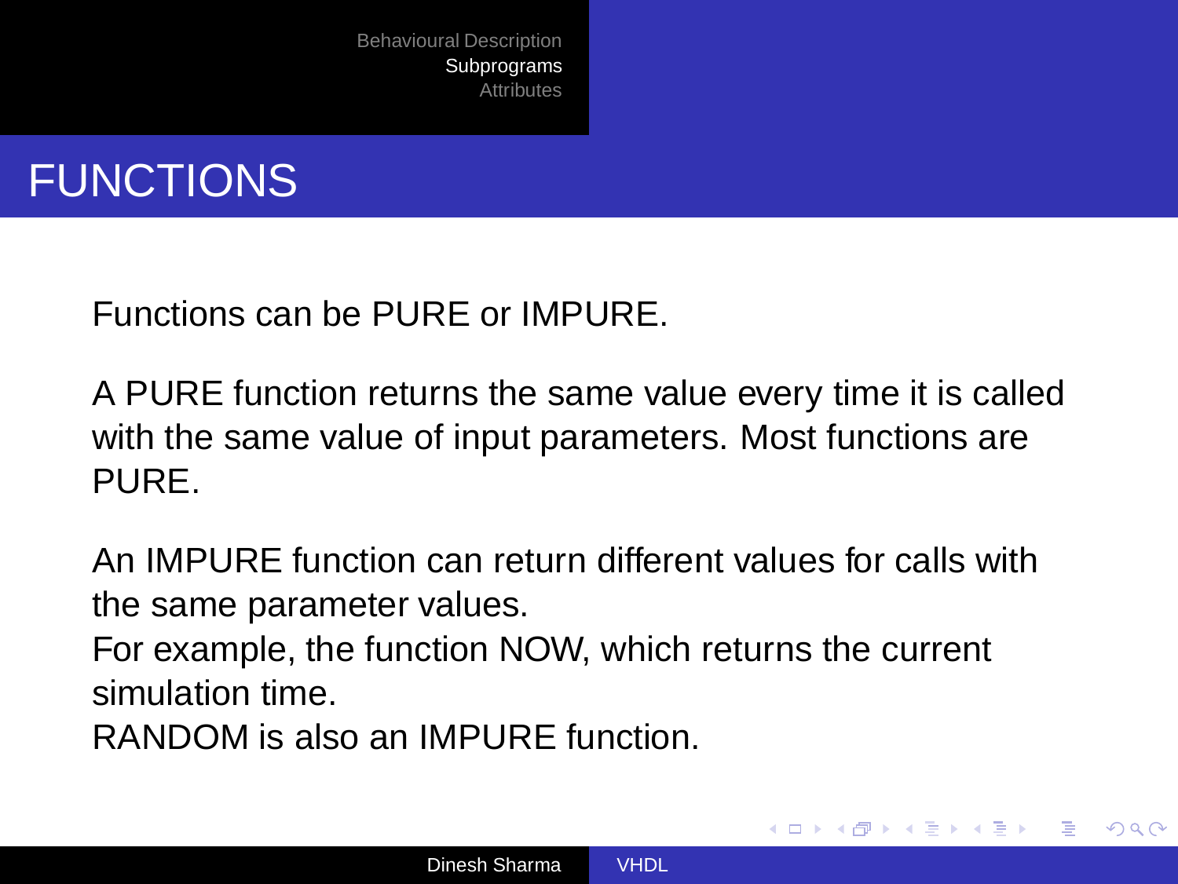# FUNCTIONS

Functions can be PURE or IMPURE.

A PURE function returns the same value every time it is called with the same value of input parameters. Most functions are PURE.

An IMPURE function can return different values for calls with the same parameter values.
For example, the function NOW, which returns the current simulation time.
RANDOM is also an IMPURE function.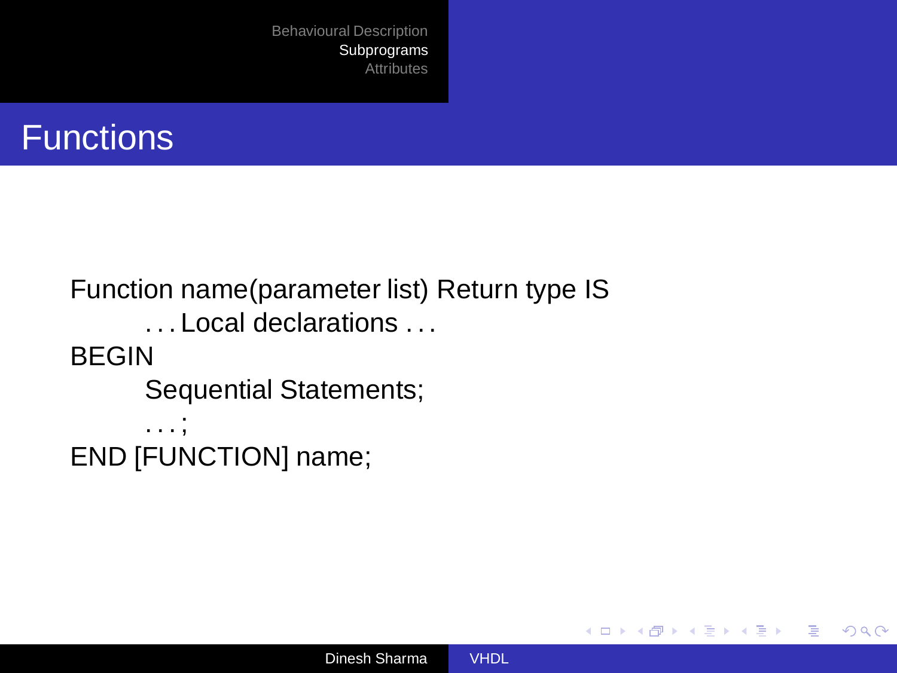# Functions

```
Function name(parameter list) Return type IS
        ...Local declarations ...
BEGIN
        Sequential Statements;
        ...;
END [FUNCTION] name;
```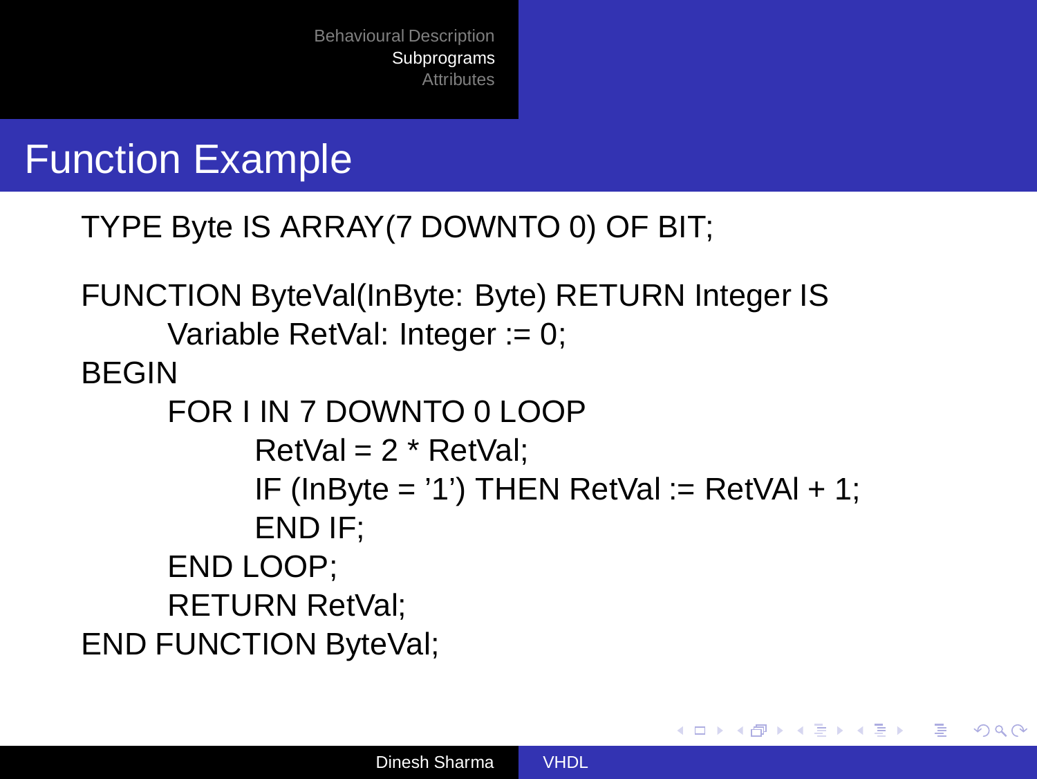# Function Example

```
TYPE Byte IS ARRAY(7 DOWNTO 0) OF BIT;

FUNCTION ByteVal(InByte: Byte) RETURN Integer IS
        Variable RetVal: Integer := 0;
BEGIN
        FOR I IN 7 DOWNTO 0 LOOP
                RetVal = 2 * RetVal;
                IF (InByte = '1') THEN RetVal := RetVAl + 1;
                END IF;
        END LOOP;
        RETURN RetVal;
END FUNCTION ByteVal;
```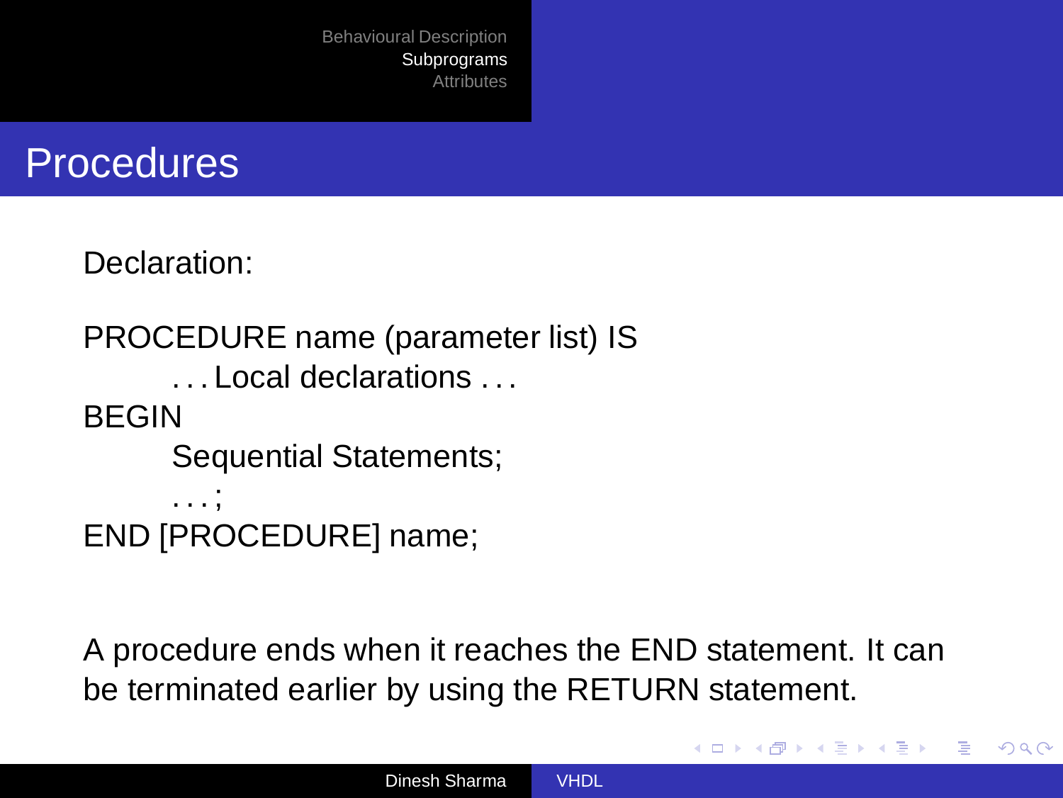# Procedures

Declaration:

```
PROCEDURE name (parameter list) IS
        ... Local declarations ...
BEGIN
        Sequential Statements;
        ...;
END [PROCEDURE] name;
```

A procedure ends when it reaches the END statement. It can be terminated earlier by using the RETURN statement.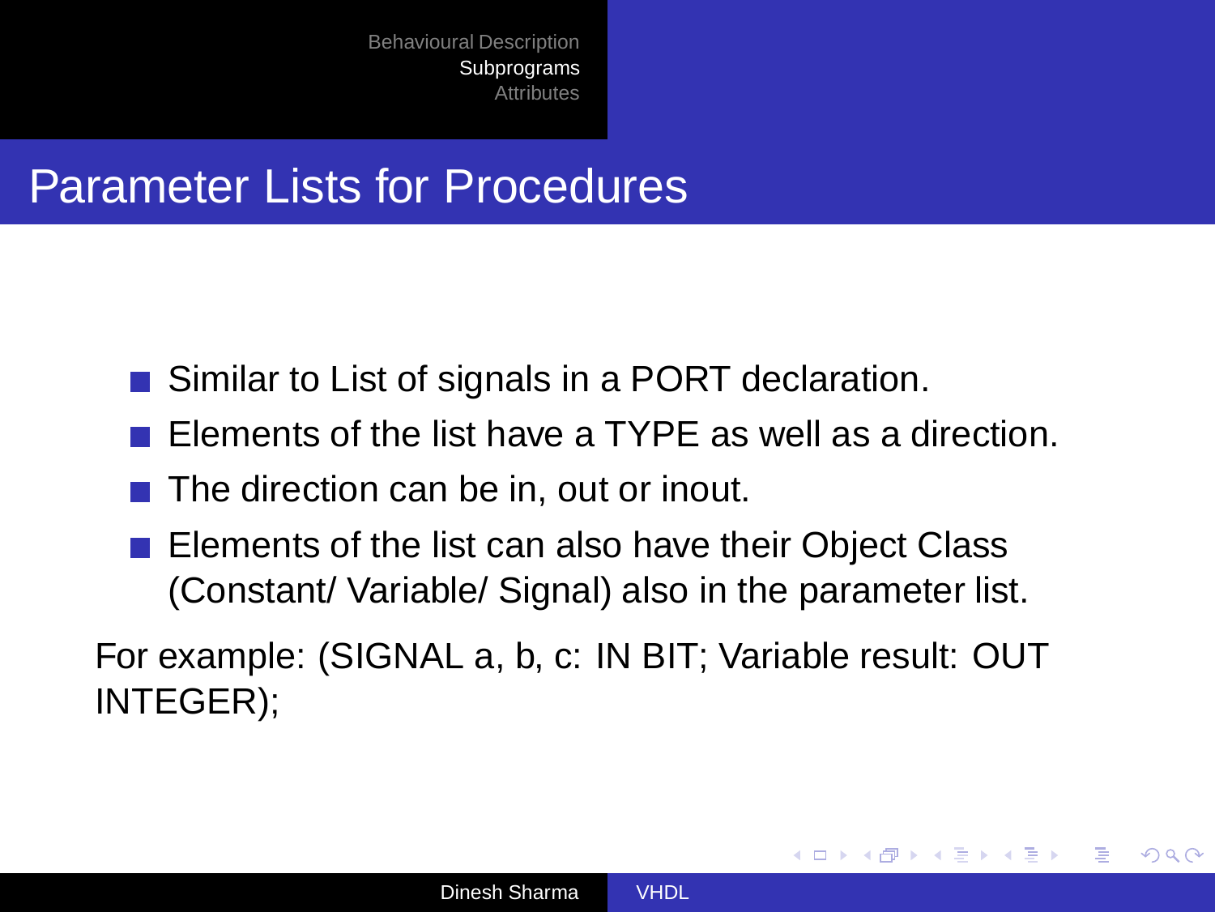# Parameter Lists for Procedures

- Similar to List of signals in a PORT declaration.
- Elements of the list have a TYPE as well as a direction.
- The direction can be in, out or inout.
- Elements of the list can also have their Object Class (Constant/ Variable/ Signal) also in the parameter list.

For example: (SIGNAL a, b, c: IN BIT; Variable result: OUT INTEGER);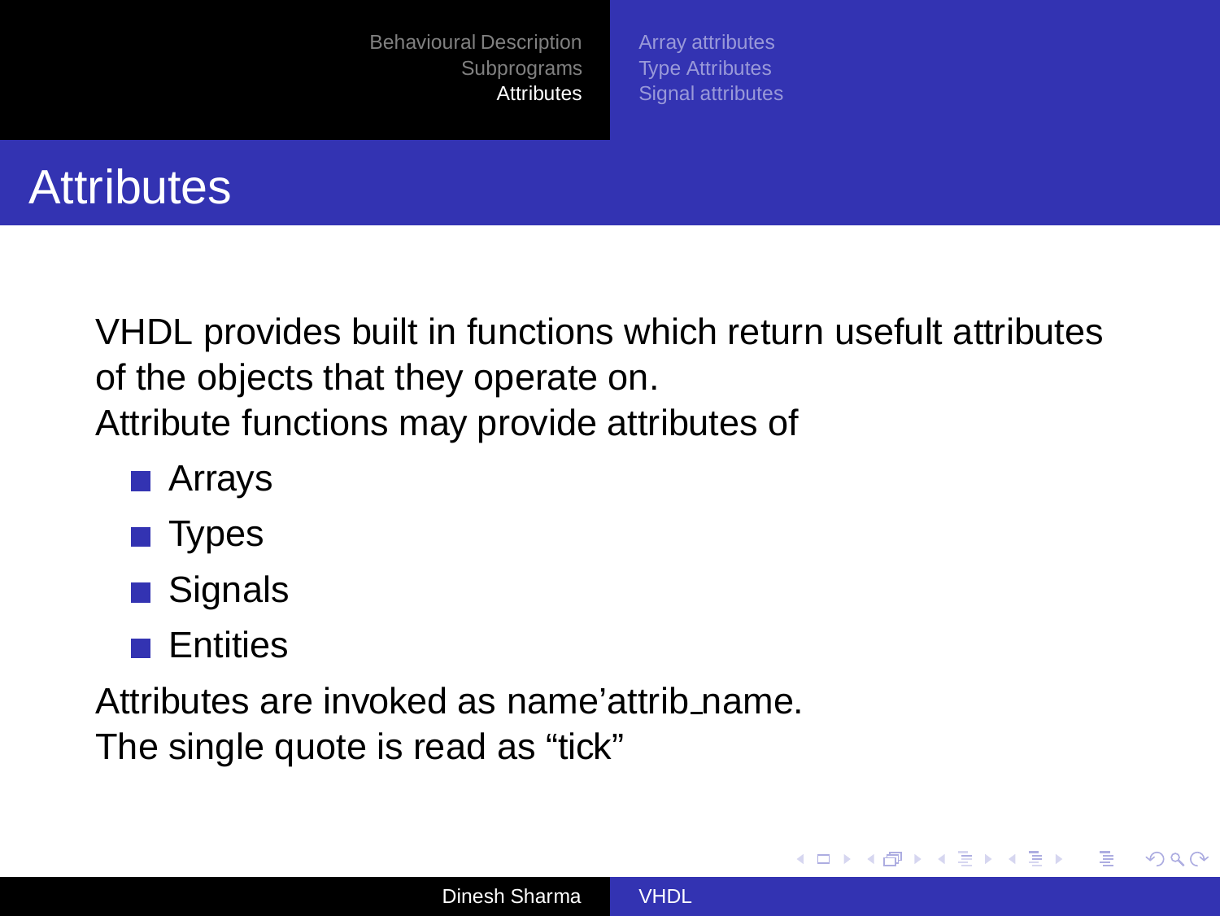# Attributes

VHDL provides built in functions which return usefult attributes of the objects that they operate on.

Attribute functions may provide attributes of

- Arrays
- Types
- Signals
- Entities

Attributes are invoked as name'attrib_name.

The single quote is read as “tick”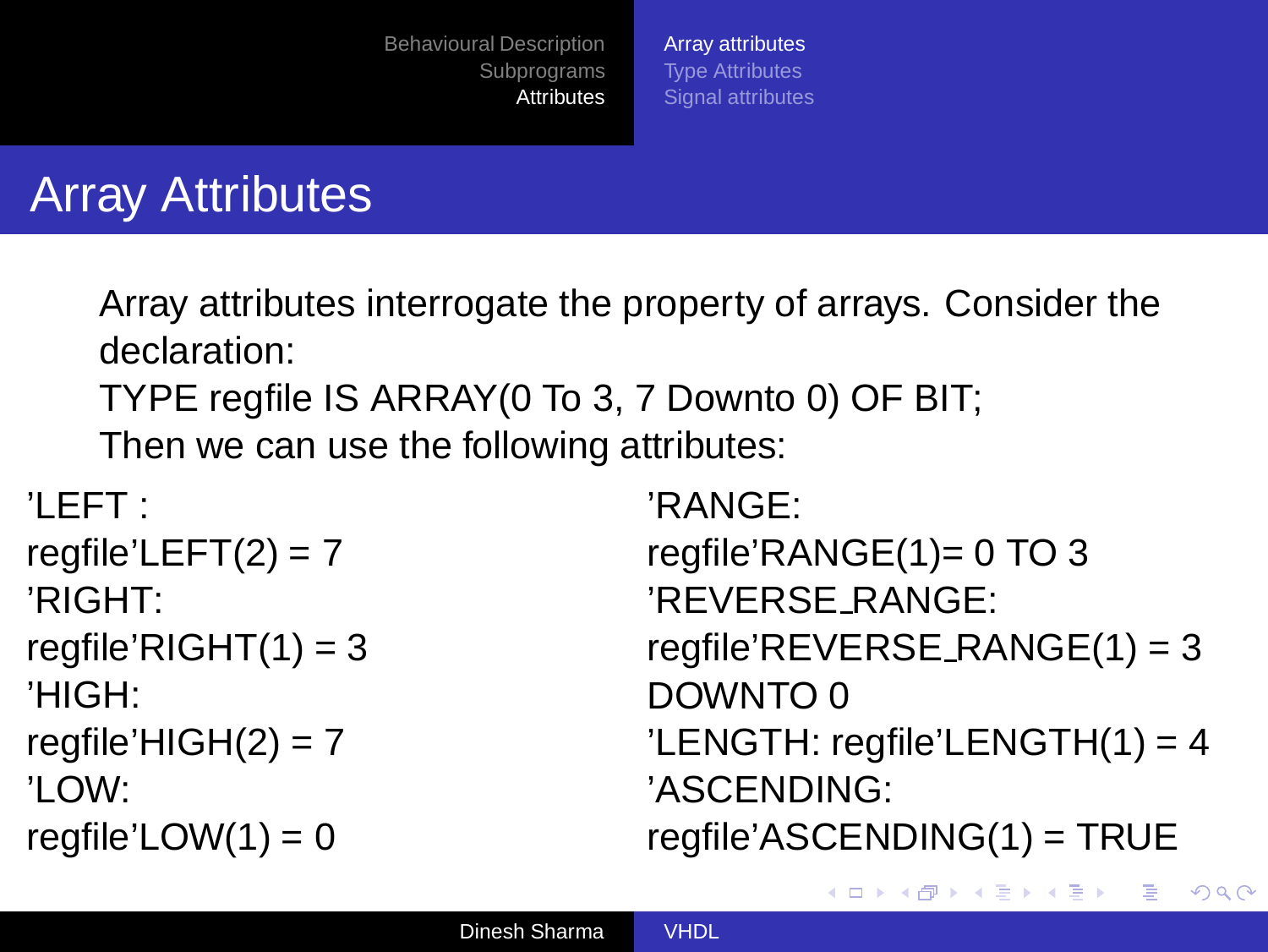# Array Attributes

Array attributes interrogate the property of arrays. Consider the declaration:

TYPE regfile IS ARRAY(0 To 3, 7 Downto 0) OF BIT;

Then we can use the following attributes:

'LEFT :
regfile'LEFT(2) = 7

'RIGHT:
regfile'RIGHT(1) = 3

'HIGH:
regfile'HIGH(2) = 7

'LOW:
regfile'LOW(1) = 0

'RANGE:
regfile'RANGE(1)= 0 TO 3

'REVERSE_RANGE:
regfile'REVERSE_RANGE(1) = 3 DOWNTO 0

'LENGTH: regfile'LENGTH(1) = 4

'ASCENDING:
regfile'ASCENDING(1) = TRUE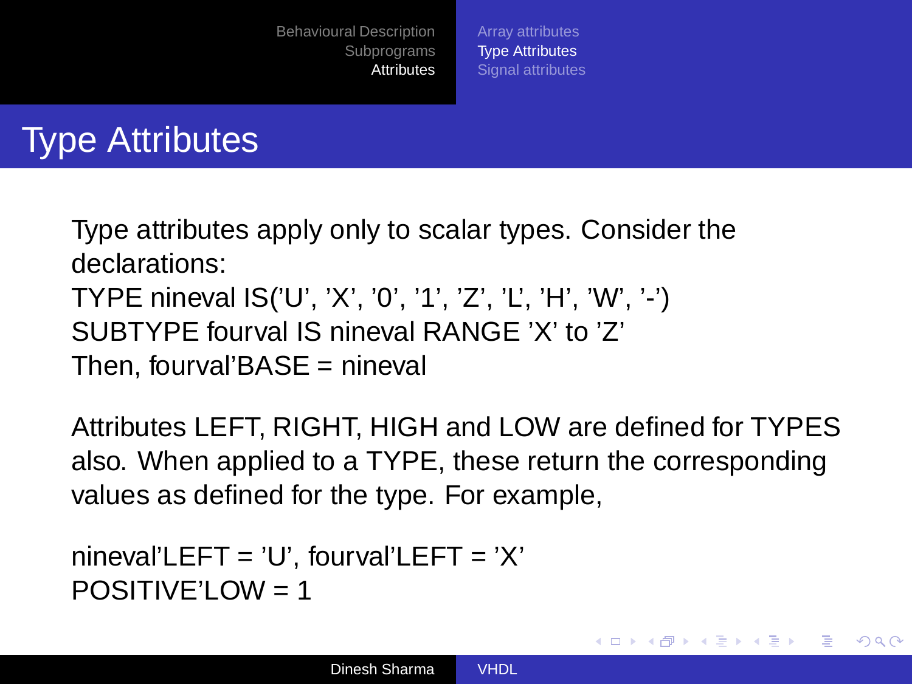# Type Attributes

Type attributes apply only to scalar types. Consider the declarations:

TYPE nineval IS('U', 'X', '0', '1', 'Z', 'L', 'H', 'W', '-')
SUBTYPE fourval IS nineval RANGE 'X' to 'Z'
Then, fourval'BASE = nineval

Attributes LEFT, RIGHT, HIGH and LOW are defined for TYPES also. When applied to a TYPE, these return the corresponding values as defined for the type. For example,

nineval'LEFT = 'U', fourval'LEFT = 'X'
POSITIVE'LOW = 1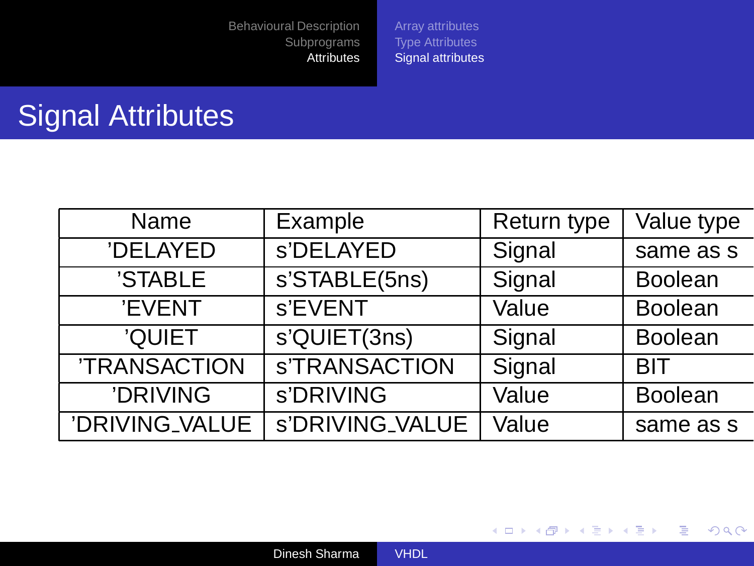## Signal Attributes

| Name | Example | Return type | Value type |
|---|---|---|---|
| 'DELAYED | s'DELAYED | Signal | same as s |
| 'STABLE | s'STABLE(5ns) | Signal | Boolean |
| 'EVENT | s'EVENT | Value | Boolean |
| 'QUIET | s'QUIET(3ns) | Signal | Boolean |
| 'TRANSACTION | s'TRANSACTION | Signal | BIT |
| 'DRIVING | s'DRIVING | Value | Boolean |
| 'DRIVING_VALUE | s'DRIVING_VALUE | Value | same as s |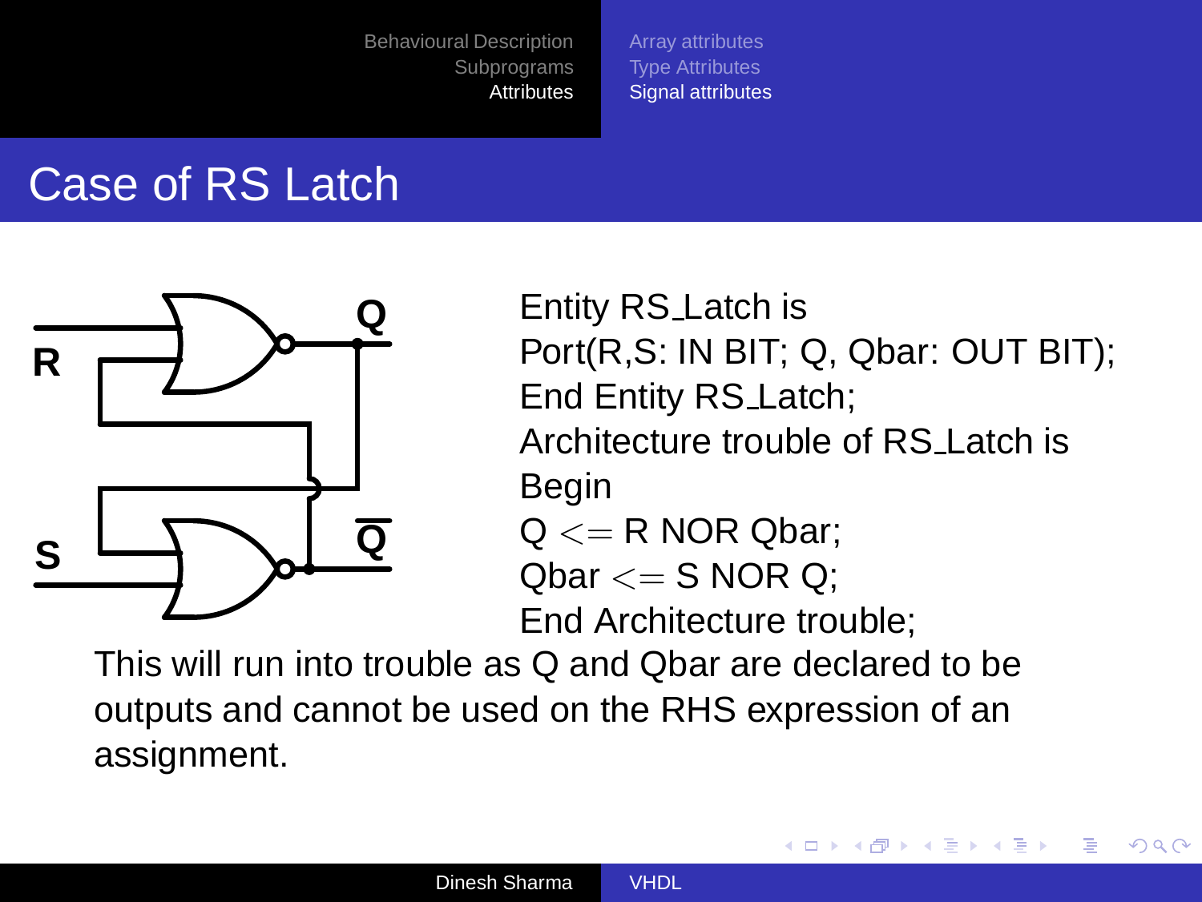# Case of RS Latch

```
Entity RS_Latch is
Port(R,S: IN BIT; Q, Qbar: OUT BIT);
End Entity RS_Latch;
Architecture trouble of RS_Latch is
Begin
Q <= R NOR Qbar;
Qbar <= S NOR Q;
End Architecture trouble;
```

This will run into trouble as Q and Qbar are declared to be outputs and cannot be used on the RHS expression of an assignment.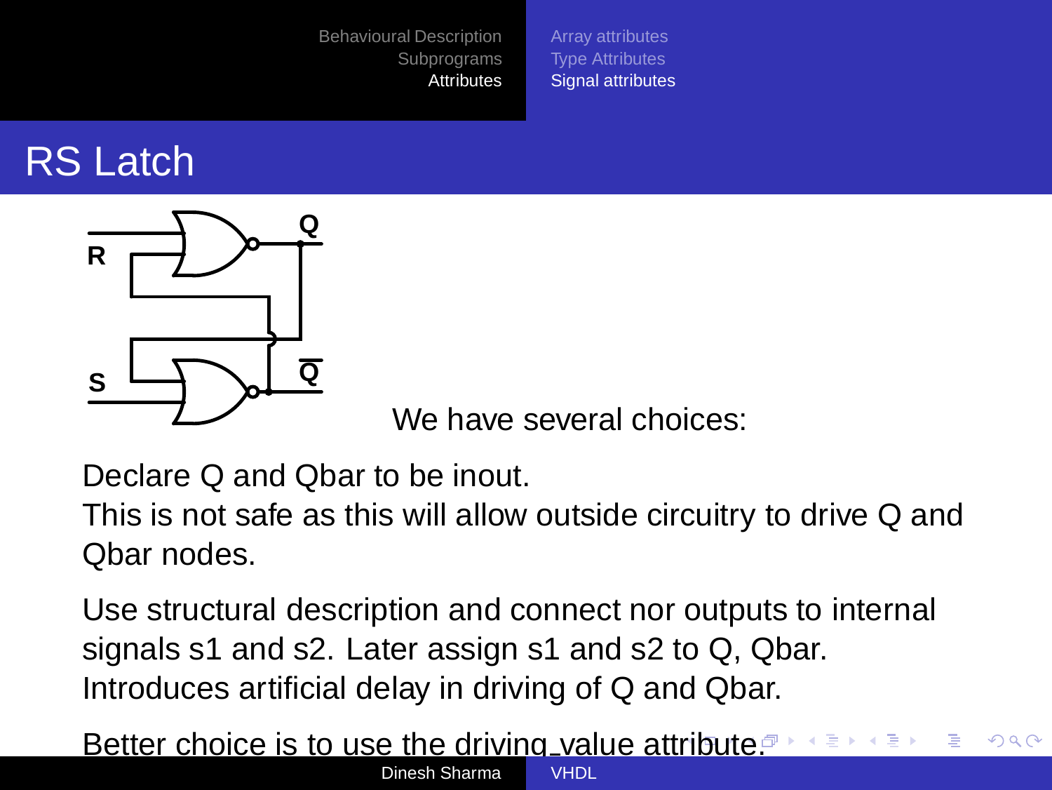# RS Latch

We have several choices:

Declare Q and Qbar to be inout.
This is not safe as this will allow outside circuitry to drive Q and Qbar nodes.

Use structural description and connect nor outputs to internal signals s1 and s2. Later assign s1 and s2 to Q, Qbar. Introduces artificial delay in driving of Q and Qbar.

Better choice is to use the driving_value attribute.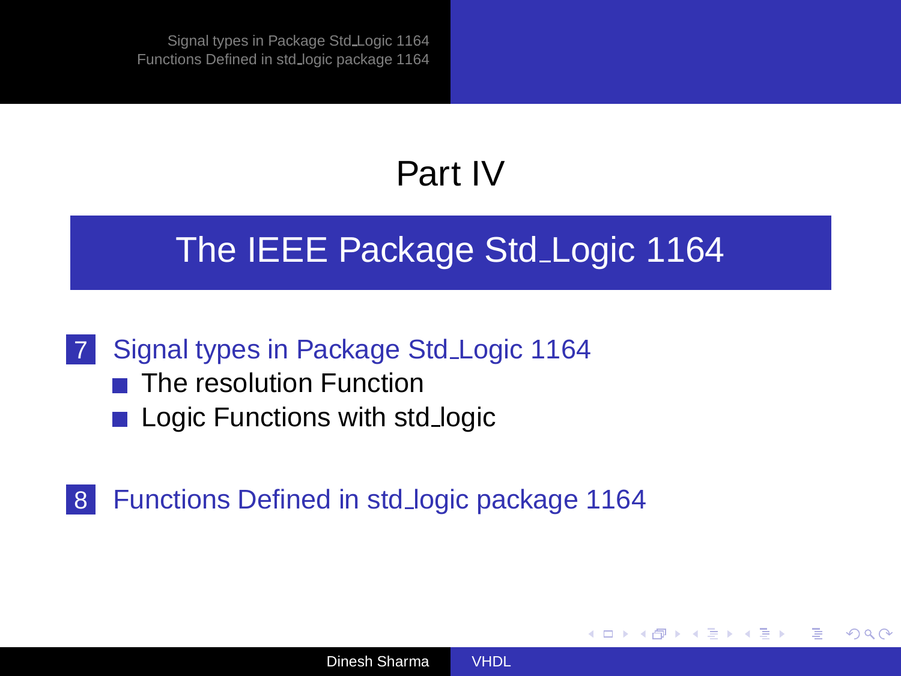# Part IV

## The IEEE Package Std_Logic 1164

7. Signal types in Package Std_Logic 1164
   - The resolution Function
   - Logic Functions with std_logic

8. Functions Defined in std_logic package 1164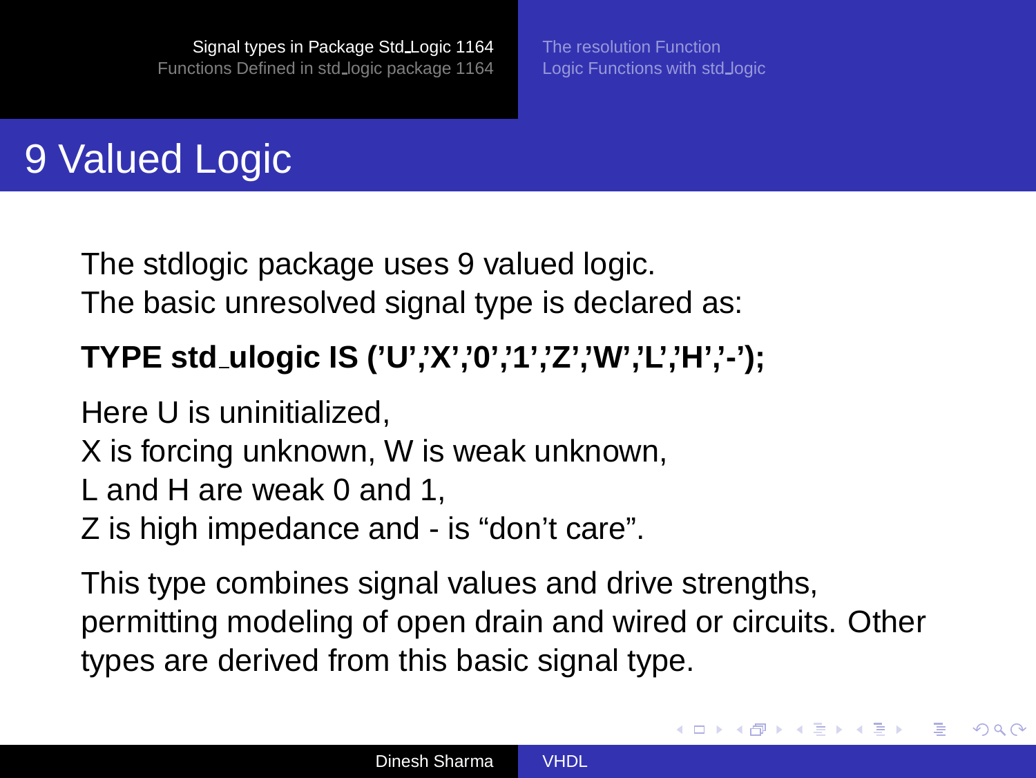# 9 Valued Logic

The stdlogic package uses 9 valued logic.
The basic unresolved signal type is declared as:

**TYPE std_ulogic IS ('U','X','0','1','Z','W','L','H','-');**

Here U is uninitialized,
X is forcing unknown, W is weak unknown,
L and H are weak 0 and 1,
Z is high impedance and - is "don't care".

This type combines signal values and drive strengths, permitting modeling of open drain and wired or circuits. Other types are derived from this basic signal type.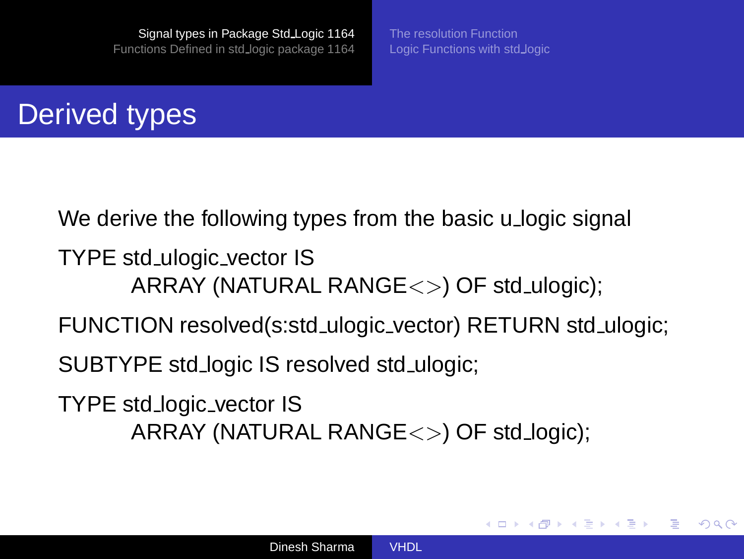# Derived types

We derive the following types from the basic u_logic signal

```
TYPE std_ulogic_vector IS
        ARRAY (NATURAL RANGE<>) OF std_ulogic);
FUNCTION resolved(s:std_ulogic_vector) RETURN std_ulogic;
SUBTYPE std_logic IS resolved std_ulogic;
TYPE std_logic_vector IS
        ARRAY (NATURAL RANGE<>) OF std_logic);
```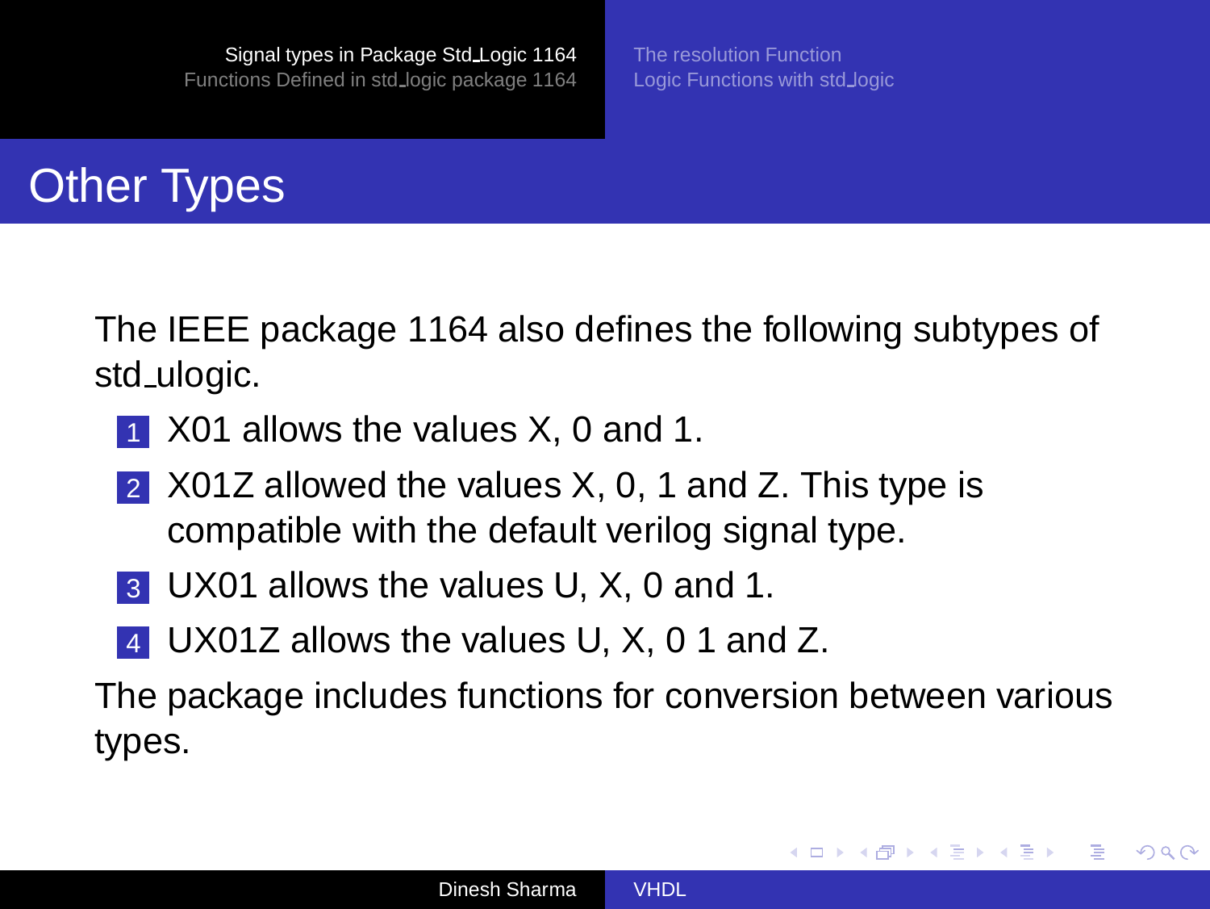# Other Types

The IEEE package 1164 also defines the following subtypes of std_ulogic.

1. X01 allows the values X, 0 and 1.
2. X01Z allowed the values X, 0, 1 and Z. This type is compatible with the default verilog signal type.
3. UX01 allows the values U, X, 0 and 1.
4. UX01Z allows the values U, X, 0 1 and Z.

The package includes functions for conversion between various types.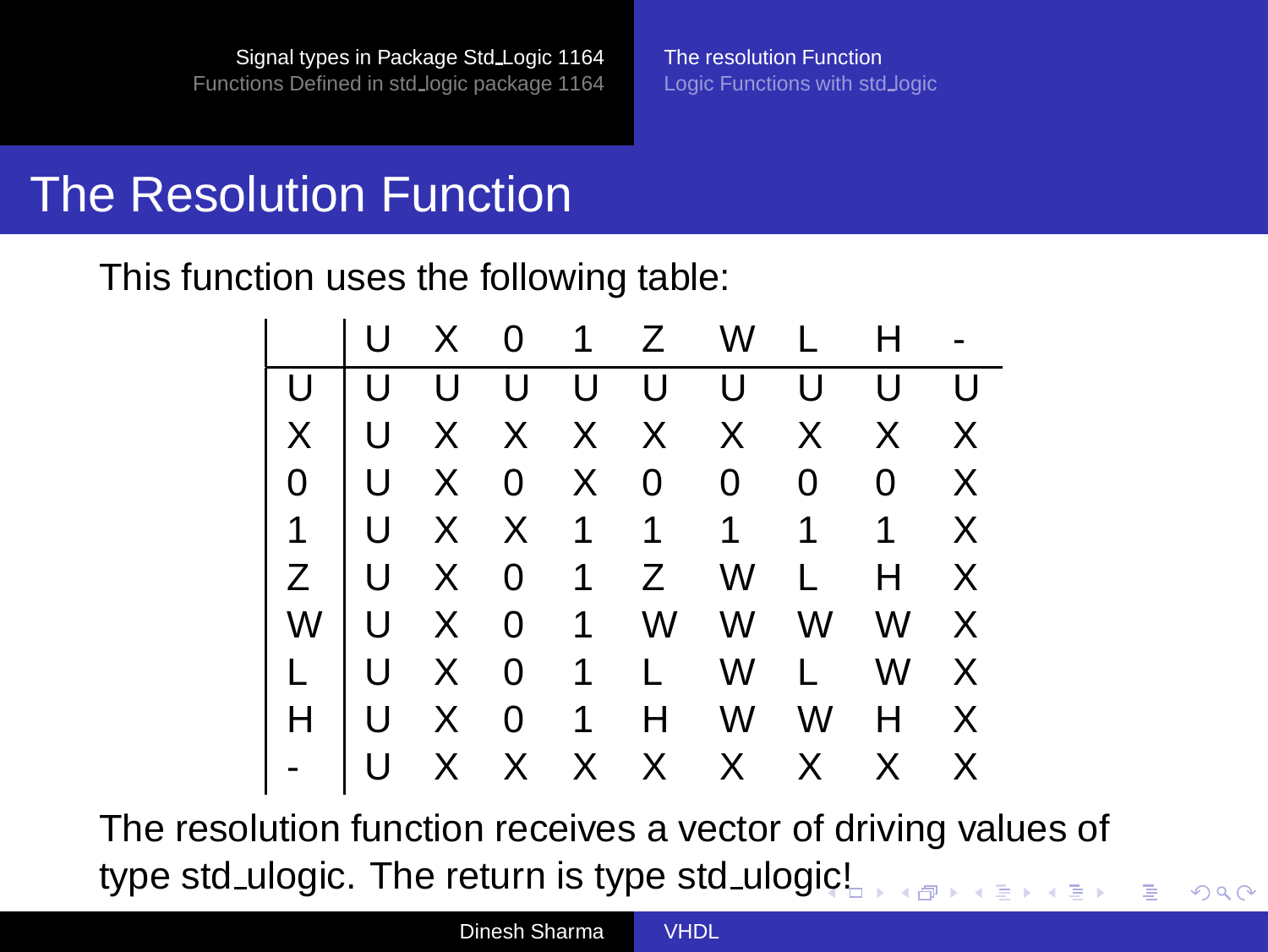# The Resolution Function

This function uses the following table:

| | U | X | 0 | 1 | Z | W | L | H | - |
|---|---|---|---|---|---|---|---|---|---|
| U | U | U | U | U | U | U | U | U | U |
| X | U | X | X | X | X | X | X | X | X |
| 0 | U | X | 0 | X | 0 | 0 | 0 | 0 | X |
| 1 | U | X | X | 1 | 1 | 1 | 1 | 1 | X |
| Z | U | X | 0 | 1 | Z | W | L | H | X |
| W | U | X | 0 | 1 | W | W | W | W | X |
| L | U | X | 0 | 1 | L | W | L | W | X |
| H | U | X | 0 | 1 | H | W | W | H | X |
| - | U | X | X | X | X | X | X | X | X |

The resolution function receives a vector of driving values of type std_ulogic. The return is type std_ulogic!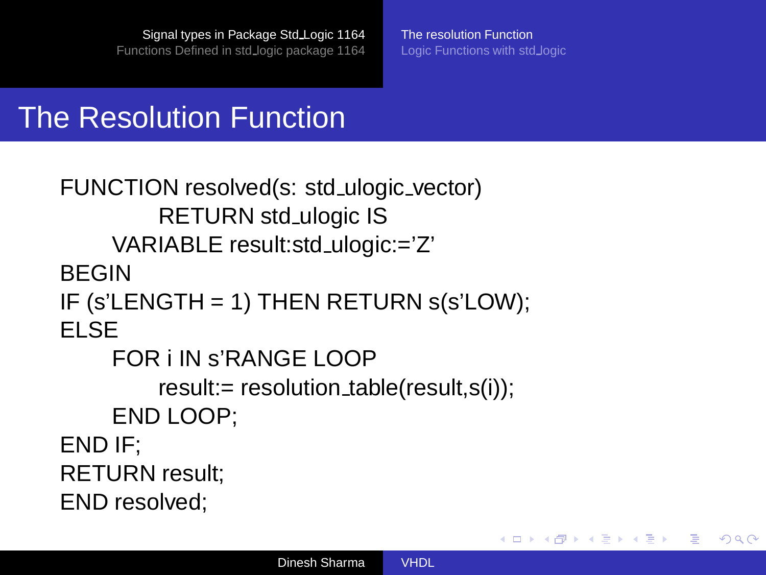# The Resolution Function

```
FUNCTION resolved(s: std_ulogic_vector)
        RETURN std_ulogic IS
    VARIABLE result:std_ulogic:='Z'
BEGIN
IF (s'LENGTH = 1) THEN RETURN s(s'LOW);
ELSE
    FOR i IN s'RANGE LOOP
        result:= resolution_table(result,s(i));
    END LOOP;
END IF;
RETURN result;
END resolved;
```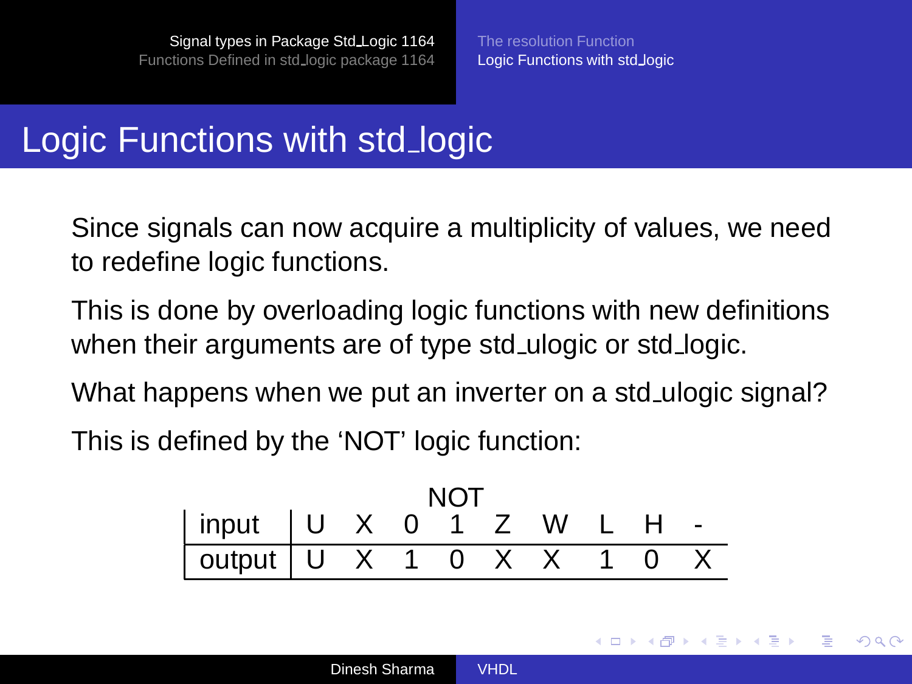# Logic Functions with std_logic

Since signals can now acquire a multiplicity of values, we need to redefine logic functions.

This is done by overloading logic functions with new definitions when their arguments are of type std_ulogic or std_logic.

What happens when we put an inverter on a std_ulogic signal?

This is defined by the 'NOT' logic function:

NOT

| input | U | X | 0 | 1 | Z | W | L | H | - |
|---|---|---|---|---|---|---|---|---|---|
| output | U | X | 1 | 0 | X | X | 1 | 0 | X |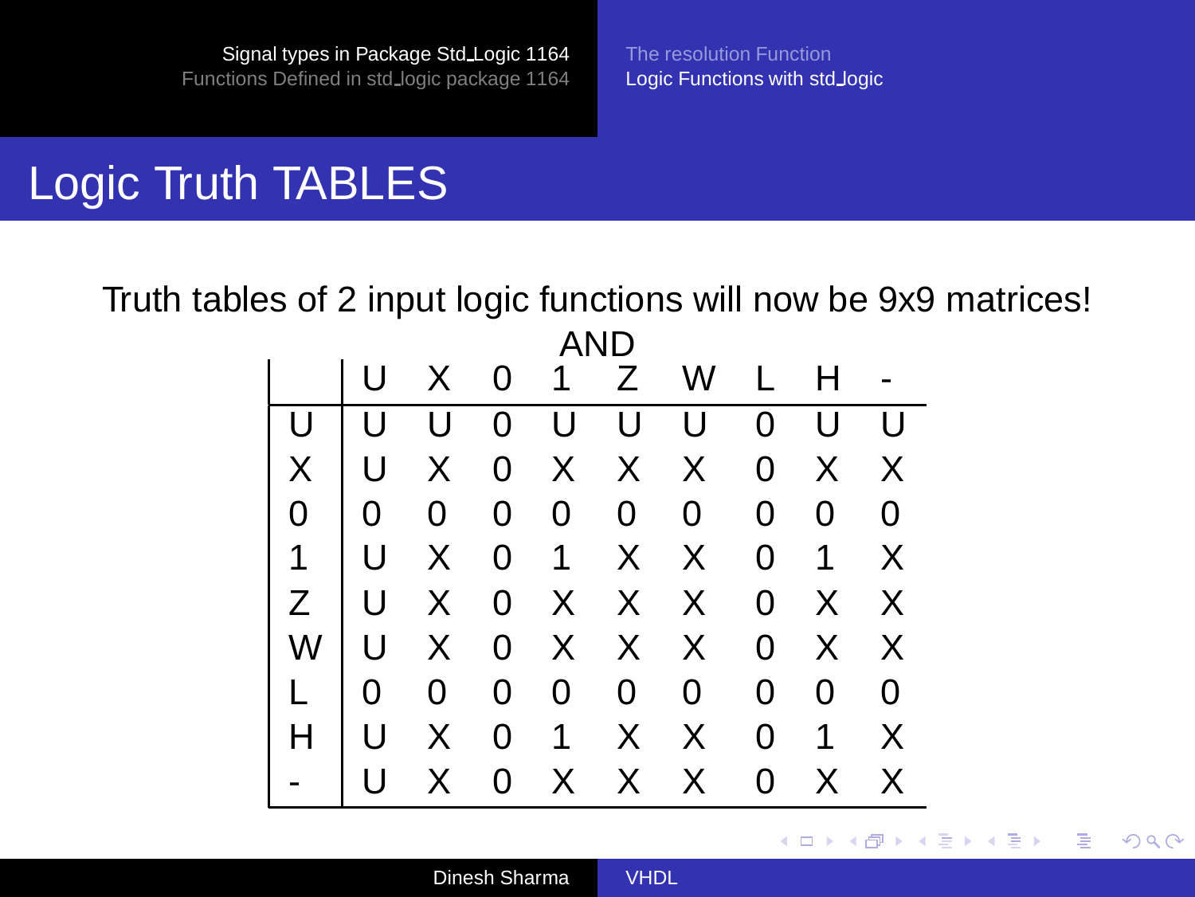# Logic Truth TABLES

Truth tables of 2 input logic functions will now be 9x9 matrices!

AND

| | U | X | 0 | 1 | Z | W | L | H | - |
|---|---|---|---|---|---|---|---|---|---|
| U | U | U | 0 | U | U | U | 0 | U | U |
| X | U | X | 0 | X | X | X | 0 | X | X |
| 0 | 0 | 0 | 0 | 0 | 0 | 0 | 0 | 0 | 0 |
| 1 | U | X | 0 | 1 | X | X | 0 | 1 | X |
| Z | U | X | 0 | X | X | X | 0 | X | X |
| W | U | X | 0 | X | X | X | 0 | X | X |
| L | 0 | 0 | 0 | 0 | 0 | 0 | 0 | 0 | 0 |
| H | U | X | 0 | 1 | X | X | 0 | 1 | X |
| - | U | X | 0 | X | X | X | 0 | X | X |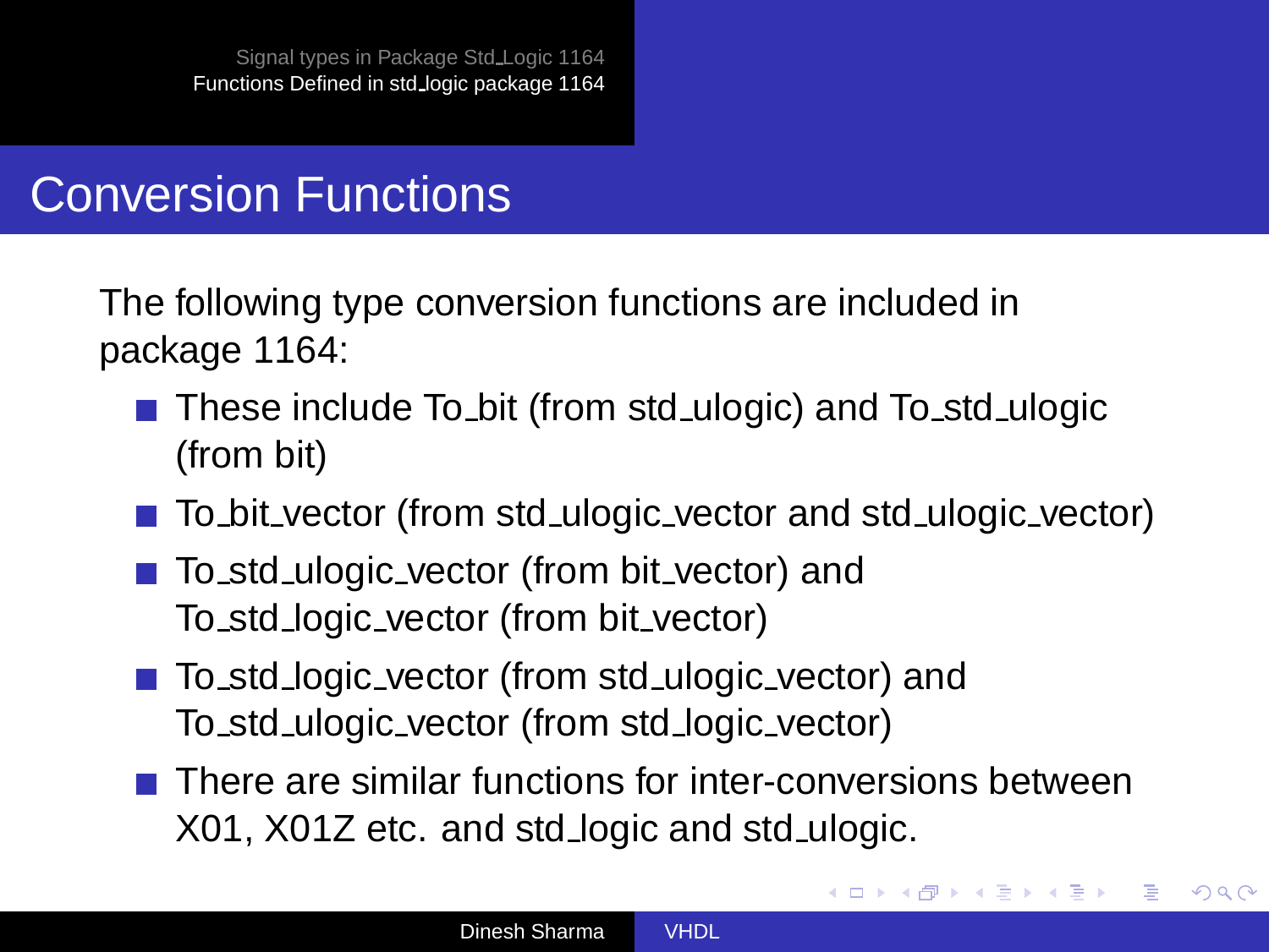# Conversion Functions

The following type conversion functions are included in package 1164:

- These include To_bit (from std_ulogic) and To_std_ulogic (from bit)
- To_bit_vector (from std_ulogic_vector and std_ulogic_vector)
- To_std_ulogic_vector (from bit_vector) and To_std_logic_vector (from bit_vector)
- To_std_logic_vector (from std_ulogic_vector) and To_std_ulogic_vector (from std_logic_vector)
- There are similar functions for inter-conversions between X01, X01Z etc. and std_logic and std_ulogic.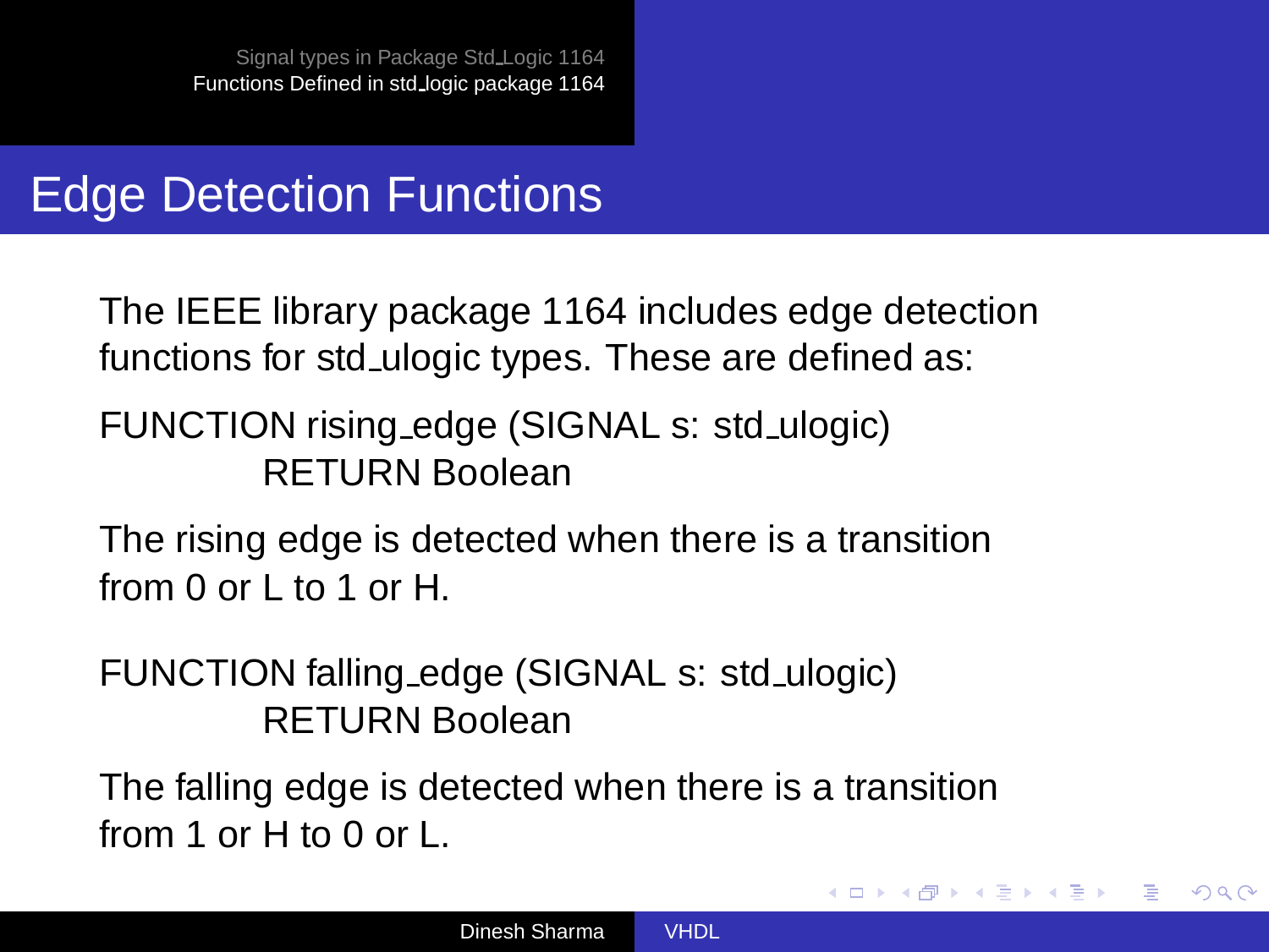# Edge Detection Functions

The IEEE library package 1164 includes edge detection functions for std_ulogic types. These are defined as:

```
FUNCTION rising_edge (SIGNAL s: std_ulogic)
        RETURN Boolean
```

The rising edge is detected when there is a transition from 0 or L to 1 or H.

```
FUNCTION falling_edge (SIGNAL s: std_ulogic)
        RETURN Boolean
```

The falling edge is detected when there is a transition from 1 or H to 0 or L.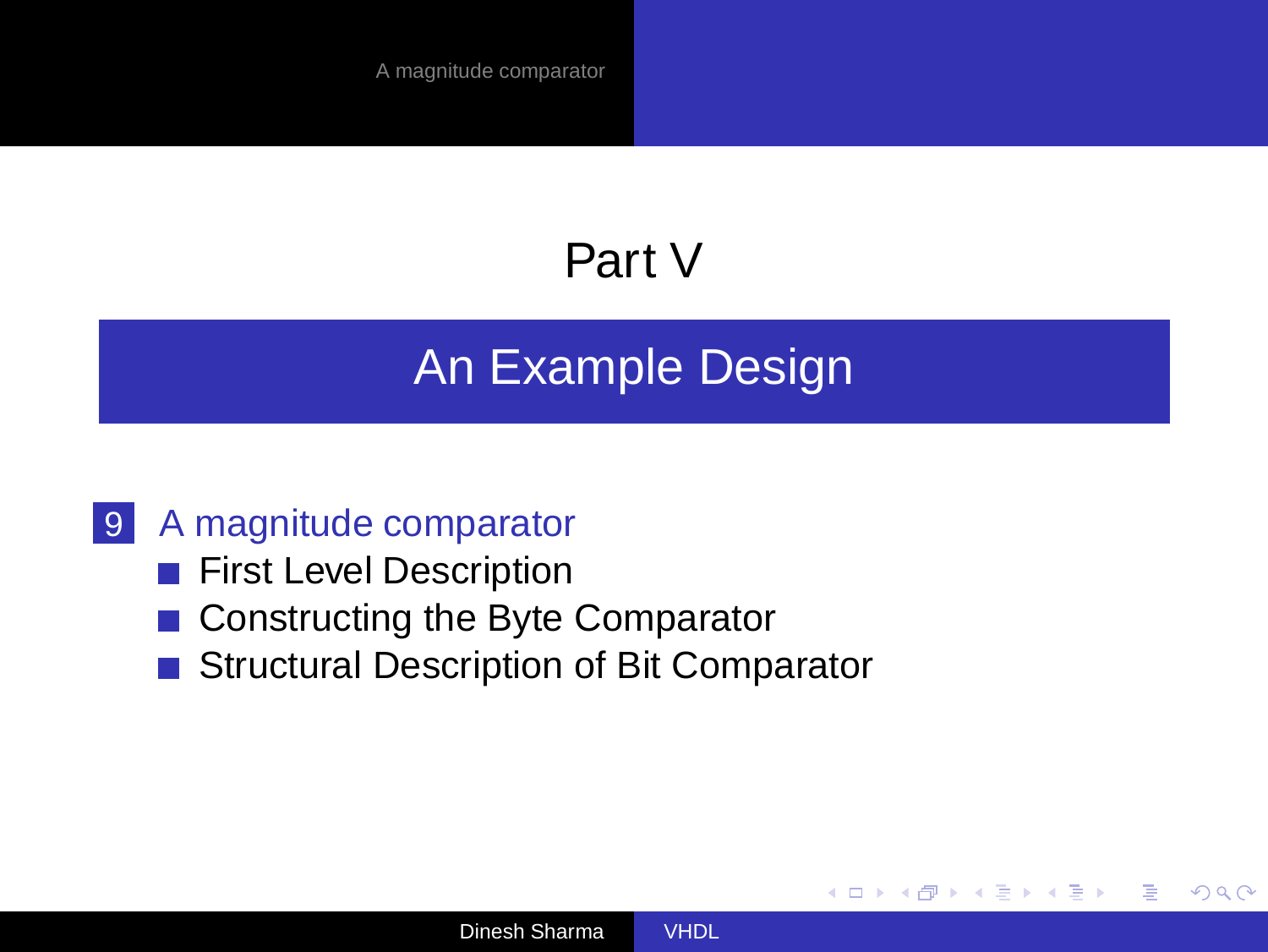# Part V

## An Example Design

9 A magnitude comparator

- First Level Description
- Constructing the Byte Comparator
- Structural Description of Bit Comparator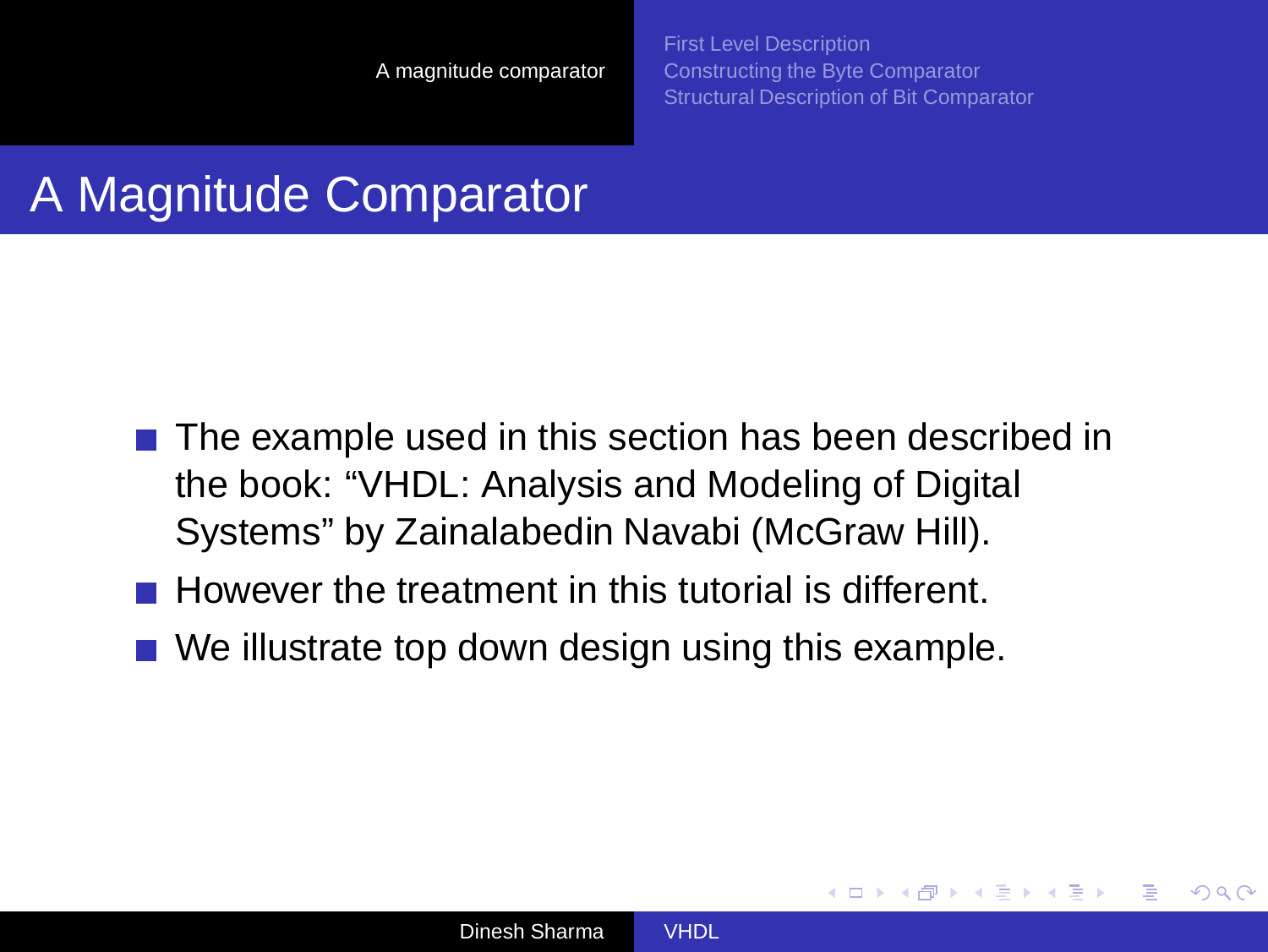# A Magnitude Comparator

- The example used in this section has been described in the book: “VHDL: Analysis and Modeling of Digital Systems” by Zainalabedin Navabi (McGraw Hill).
- However the treatment in this tutorial is different.
- We illustrate top down design using this example.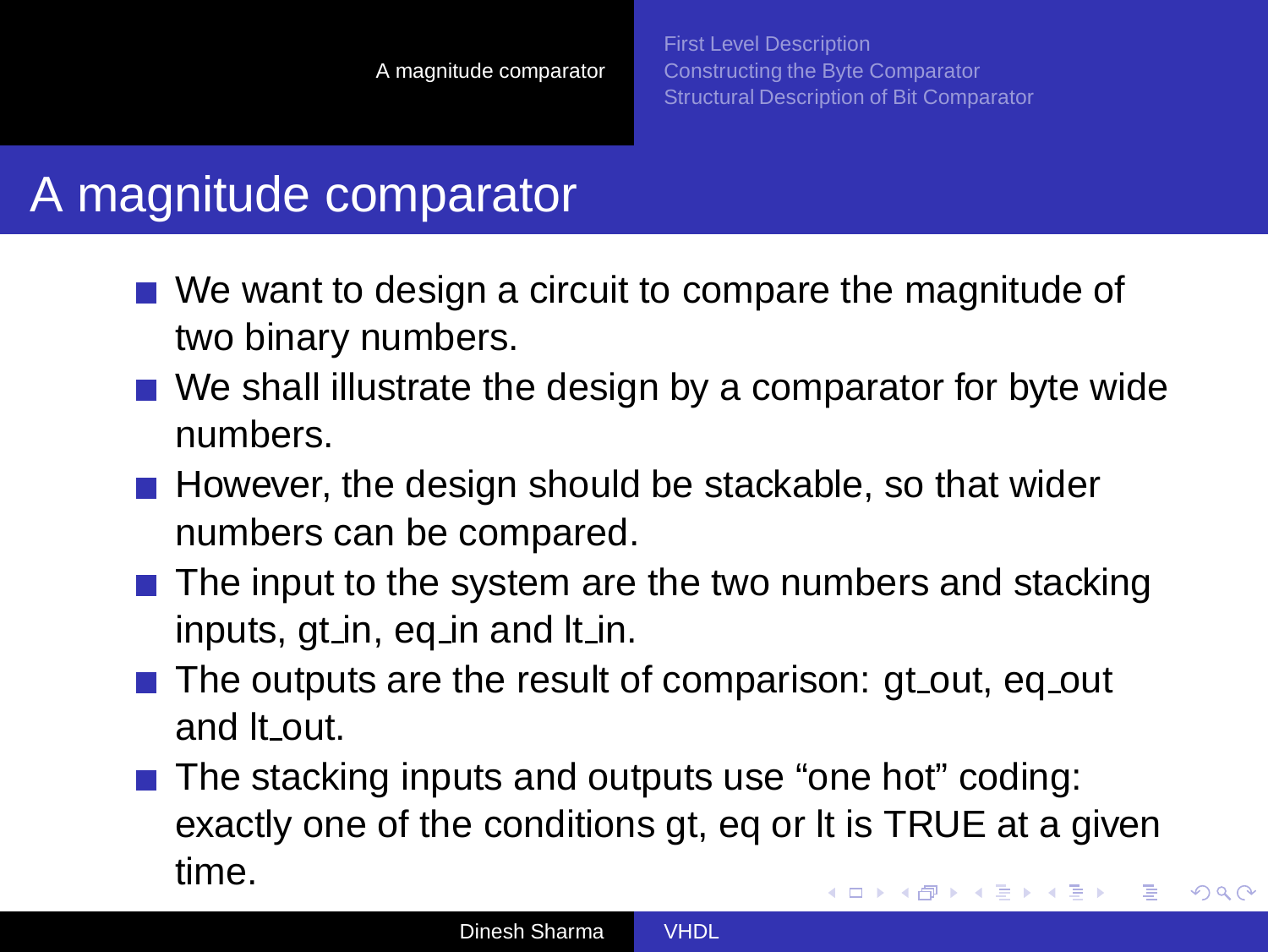# A magnitude comparator

- We want to design a circuit to compare the magnitude of two binary numbers.
- We shall illustrate the design by a comparator for byte wide numbers.
- However, the design should be stackable, so that wider numbers can be compared.
- The input to the system are the two numbers and stacking inputs, gt_in, eq_in and lt_in.
- The outputs are the result of comparison: gt_out, eq_out and lt_out.
- The stacking inputs and outputs use "one hot" coding: exactly one of the conditions gt, eq or lt is TRUE at a given time.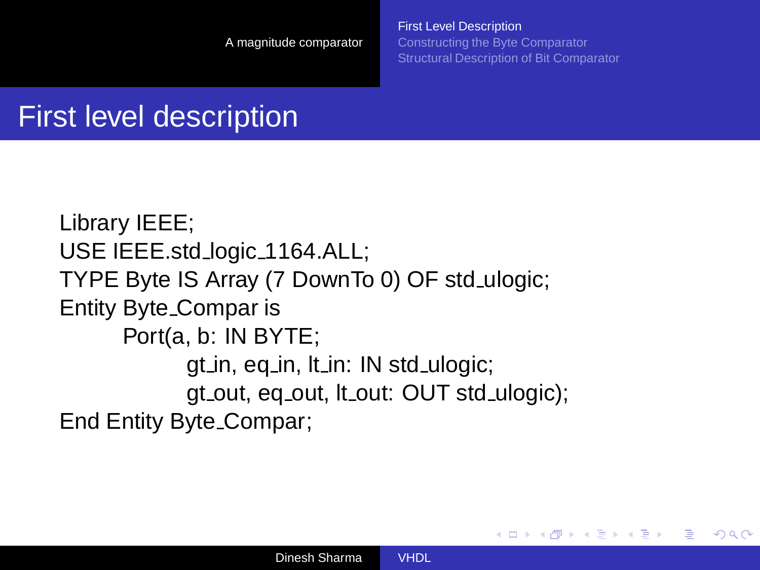# First level description

```
Library IEEE;
USE IEEE.std_logic_1164.ALL;
TYPE Byte IS Array (7 DownTo 0) OF std_ulogic;
Entity Byte_Compar is
        Port(a, b: IN BYTE;
                gt_in, eq_in, lt_in: IN std_ulogic;
                gt_out, eq_out, lt_out: OUT std_ulogic);
End Entity Byte_Compar;
```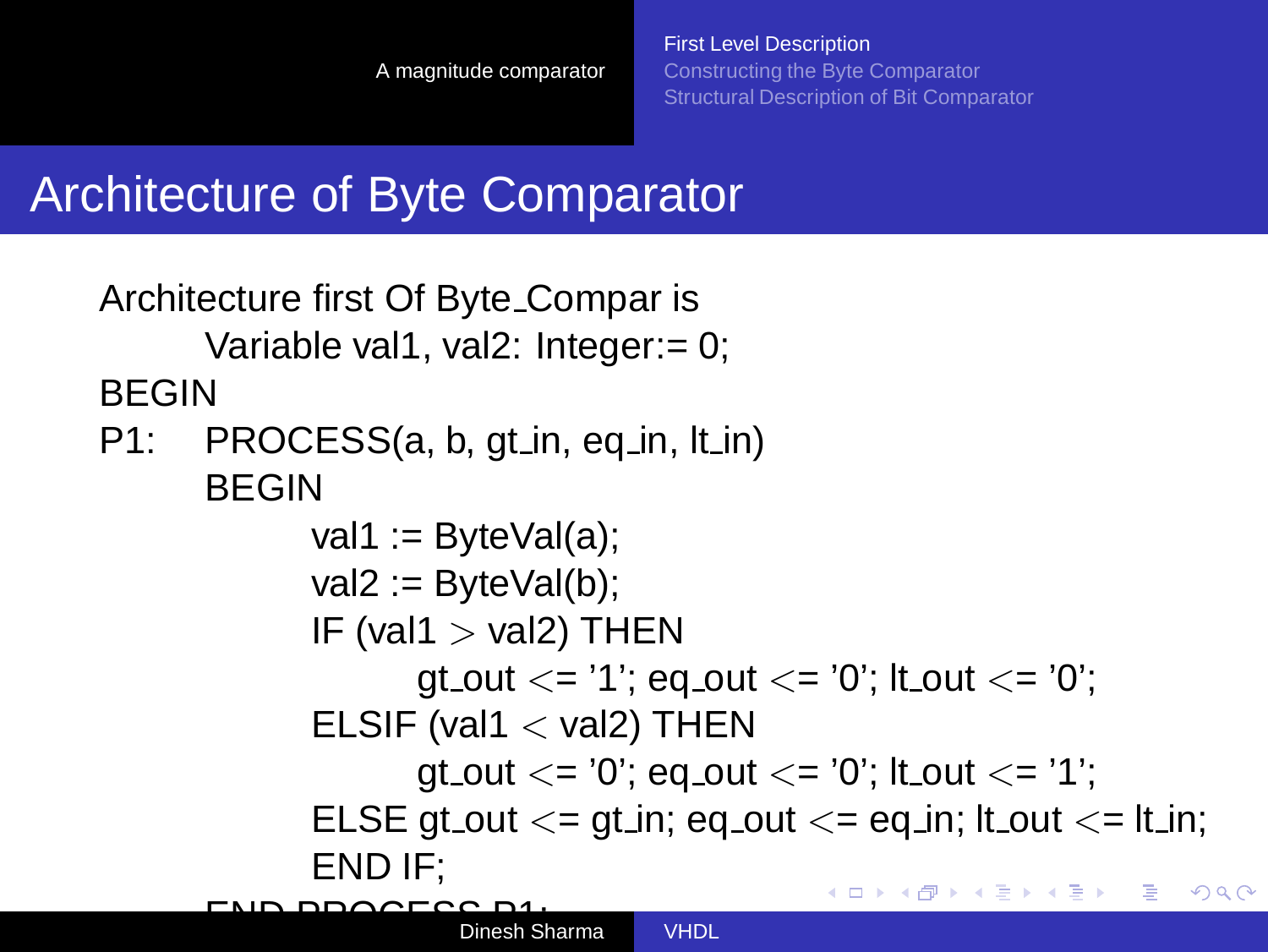# Architecture of Byte Comparator

```
Architecture first Of Byte_Compar is
        Variable val1, val2: Integer:= 0;
BEGIN
P1:     PROCESS(a, b, gt_in, eq_in, lt_in)
        BEGIN
                val1 := ByteVal(a);
                val2 := ByteVal(b);
                IF (val1 > val2) THEN
                        gt_out <= '1'; eq_out <= '0'; lt_out <= '0';
                ELSIF (val1 < val2) THEN
                        gt_out <= '0'; eq_out <= '0'; lt_out <= '1';
                ELSE gt_out <= gt_in; eq_out <= eq_in; lt_out <= lt_in;
                END IF;
        END PROCESS P1;
```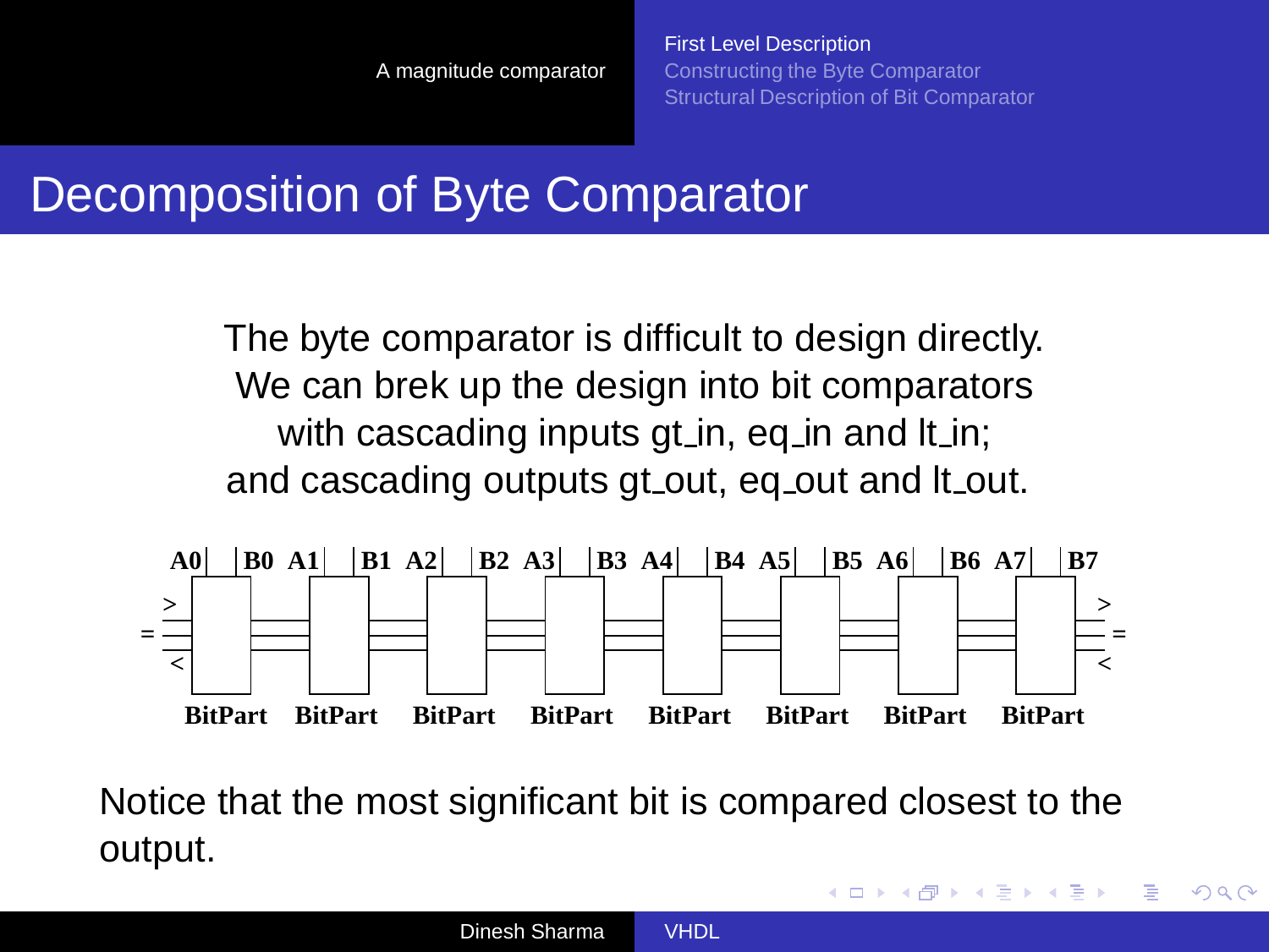# Decomposition of Byte Comparator

The byte comparator is difficult to design directly.
We can brek up the design into bit comparators
with cascading inputs gt_in, eq_in and lt_in;
and cascading outputs gt_out, eq_out and lt_out.

A0 B0 A1 B1 A2 B2 A3 B3 A4 B4 A5 B5 A6 B6 A7 B7

BitPart BitPart BitPart BitPart BitPart BitPart BitPart BitPart

Notice that the most significant bit is compared closest to the output.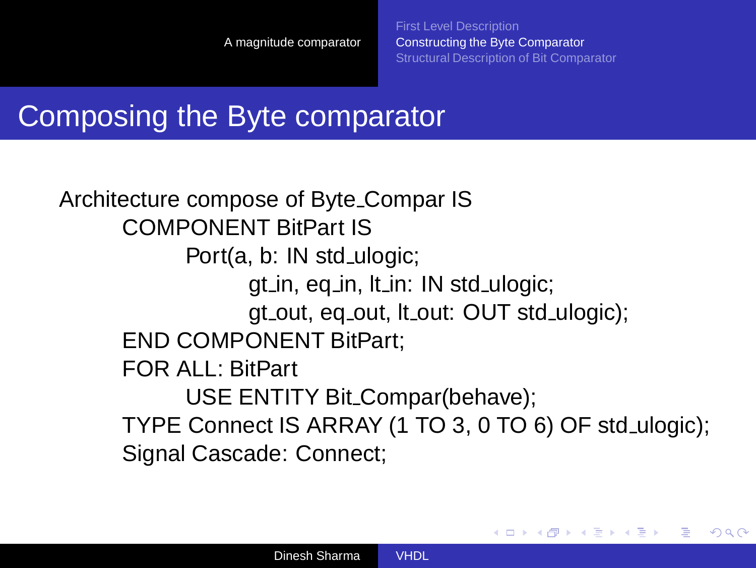# Composing the Byte comparator

```
Architecture compose of Byte_Compar IS
    COMPONENT BitPart IS
        Port(a, b: IN std_ulogic;
            gt_in, eq_in, lt_in: IN std_ulogic;
            gt_out, eq_out, lt_out: OUT std_ulogic);
    END COMPONENT BitPart;
    FOR ALL: BitPart
        USE ENTITY Bit_Compar(behave);
    TYPE Connect IS ARRAY (1 TO 3, 0 TO 6) OF std_ulogic);
    Signal Cascade: Connect;
```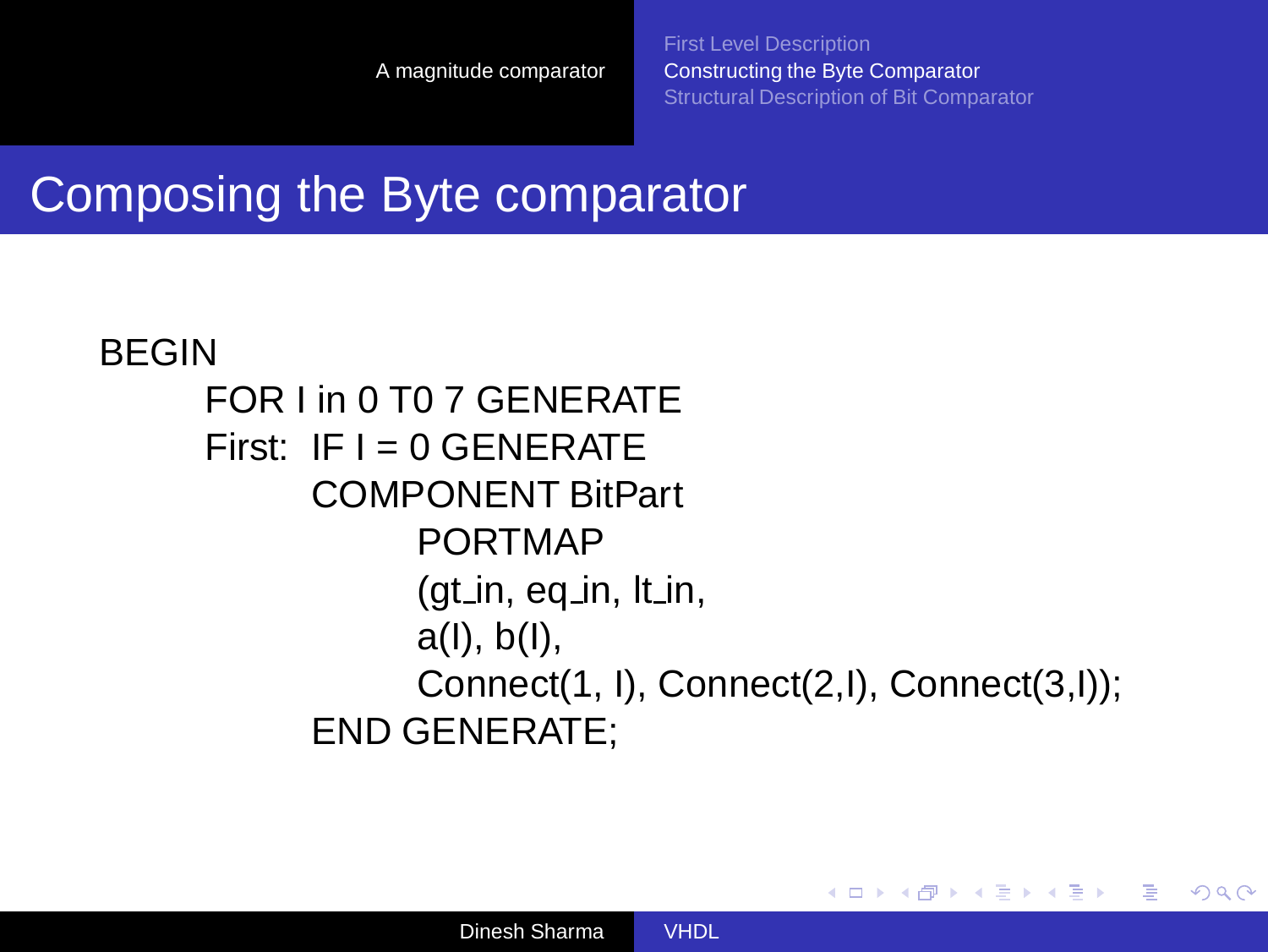## Composing the Byte comparator

```
BEGIN
    FOR I in 0 T0 7 GENERATE
    First:  IF I = 0 GENERATE
            COMPONENT BitPart
                PORTMAP
                (gt_in, eq_in, lt_in,
                a(I), b(I),
                Connect(1, I), Connect(2,I), Connect(3,I));
            END GENERATE;
```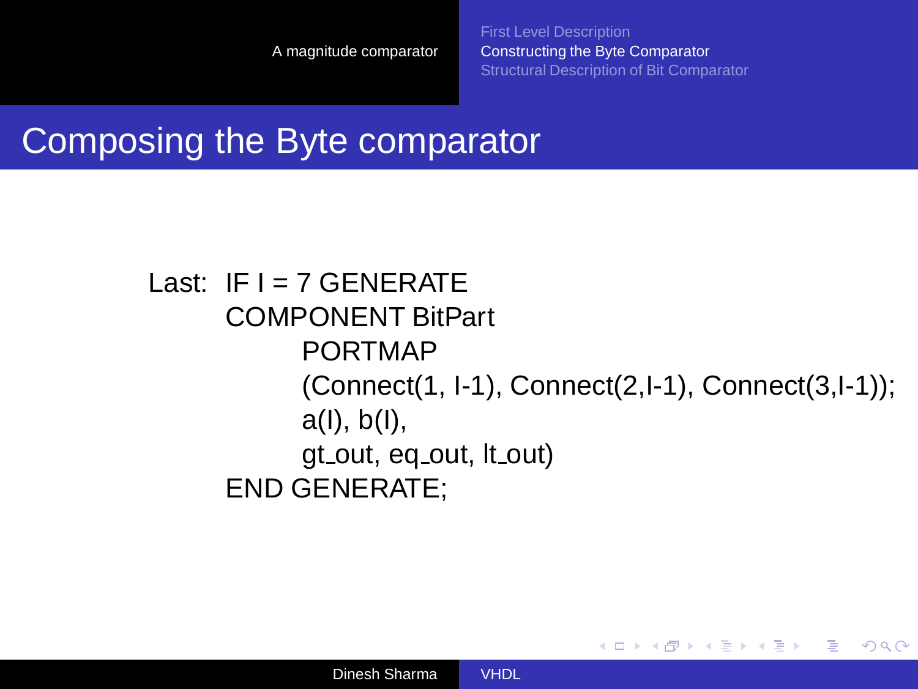# Composing the Byte comparator

```
Last:  IF I = 7 GENERATE
       COMPONENT BitPart
             PORTMAP
             (Connect(1, I-1), Connect(2,I-1), Connect(3,I-1));
             a(I), b(I),
             gt_out, eq_out, lt_out)
       END GENERATE;
```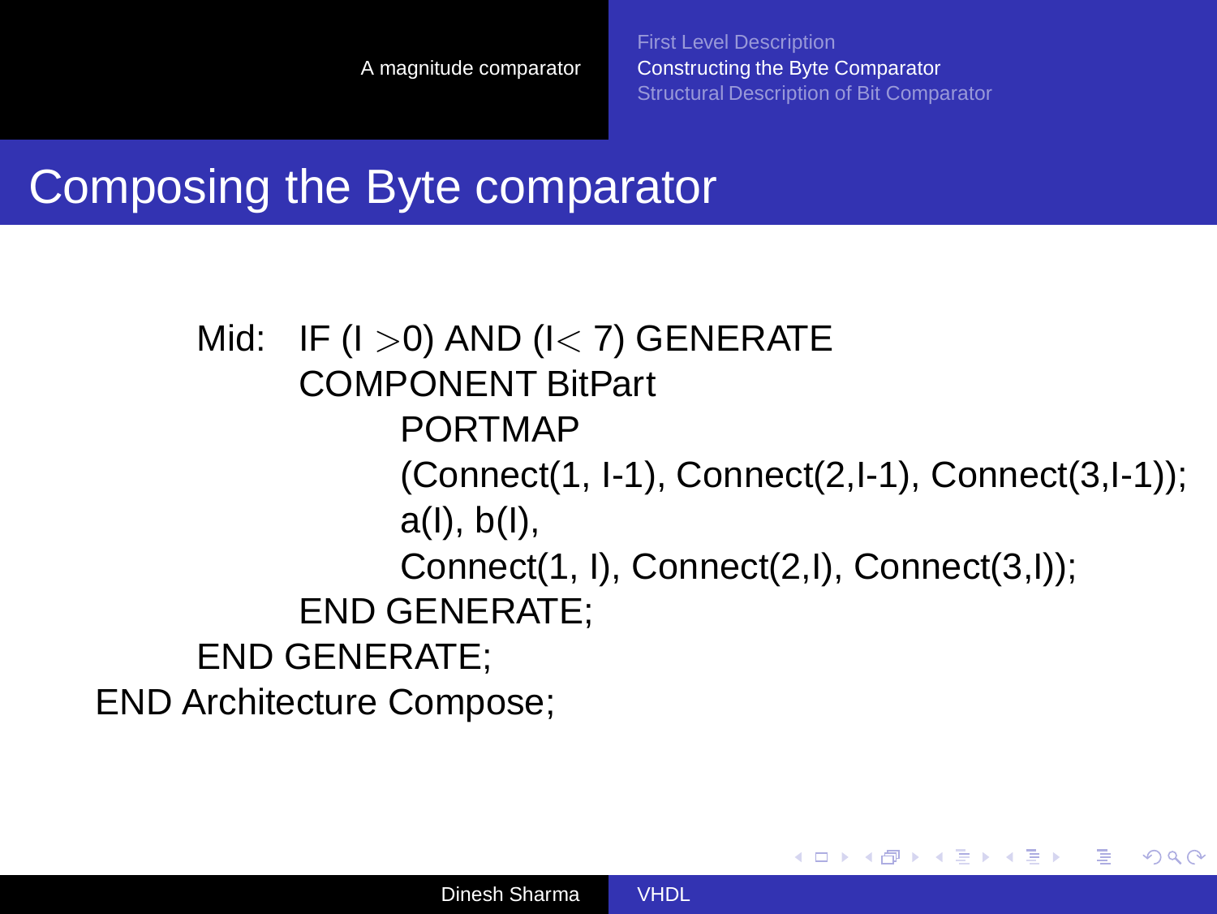## Composing the Byte comparator

```
        Mid:  IF (I >0) AND (I< 7) GENERATE
              COMPONENT BitPart
                    PORTMAP
                    (Connect(1, I-1), Connect(2,I-1), Connect(3,I-1));
                    a(I), b(I),
                    Connect(1, I), Connect(2,I), Connect(3,I));
              END GENERATE;
        END GENERATE;
END Architecture Compose;
```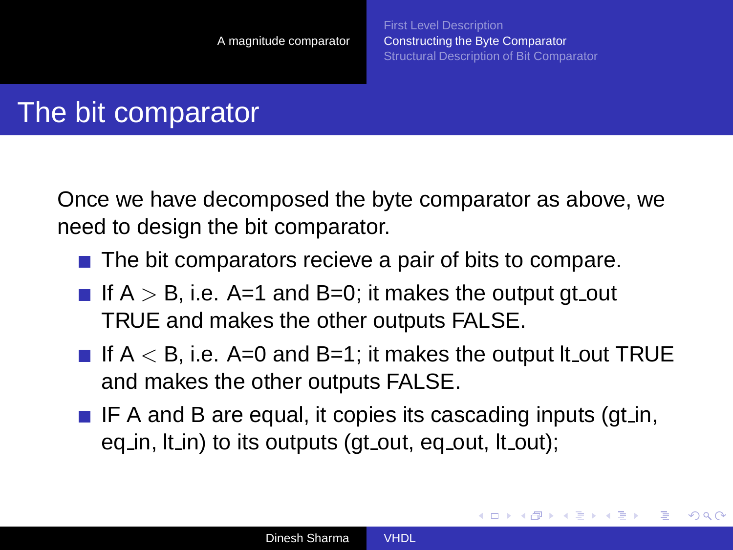# The bit comparator

Once we have decomposed the byte comparator as above, we need to design the bit comparator.

- The bit comparators recieve a pair of bits to compare.
- If A $>$ B, i.e. A=1 and B=0; it makes the output gt_out TRUE and makes the other outputs FALSE.
- If A $<$ B, i.e. A=0 and B=1; it makes the output lt_out TRUE and makes the other outputs FALSE.
- IF A and B are equal, it copies its cascading inputs (gt_in, eq_in, lt_in) to its outputs (gt_out, eq_out, lt_out);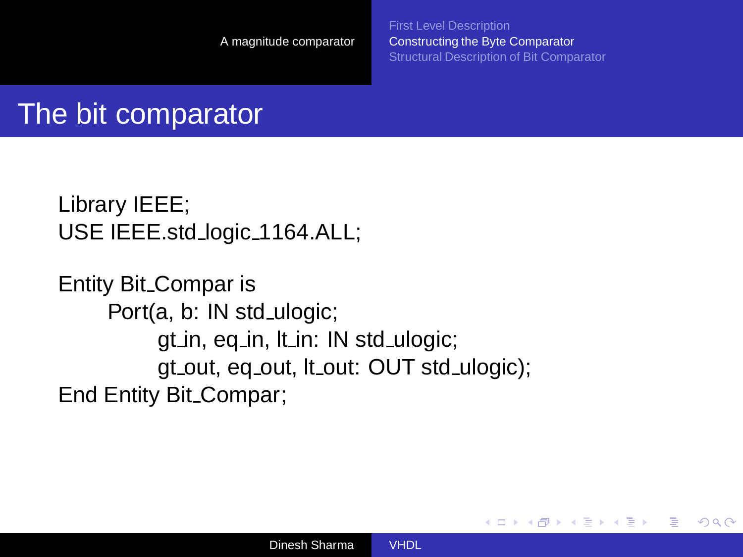# The bit comparator

```
Library IEEE;
USE IEEE.std_logic_1164.ALL;

Entity Bit_Compar is
    Port(a, b: IN std_ulogic;
        gt_in, eq_in, lt_in: IN std_ulogic;
        gt_out, eq_out, lt_out: OUT std_ulogic);
End Entity Bit_Compar;
```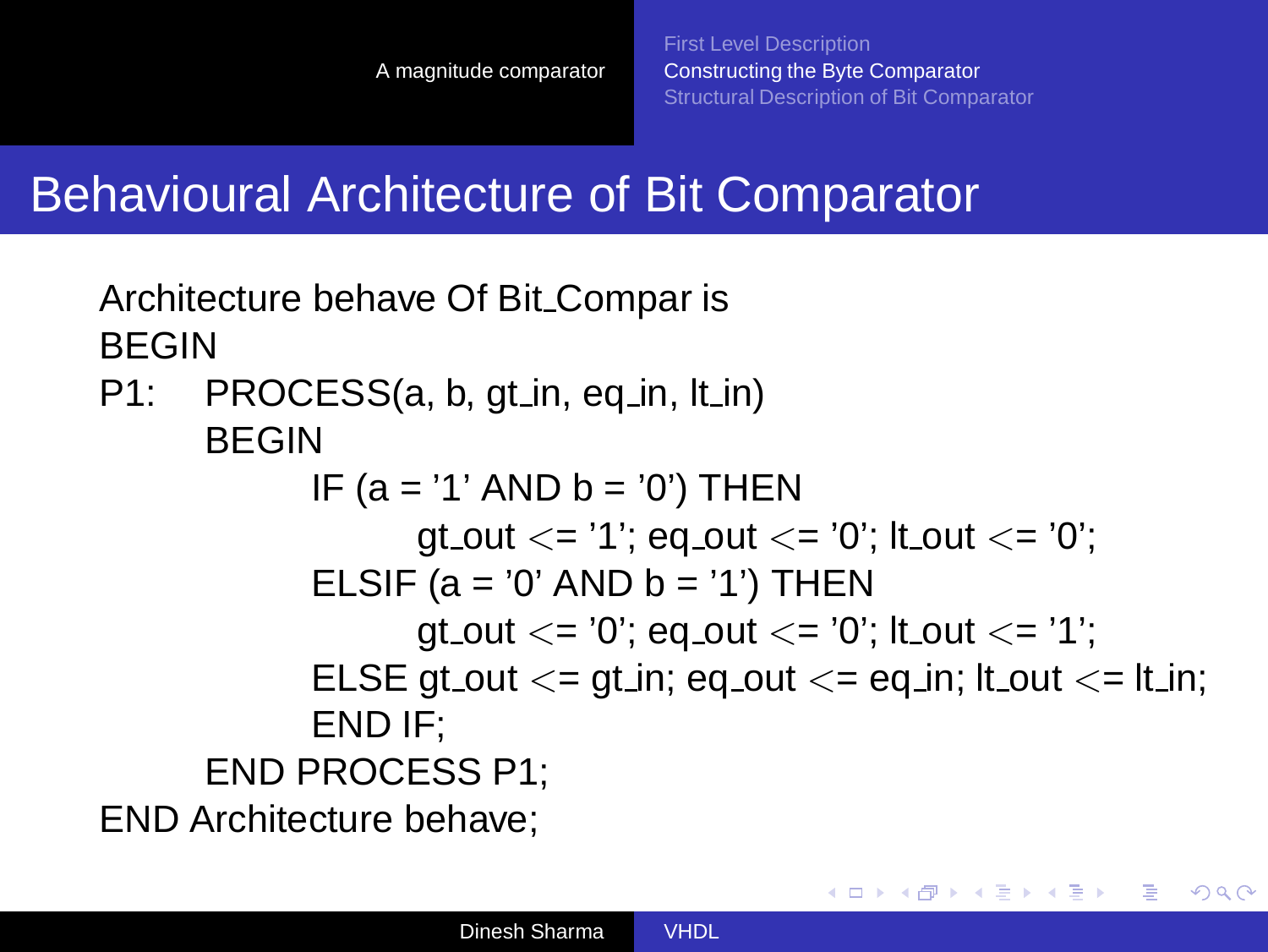# Behavioural Architecture of Bit Comparator

```
Architecture behave Of Bit_Compar is
BEGIN
P1:   PROCESS(a, b, gt_in, eq_in, lt_in)
      BEGIN
            IF (a = '1' AND b = '0') THEN
                  gt_out <= '1'; eq_out <= '0'; lt_out <= '0';
            ELSIF (a = '0' AND b = '1') THEN
                  gt_out <= '0'; eq_out <= '0'; lt_out <= '1';
            ELSE gt_out <= gt_in; eq_out <= eq_in; lt_out <= lt_in;
            END IF;
      END PROCESS P1;
END Architecture behave;
```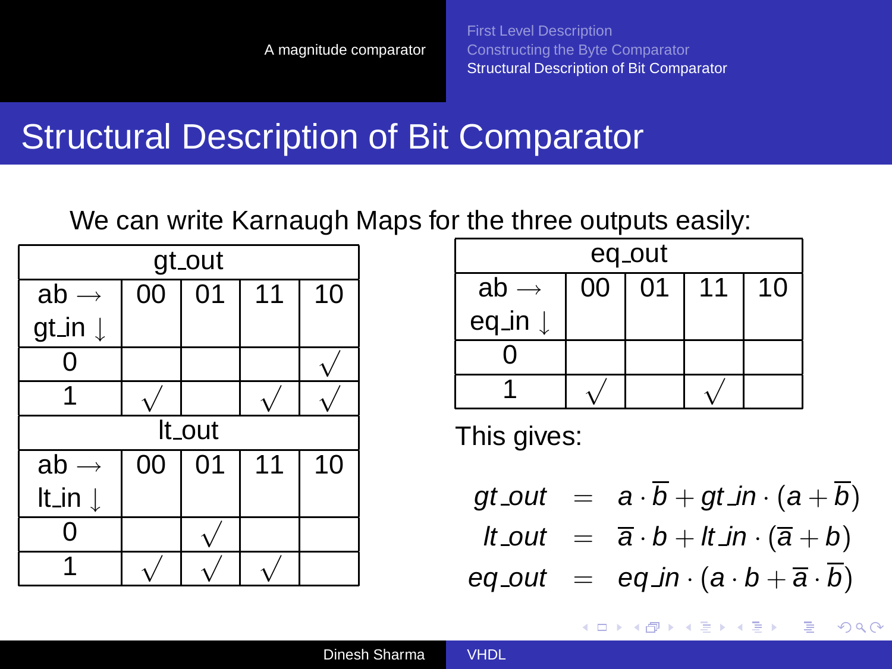# Structural Description of Bit Comparator

We can write Karnaugh Maps for the three outputs easily:

| gt_out | | | | |
|---|---|---|---|---|
| ab → gt_in ↓ | 00 | 01 | 11 | 10 |
| 0 | | | | √ |
| 1 | √ | | √ | √ |

| lt_out | | | | |
|---|---|---|---|---|
| ab → lt_in ↓ | 00 | 01 | 11 | 10 |
| 0 | | √ | | |
| 1 | √ | √ | √ | |

| eq_out | | | | |
|---|---|---|---|---|
| ab → eq_in ↓ | 00 | 01 | 11 | 10 |
| 0 | | | | |
| 1 | √ | | √ | |

This gives:

$$
\begin{aligned}
gt\_out &= a \cdot \overline{b} + gt\_in \cdot (a + \overline{b}) \\
lt\_out &= \overline{a} \cdot b + lt\_in \cdot (\overline{a} + b) \\
eq\_out &= eq\_in \cdot (a \cdot b + \overline{a} \cdot \overline{b})
\end{aligned}
$$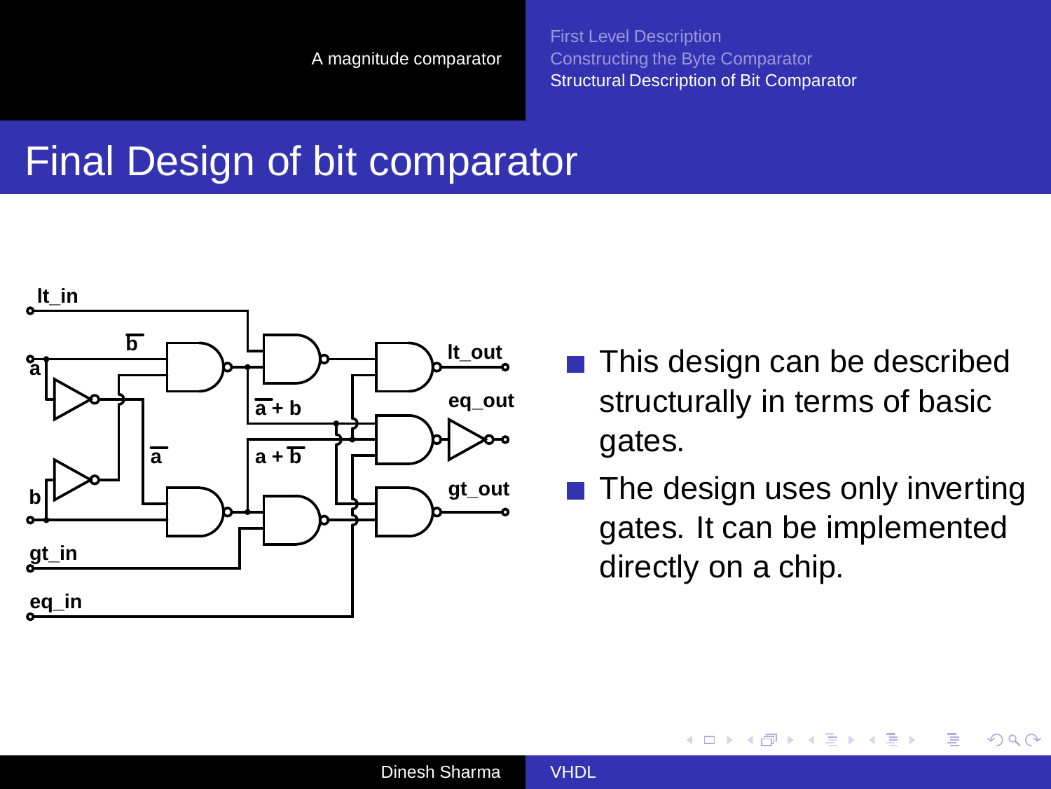# Final Design of bit comparator

- This design can be described structurally in terms of basic gates.
- The design uses only inverting gates. It can be implemented directly on a chip.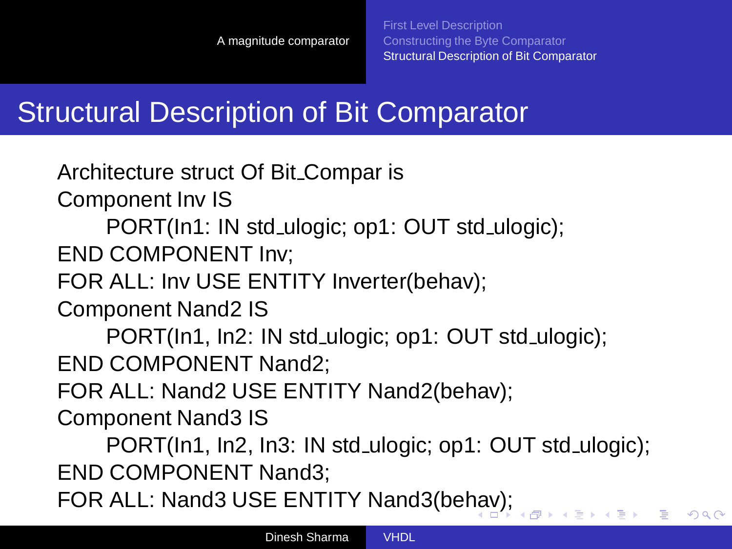## Structural Description of Bit Comparator

```
Architecture struct Of Bit_Compar is
Component Inv IS
    PORT(In1: IN std_ulogic; op1: OUT std_ulogic);
END COMPONENT Inv;
FOR ALL: Inv USE ENTITY Inverter(behav);
Component Nand2 IS
    PORT(In1, In2: IN std_ulogic; op1: OUT std_ulogic);
END COMPONENT Nand2;
FOR ALL: Nand2 USE ENTITY Nand2(behav);
Component Nand3 IS
    PORT(In1, In2, In3: IN std_ulogic; op1: OUT std_ulogic);
END COMPONENT Nand3;
FOR ALL: Nand3 USE ENTITY Nand3(behav);
```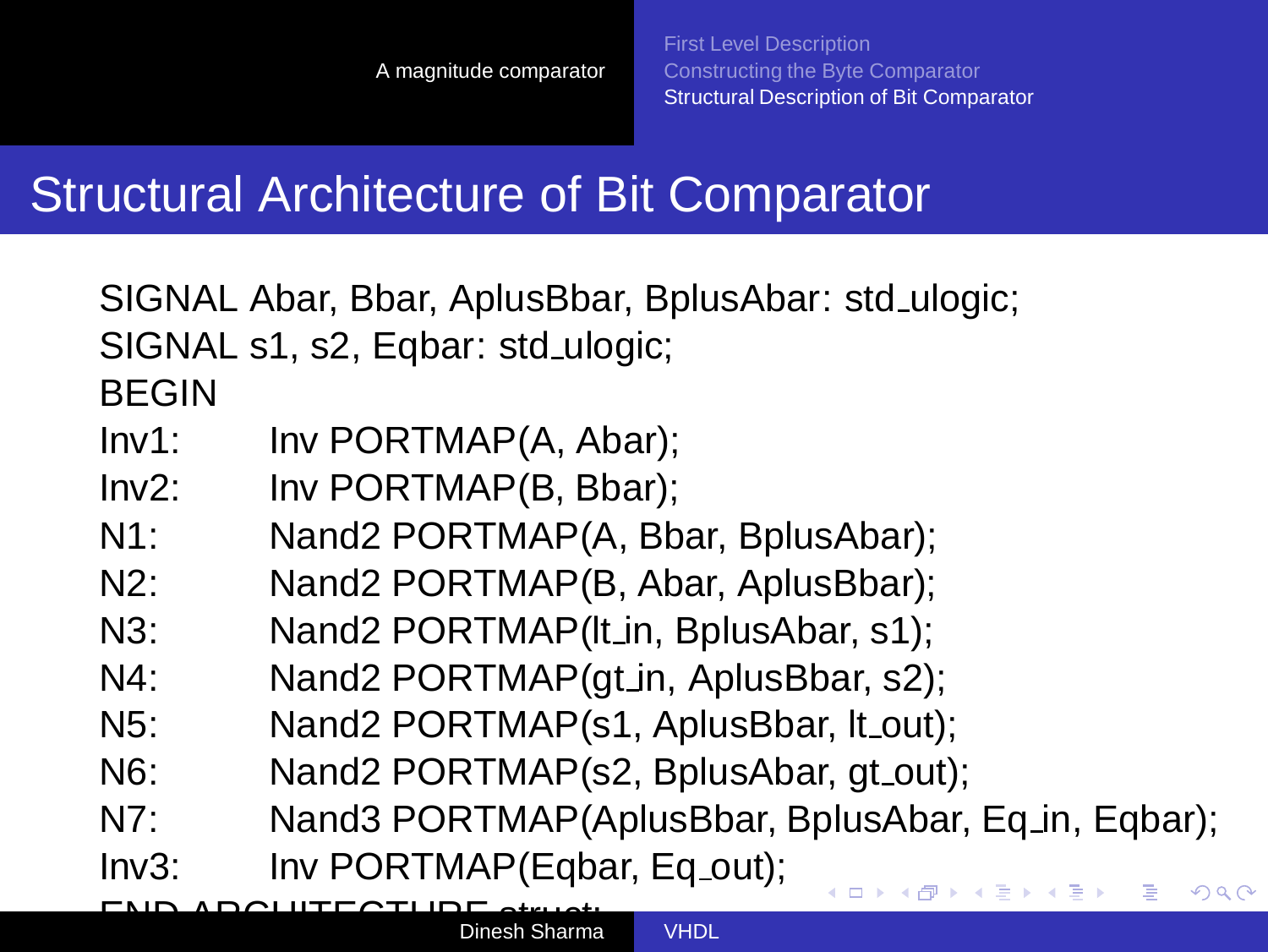## Structural Architecture of Bit Comparator

```
SIGNAL Abar, Bbar, AplusBbar, BplusAbar: std_ulogic;
SIGNAL s1, s2, Eqbar: std_ulogic;
BEGIN
Inv1:    Inv PORTMAP(A, Abar);
Inv2:    Inv PORTMAP(B, Bbar);
N1:      Nand2 PORTMAP(A, Bbar, BplusAbar);
N2:      Nand2 PORTMAP(B, Abar, AplusBbar);
N3:      Nand2 PORTMAP(lt_in, BplusAbar, s1);
N4:      Nand2 PORTMAP(gt_in, AplusBbar, s2);
N5:      Nand2 PORTMAP(s1, AplusBbar, lt_out);
N6:      Nand2 PORTMAP(s2, BplusAbar, gt_out);
N7:      Nand3 PORTMAP(AplusBbar, BplusAbar, Eq_in, Eqbar);
Inv3:    Inv PORTMAP(Eqbar, Eq_out);
END ARCHITECTURE struct;
```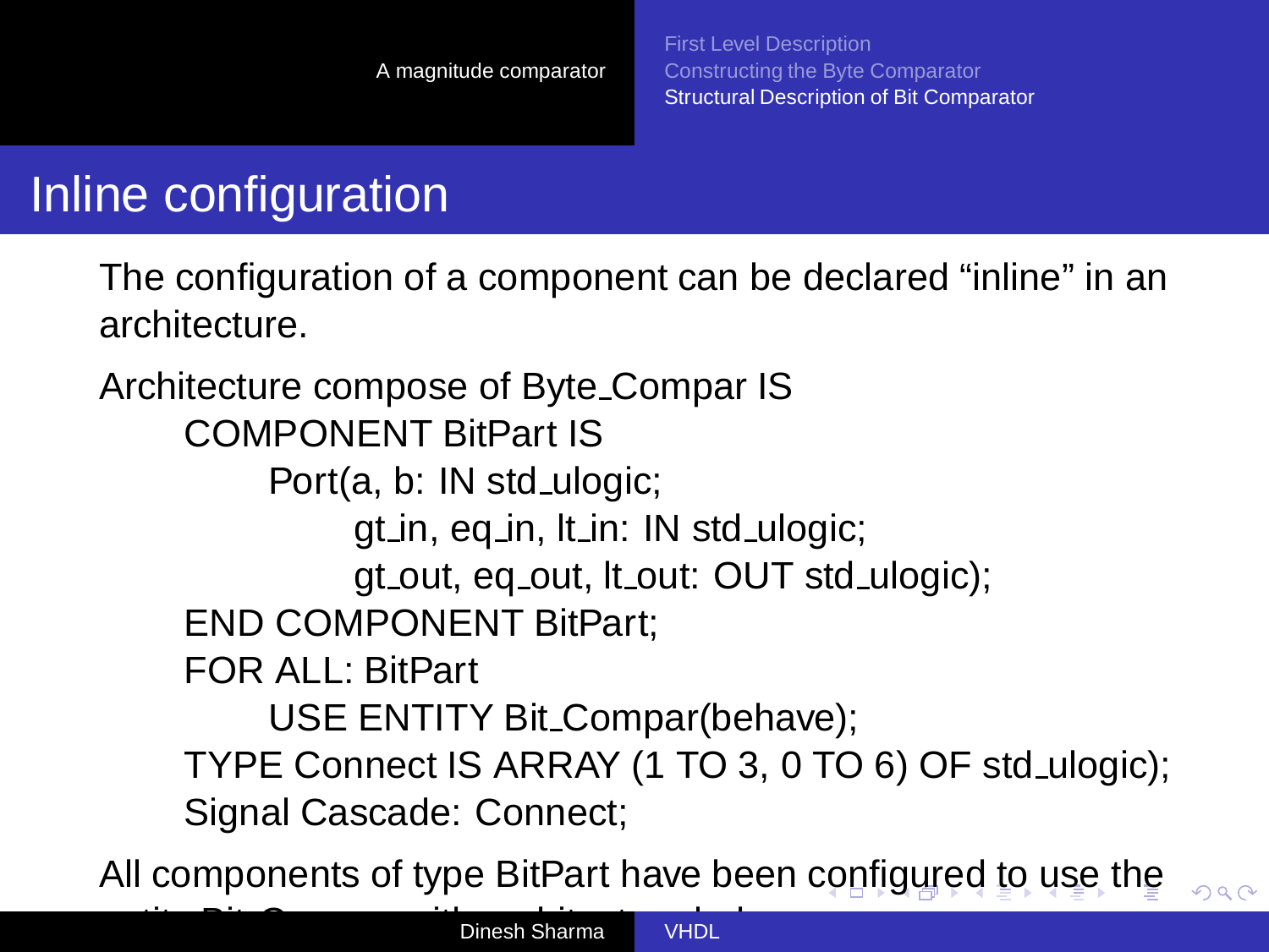# Inline configuration

The configuration of a component can be declared “inline” in an architecture.

```
Architecture compose of Byte_Compar IS
    COMPONENT BitPart IS
        Port(a, b: IN std_ulogic;
            gt_in, eq_in, lt_in: IN std_ulogic;
            gt_out, eq_out, lt_out: OUT std_ulogic);
    END COMPONENT BitPart;
    FOR ALL: BitPart
        USE ENTITY Bit_Compar(behave);
    TYPE Connect IS ARRAY (1 TO 3, 0 TO 6) OF std_ulogic);
    Signal Cascade: Connect;
```

All components of type BitPart have been configured to use the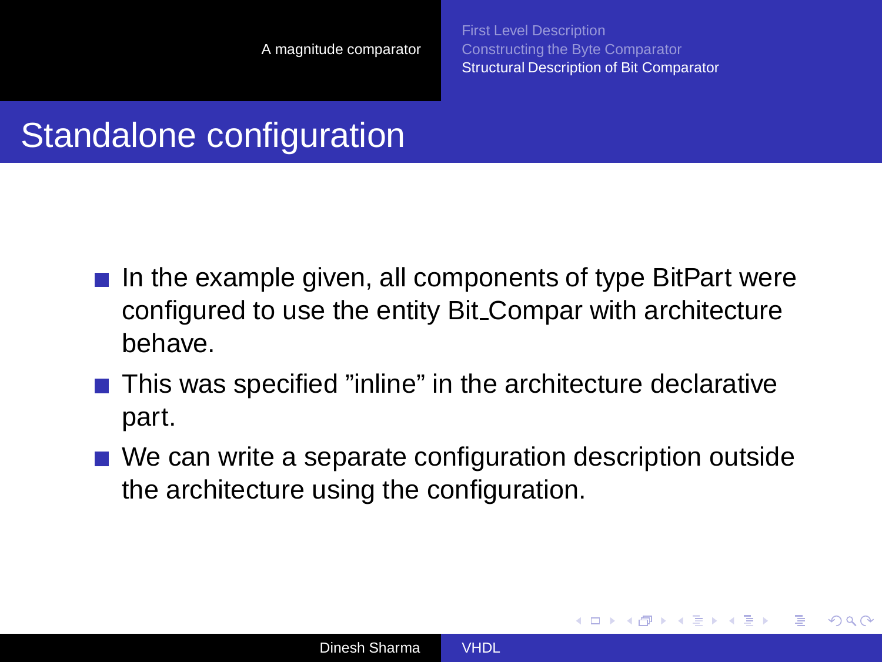## Standalone configuration

- In the example given, all components of type BitPart were configured to use the entity Bit_Compar with architecture behave.
- This was specified "inline" in the architecture declarative part.
- We can write a separate configuration description outside the architecture using the configuration.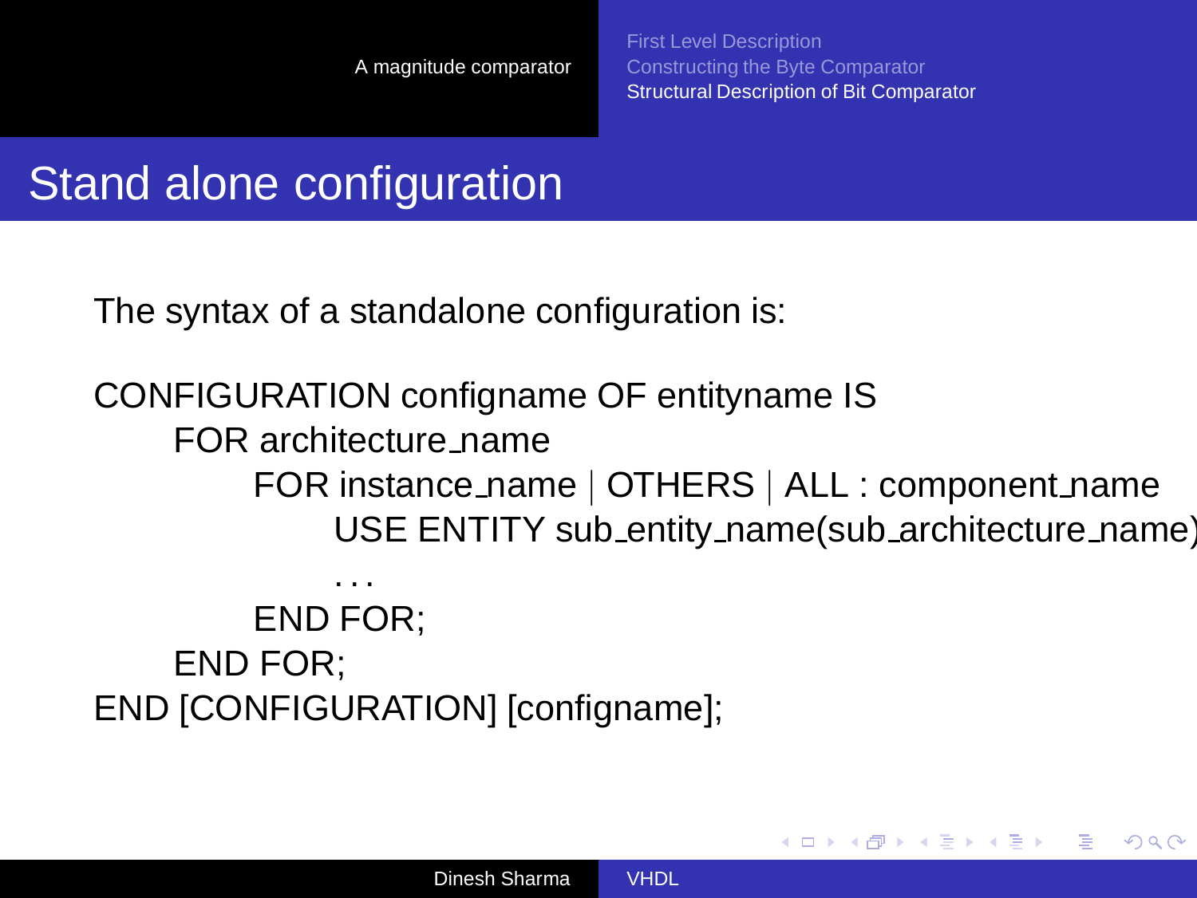# Stand alone configuration

The syntax of a standalone configuration is:

```
CONFIGURATION configname OF entityname IS
    FOR architecture_name
        FOR instance_name | OTHERS | ALL : component_name
            USE ENTITY sub_entity_name(sub_architecture_name)
            . . .
        END FOR;
    END FOR;
END [CONFIGURATION] [configname];
```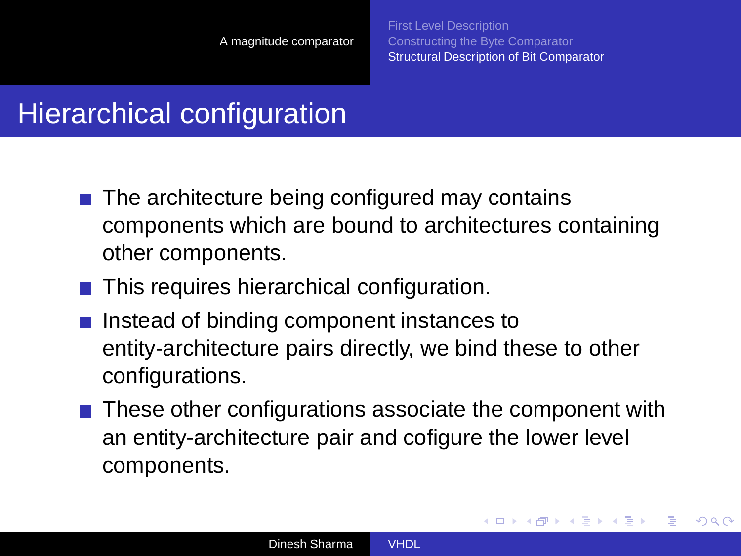## Hierarchical configuration

- The architecture being configured may contains components which are bound to architectures containing other components.
- This requires hierarchical configuration.
- Instead of binding component instances to entity-architecture pairs directly, we bind these to other configurations.
- These other configurations associate the component with an entity-architecture pair and cofigure the lower level components.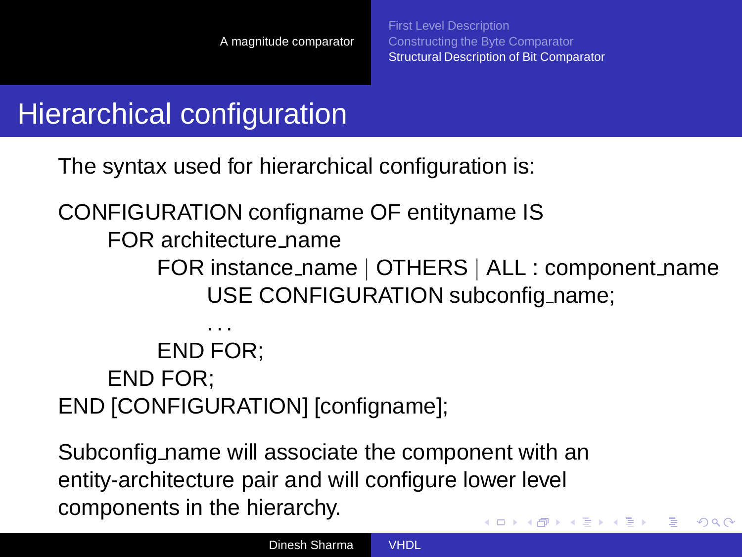## Hierarchical configuration

The syntax used for hierarchical configuration is:

```
CONFIGURATION configname OF entityname IS
    FOR architecture_name
        FOR instance_name | OTHERS | ALL : component_name
            USE CONFIGURATION subconfig_name;
            ...
        END FOR;
    END FOR;
END [CONFIGURATION] [configname];
```

Subconfig_name will associate the component with an entity-architecture pair and will configure lower level components in the hierarchy.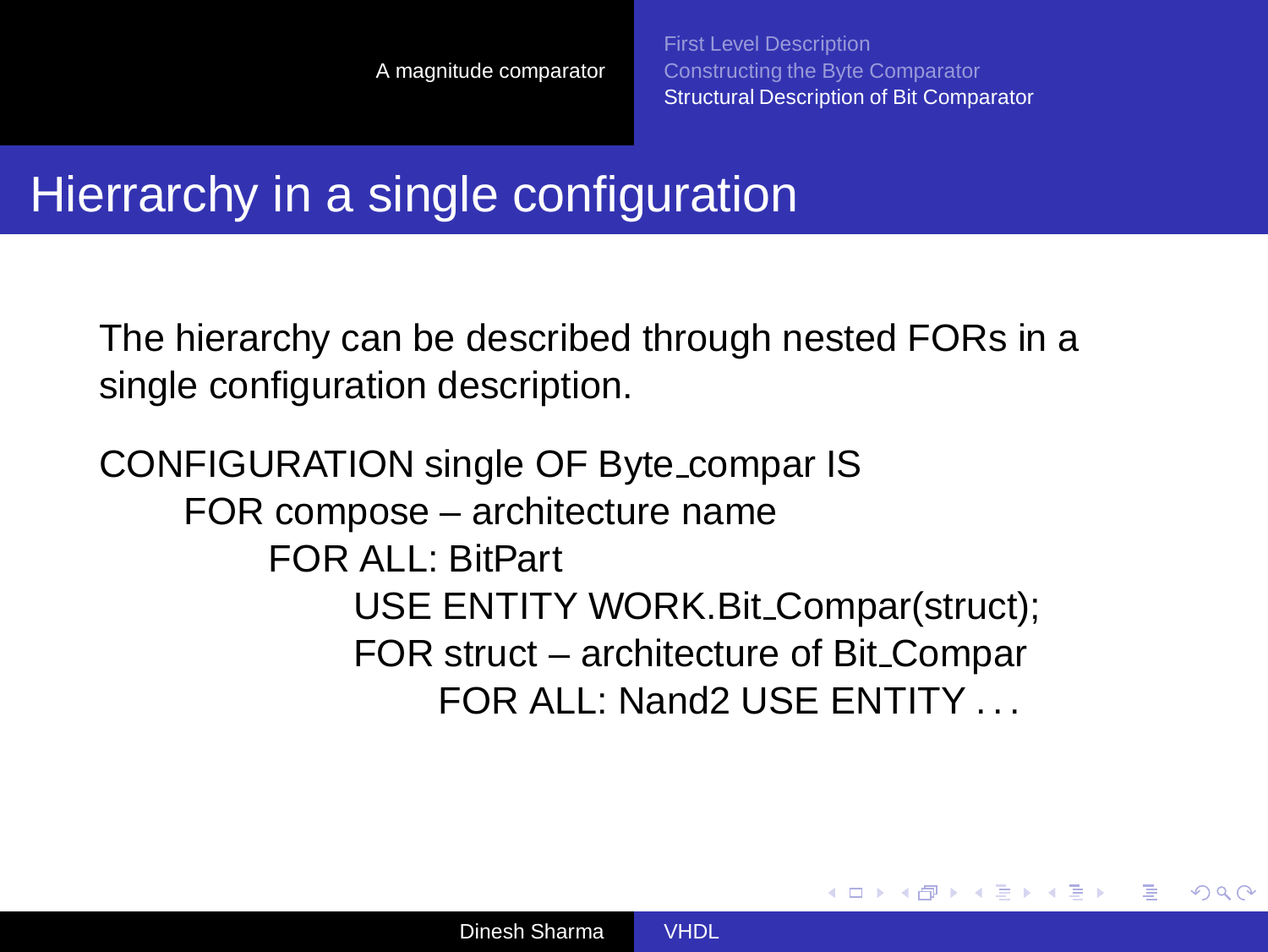# Hierrarchy in a single configuration

The hierarchy can be described through nested FORs in a single configuration description.

```
CONFIGURATION single OF Byte_compar IS
    FOR compose – architecture name
        FOR ALL: BitPart
            USE ENTITY WORK.Bit_Compar(struct);
            FOR struct – architecture of Bit_Compar
                FOR ALL: Nand2 USE ENTITY . . .
```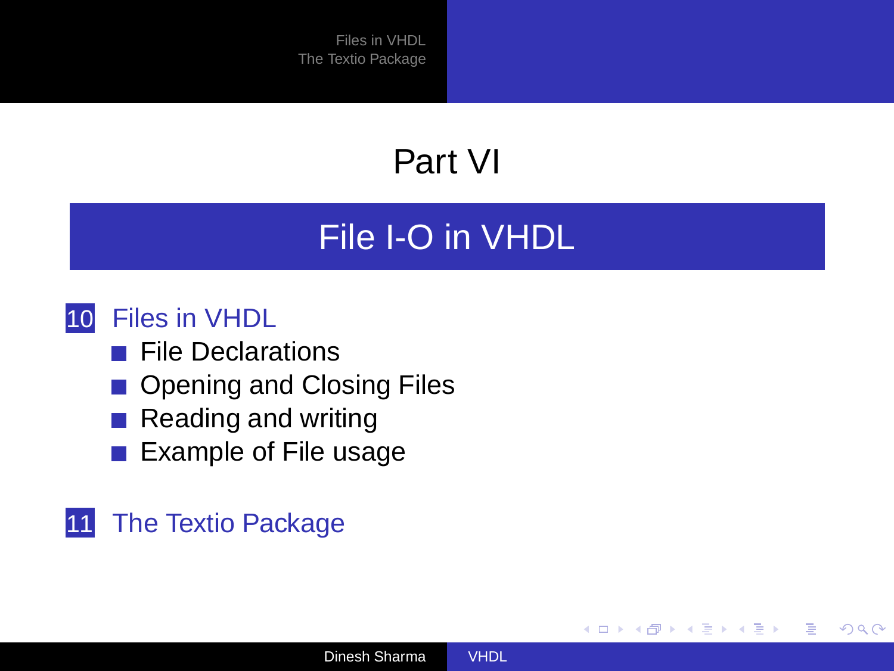# Part VI

## File I-O in VHDL

**10 Files in VHDL**

- File Declarations
- Opening and Closing Files
- Reading and writing
- Example of File usage

**11 The Textio Package**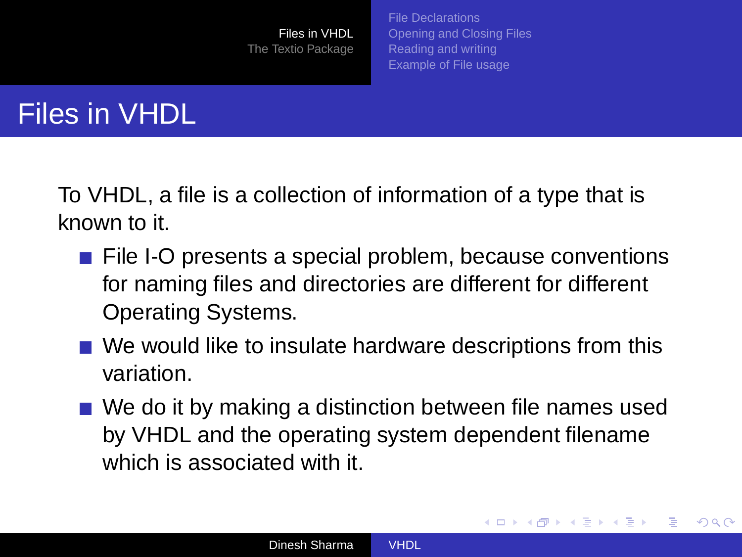# Files in VHDL

To VHDL, a file is a collection of information of a type that is known to it.

- File I-O presents a special problem, because conventions for naming files and directories are different for different Operating Systems.
- We would like to insulate hardware descriptions from this variation.
- We do it by making a distinction between file names used by VHDL and the operating system dependent filename which is associated with it.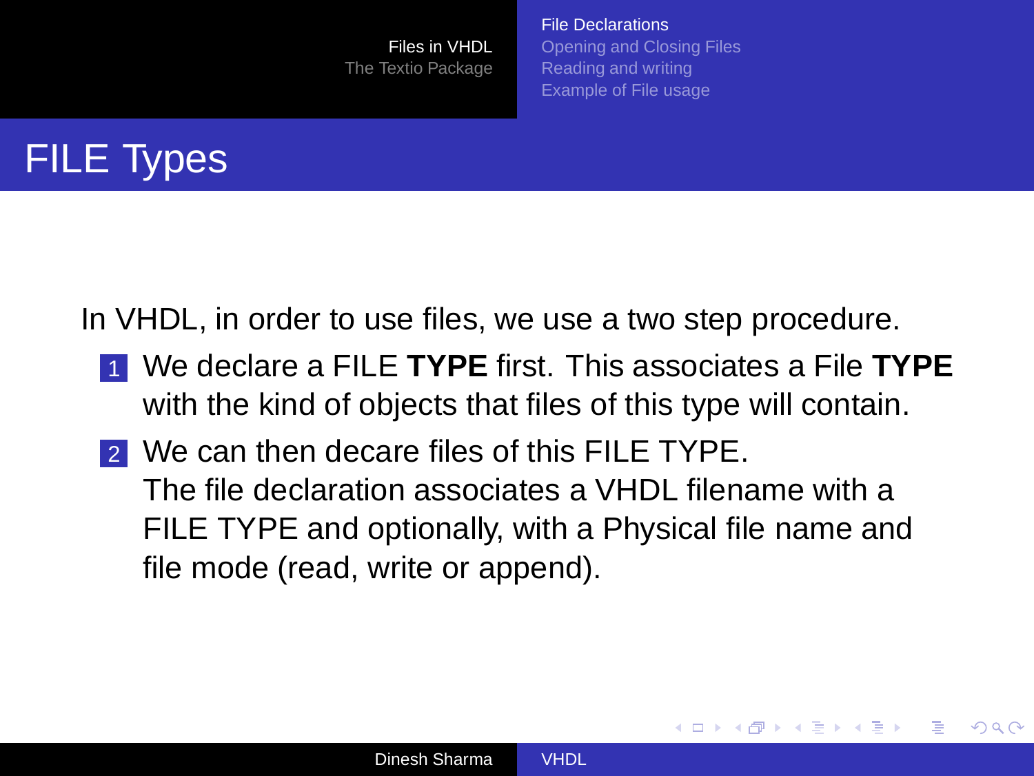# FILE Types

In VHDL, in order to use files, we use a two step procedure.

1. We declare a FILE **TYPE** first. This associates a File **TYPE** with the kind of objects that files of this type will contain.
2. We can then decare files of this FILE TYPE.
   The file declaration associates a VHDL filename with a FILE TYPE and optionally, with a Physical file name and file mode (read, write or append).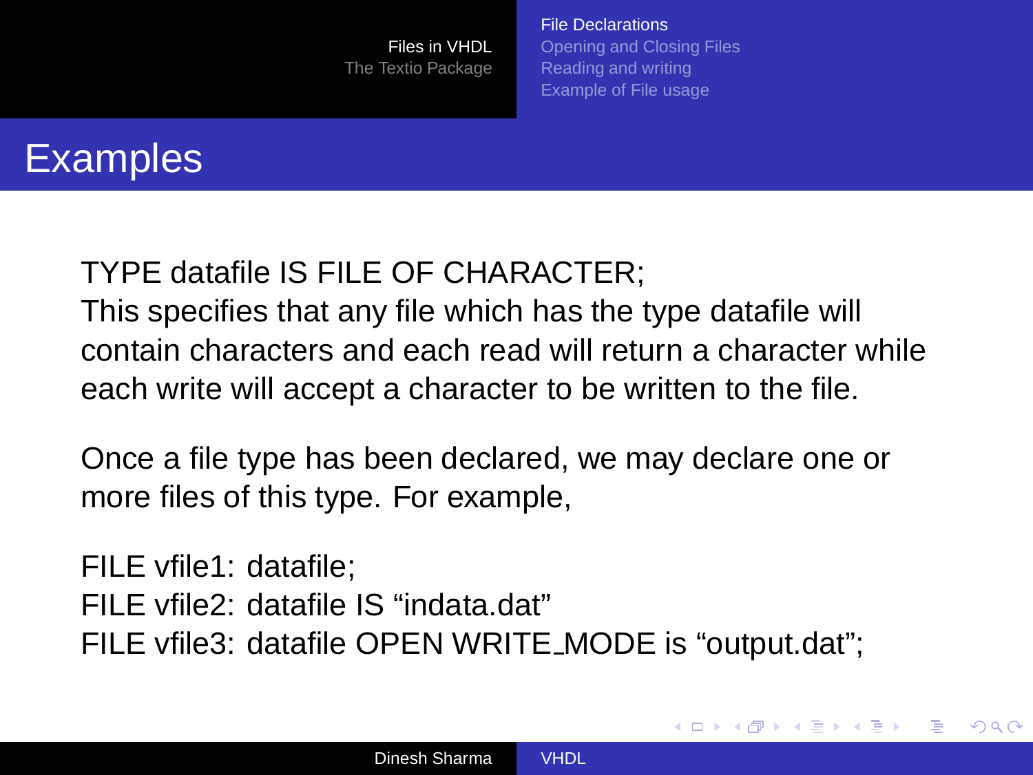## Examples

TYPE datafile IS FILE OF CHARACTER;
This specifies that any file which has the type datafile will contain characters and each read will return a character while each write will accept a character to be written to the file.

Once a file type has been declared, we may declare one or more files of this type. For example,

FILE vfile1: datafile;
FILE vfile2: datafile IS "indata.dat"
FILE vfile3: datafile OPEN WRITE_MODE is "output.dat";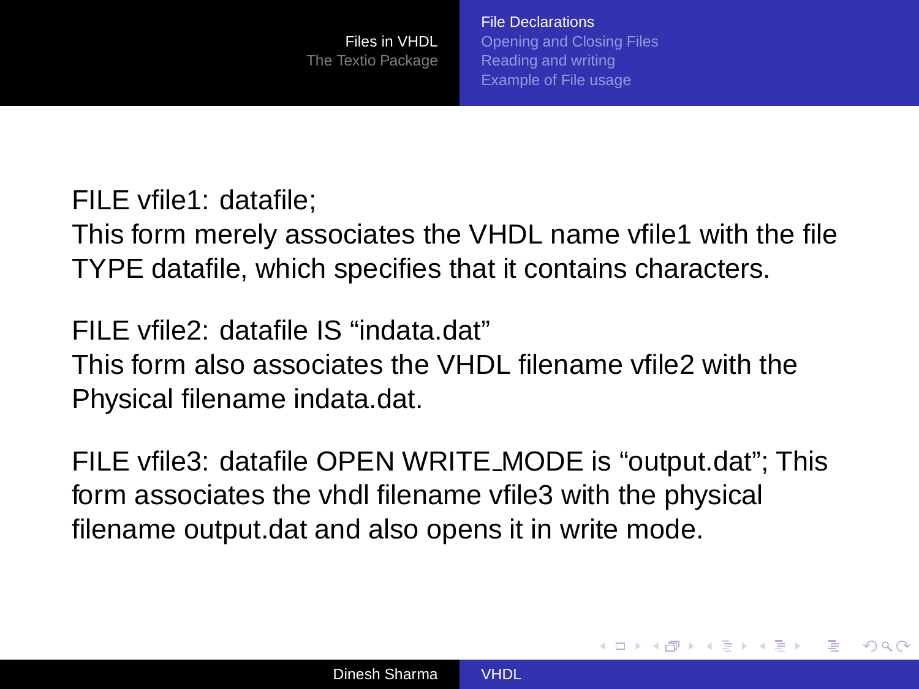FILE vfile1: datafile;
This form merely associates the VHDL name vfile1 with the file TYPE datafile, which specifies that it contains characters.

FILE vfile2: datafile IS “indata.dat”
This form also associates the VHDL filename vfile2 with the Physical filename indata.dat.

FILE vfile3: datafile OPEN WRITE_MODE is “output.dat”; This form associates the vhdl filename vfile3 with the physical filename output.dat and also opens it in write mode.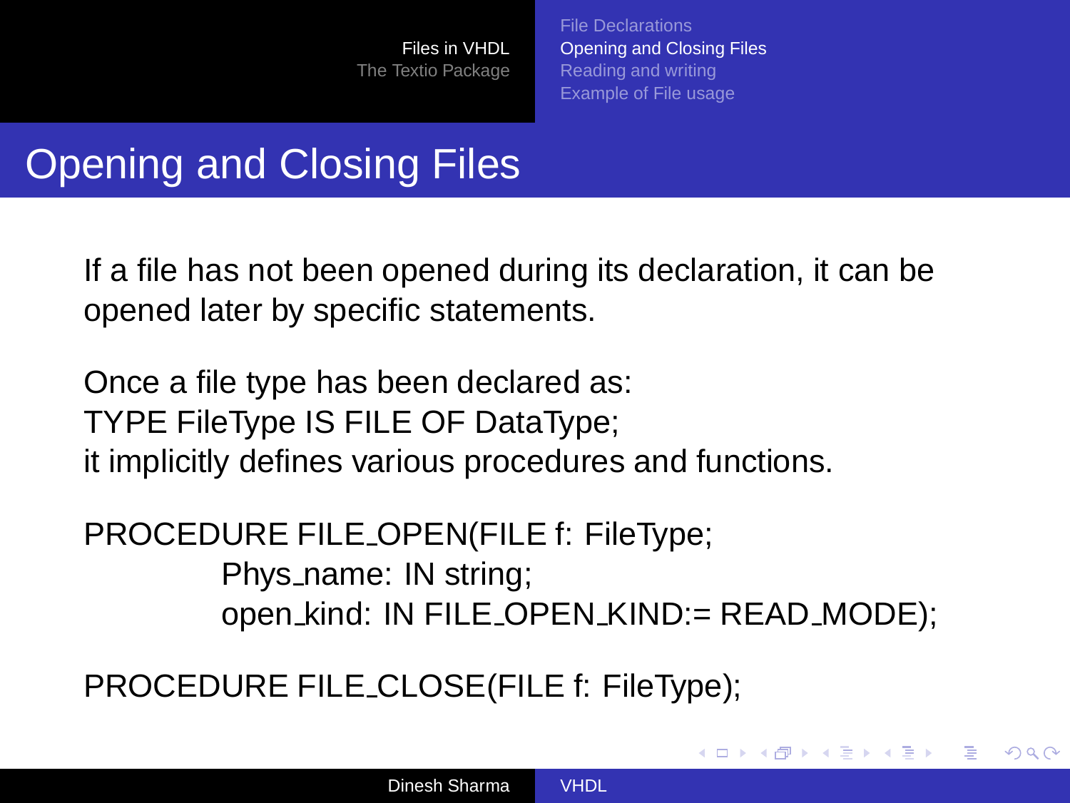# Opening and Closing Files

If a file has not been opened during its declaration, it can be opened later by specific statements.

Once a file type has been declared as:
TYPE FileType IS FILE OF DataType;
it implicitly defines various procedures and functions.

```
PROCEDURE FILE_OPEN(FILE f: FileType;
            Phys_name: IN string;
            open_kind: IN FILE_OPEN_KIND:= READ_MODE);

PROCEDURE FILE_CLOSE(FILE f: FileType);
```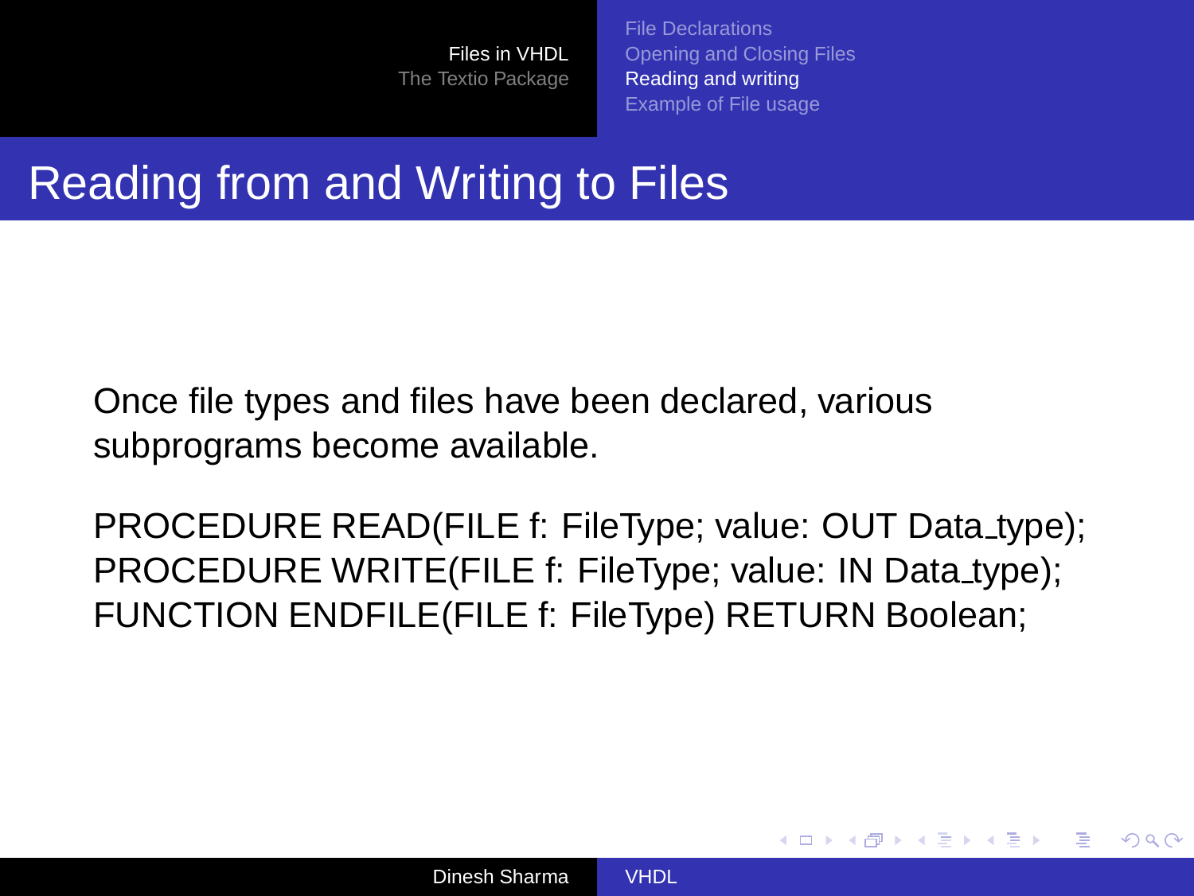# Reading from and Writing to Files

Once file types and files have been declared, various subprograms become available.

```
PROCEDURE READ(FILE f: FileType; value: OUT Data_type);
PROCEDURE WRITE(FILE f: FileType; value: IN Data_type);
FUNCTION ENDFILE(FILE f: FileType) RETURN Boolean;
```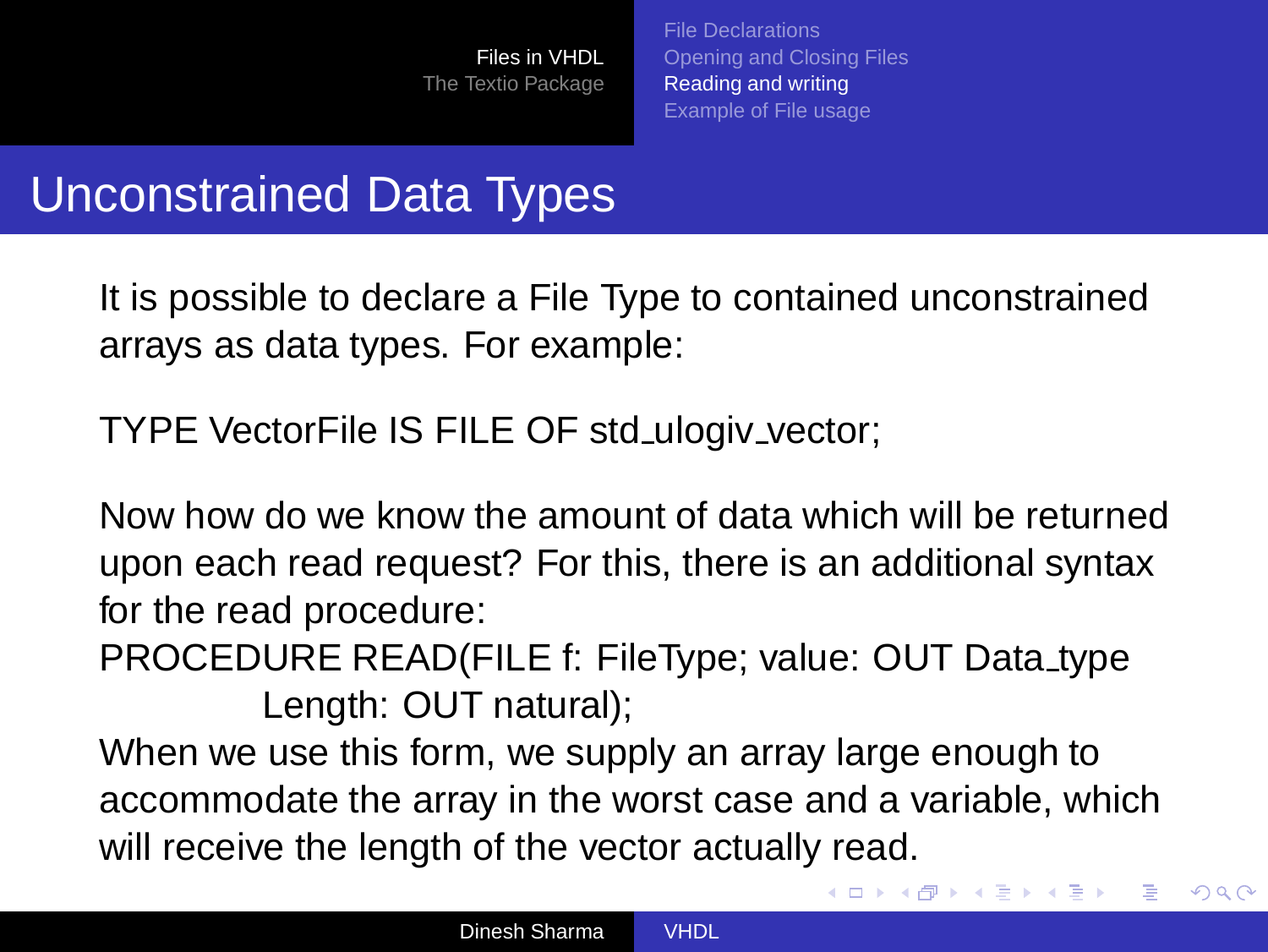# Unconstrained Data Types

It is possible to declare a File Type to contained unconstrained arrays as data types. For example:

```
TYPE VectorFile IS FILE OF std_ulogiv_vector;
```

Now how do we know the amount of data which will be returned upon each read request? For this, there is an additional syntax for the read procedure:

```
PROCEDURE READ(FILE f: FileType; value: OUT Data_type
        Length: OUT natural);
```

When we use this form, we supply an array large enough to accommodate the array in the worst case and a variable, which will receive the length of the vector actually read.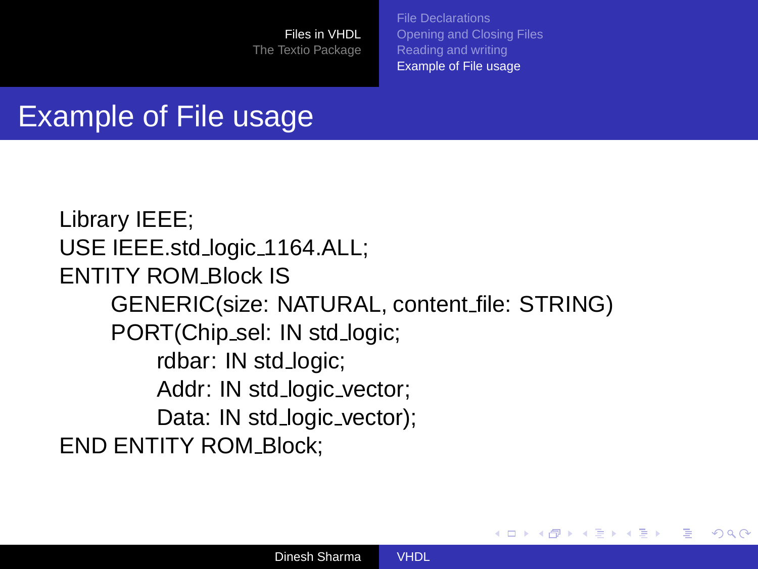## Example of File usage

```
Library IEEE;
USE IEEE.std_logic_1164.ALL;
ENTITY ROM_Block IS
    GENERIC(size: NATURAL, content_file: STRING)
    PORT(Chip_sel: IN std_logic;
        rdbar: IN std_logic;
        Addr: IN std_logic_vector;
        Data: IN std_logic_vector);
END ENTITY ROM_Block;
```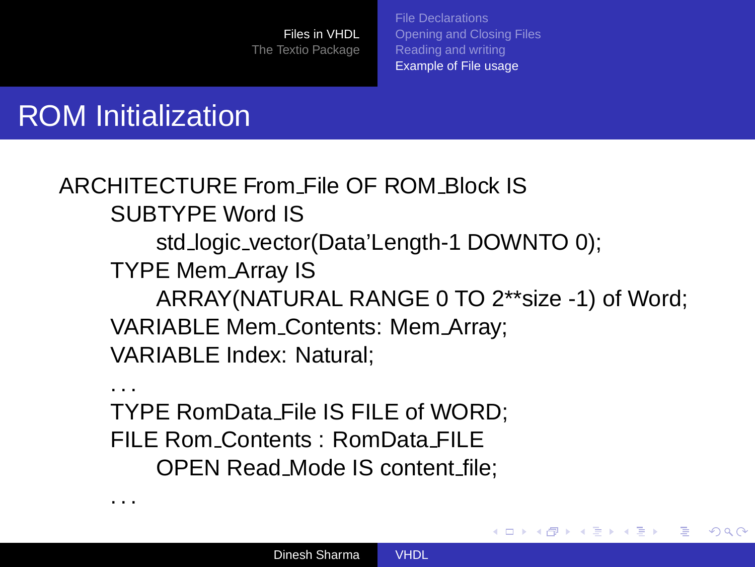## ROM Initialization

```
ARCHITECTURE From_File OF ROM_Block IS
    SUBTYPE Word IS
        std_logic_vector(Data'Length-1 DOWNTO 0);
    TYPE Mem_Array IS
        ARRAY(NATURAL RANGE 0 TO 2**size -1) of Word;
    VARIABLE Mem_Contents: Mem_Array;
    VARIABLE Index: Natural;
    ...
    TYPE RomData_File IS FILE of WORD;
    FILE Rom_Contents : RomData_FILE
        OPEN Read_Mode IS content_file;
    ...
```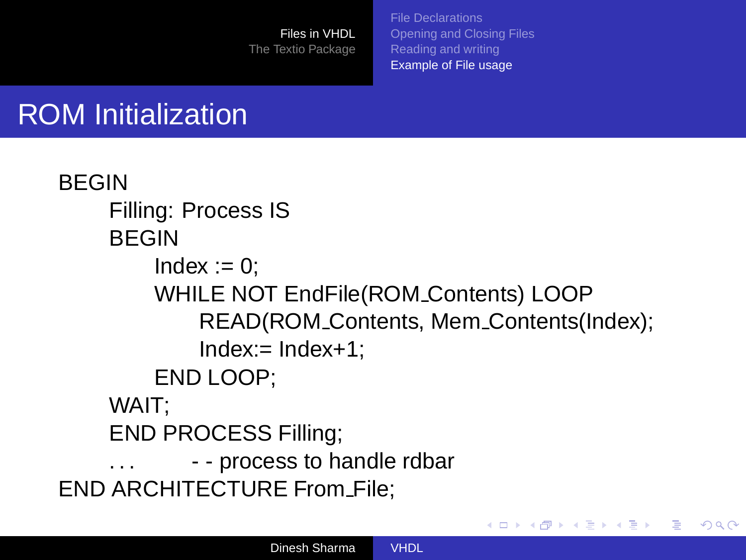# ROM Initialization

```
BEGIN
    Filling: Process IS
    BEGIN
        Index := 0;
        WHILE NOT EndFile(ROM_Contents) LOOP
            READ(ROM_Contents, Mem_Contents(Index);
            Index:= Index+1;
        END LOOP;
    WAIT;
    END PROCESS Filling;
    . . .        - - process to handle rdbar
END ARCHITECTURE From_File;
```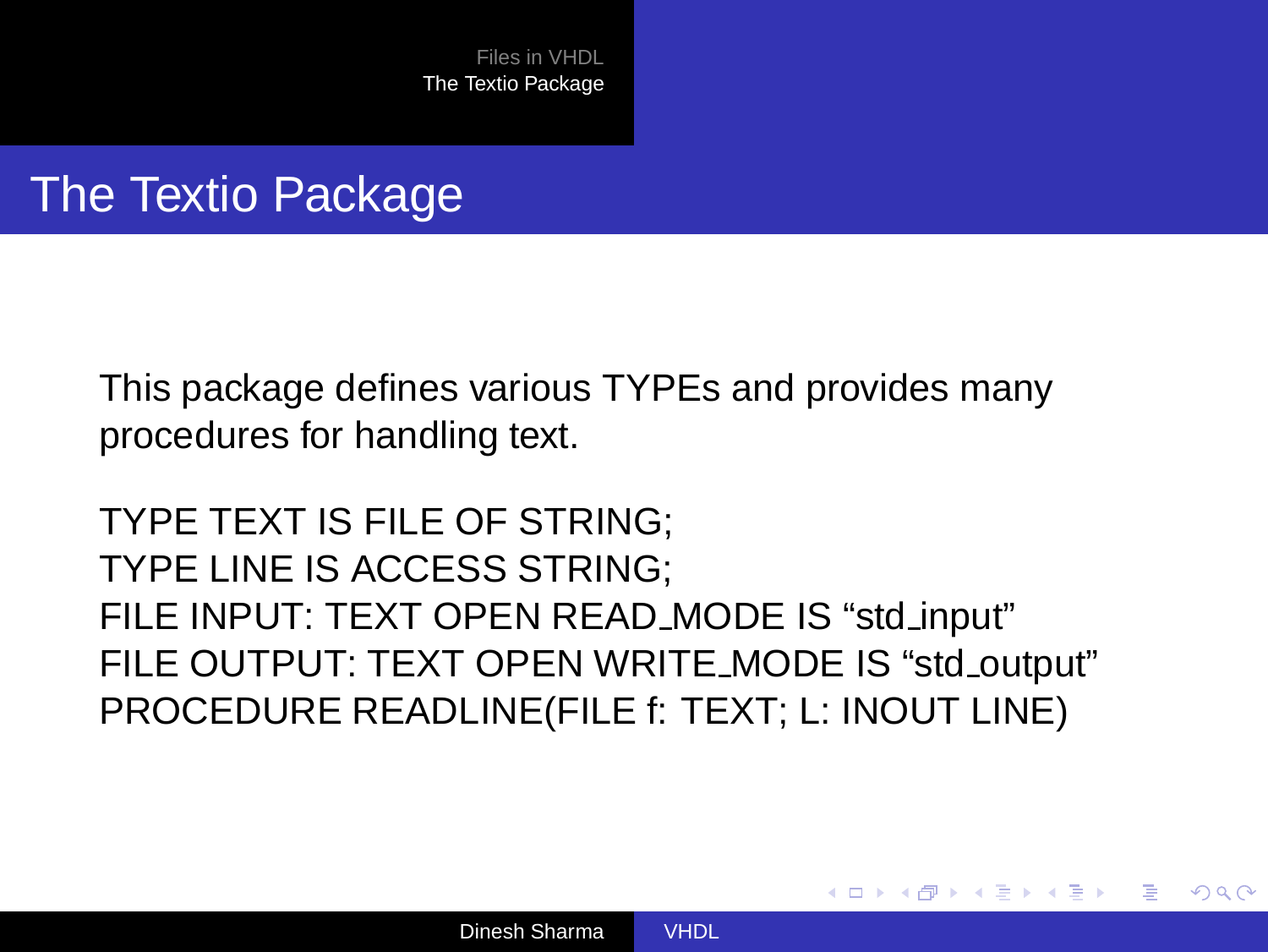# The Textio Package

This package defines various TYPEs and provides many procedures for handling text.

```
TYPE TEXT IS FILE OF STRING;
TYPE LINE IS ACCESS STRING;
FILE INPUT: TEXT OPEN READ_MODE IS "std_input"
FILE OUTPUT: TEXT OPEN WRITE_MODE IS "std_output"
PROCEDURE READLINE(FILE f: TEXT; L: INOUT LINE)
```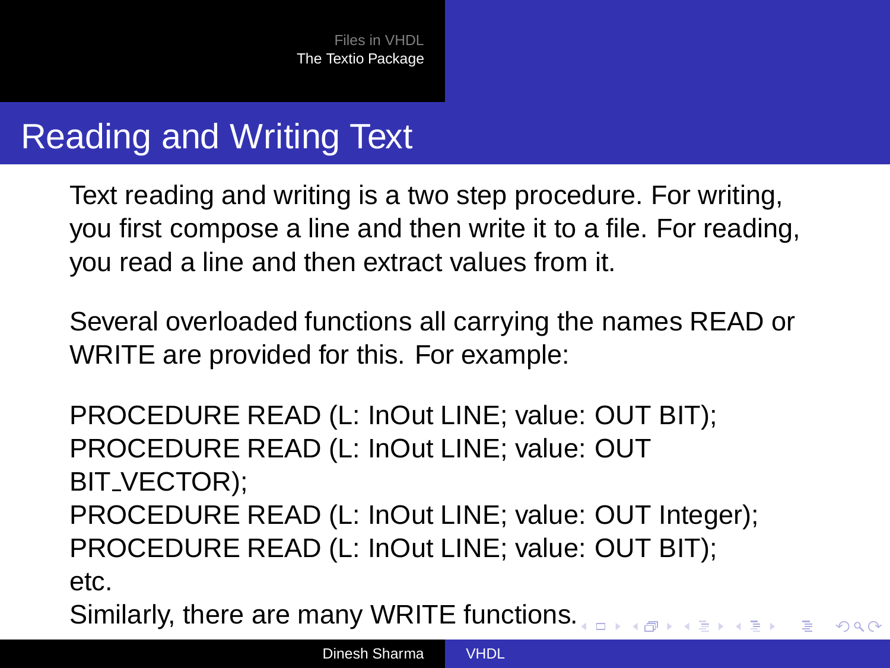## Reading and Writing Text

Text reading and writing is a two step procedure. For writing, you first compose a line and then write it to a file. For reading, you read a line and then extract values from it.

Several overloaded functions all carrying the names READ or WRITE are provided for this. For example:

PROCEDURE READ (L: InOut LINE; value: OUT BIT);
PROCEDURE READ (L: InOut LINE; value: OUT BIT_VECTOR);
PROCEDURE READ (L: InOut LINE; value: OUT Integer);
PROCEDURE READ (L: InOut LINE; value: OUT BIT);
etc.
Similarly, there are many WRITE functions.